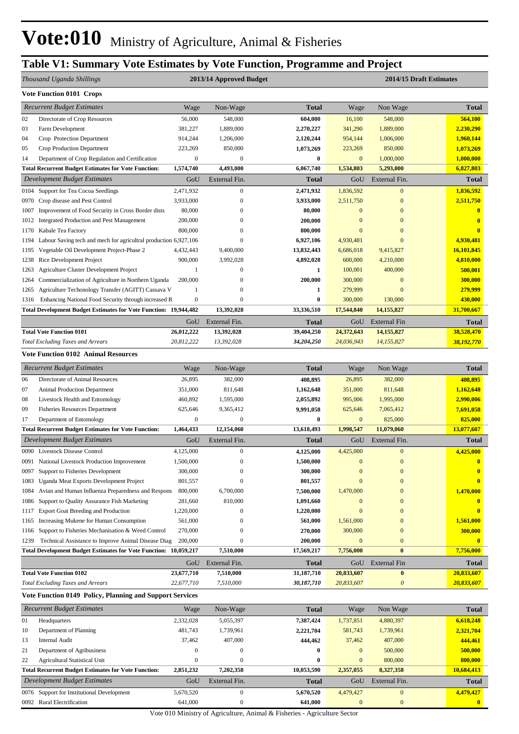# Vote:010 Ministry of Agriculture, Animal & Fisheries

## Table V1: Summary Vote Estimates by Vote Function, Programme and Project

| *Thousand Uganda Shillings* | | 2013/14 Approved Budget | | | 2014/15 Draft Estimates | | |
|---|---|---|---|---|---|---|---|
| **Vote Function 0101 Crops** | | | | | | | |
| *Recurrent Budget Estimates* | | Wage | Non-Wage | Total | Wage | Non Wage | Total |
| 02 | Directorate of Crop Resources | 56,000 | 548,000 | **604,000** | 16,100 | 548,000 | **564,100** |
| 03 | Farm Development | 381,227 | 1,889,000 | **2,270,227** | 341,290 | 1,889,000 | **2,230,290** |
| 04 | Crop Protection Department | 914,244 | 1,206,000 | **2,120,244** | 954,144 | 1,006,000 | **1,960,144** |
| 05 | Crop Production Department | 223,269 | 850,000 | **1,073,269** | 223,269 | 850,000 | **1,073,269** |
| 14 | Department of Crop Regulation and Certification | 0 | 0 | **0** | 0 | 1,000,000 | **1,000,000** |
| **Total Recurrent Budget Estimates for Vote Function:** | | **1,574,740** | **4,493,000** | **6,067,740** | **1,534,803** | **5,293,000** | **6,827,803** |
| *Development Budget Estimates* | | GoU | External Fin. | Total | GoU | External Fin. | Total |
| 0104 | Support for Tea Cocoa Seedlings | 2,471,932 | 0 | **2,471,932** | 1,836,592 | 0 | **1,836,592** |
| 0970 | Crop disease and Pest Control | 3,933,000 | 0 | **3,933,000** | 2,511,750 | 0 | **2,511,750** |
| 1007 | Improvement of Food Security in Cross Border dists | 80,000 | 0 | **80,000** | 0 | 0 | **0** |
| 1012 | Integrated Production and Pest Management | 200,000 | 0 | **200,000** | 0 | 0 | **0** |
| 1170 | Kabale Tea Factory | 800,000 | 0 | **800,000** | 0 | 0 | **0** |
| 1194 | Labour Saving tech and mech for agricultral production | 6,927,106 | 0 | **6,927,106** | 4,930,481 | 0 | **4,930,481** |
| 1195 | Vegetable Oil Development Project-Phase 2 | 4,432,443 | 9,400,000 | **13,832,443** | 6,686,018 | 9,415,827 | **16,101,845** |
| 1238 | Rice Development Project | 900,000 | 3,992,028 | **4,892,028** | 600,000 | 4,210,000 | **4,810,000** |
| 1263 | Agriculture Cluster Development Project | 1 | 0 | **1** | 100,001 | 400,000 | **500,001** |
| 1264 | Commercialization of Agriculture in Northern Uganda | 200,000 | 0 | **200,000** | 300,000 | 0 | **300,000** |
| 1265 | Agriculture Techonology Transfer (AGITT) Cassava V | 1 | 0 | **1** | 279,999 | 0 | **279,999** |
| 1316 | Enhancing National Food Security through increased R | 0 | 0 | **0** | 300,000 | 130,000 | **430,000** |
| **Total Development Budget Estimates for Vote Function:** | | **19,944,482** | **13,392,028** | **33,336,510** | **17,544,840** | **14,155,827** | **31,700,667** |
| | | GoU | External Fin. | Total | GoU | External Fin | Total |
| **Total Vote Function 0101** | | **26,012,222** | **13,392,028** | **39,404,250** | **24,372,643** | **14,155,827** | **38,528,470** |
| *Total Excluding Taxes and Arrears* | | *20,812,222* | *13,392,028* | ***34,204,250*** | *24,036,943* | *14,155,827* | ***38,192,770*** |
| **Vote Function 0102 Animal Resources** | | | | | | | |
| *Recurrent Budget Estimates* | | Wage | Non-Wage | Total | Wage | Non Wage | Total |
| 06 | Directorate of Animal Resources | 26,895 | 382,000 | **408,895** | 26,895 | 382,000 | **408,895** |
| 07 | Animal Production Department | 351,000 | 811,648 | **1,162,648** | 351,000 | 811,648 | **1,162,648** |
| 08 | Livestock Health and Entomology | 460,892 | 1,595,000 | **2,055,892** | 995,006 | 1,995,000 | **2,990,006** |
| 09 | Fisheries Resources Department | 625,646 | 9,365,412 | **9,991,058** | 625,646 | 7,065,412 | **7,691,058** |
| 17 | Department of Entomology | 0 | 0 | **0** | 0 | 825,000 | **825,000** |
| **Total Recurrent Budget Estimates for Vote Function:** | | **1,464,433** | **12,154,060** | **13,618,493** | **1,998,547** | **11,079,060** | **13,077,607** |
| *Development Budget Estimates* | | GoU | External Fin. | Total | GoU | External Fin. | Total |
| 0090 | Livestock Disease Control | 4,125,000 | 0 | **4,125,000** | 4,425,000 | 0 | **4,425,000** |
| 0091 | National Livestock Production Improvement | 1,500,000 | 0 | **1,500,000** | 0 | 0 | **0** |
| 0097 | Support to Fisheries Development | 300,000 | 0 | **300,000** | 0 | 0 | **0** |
| 1083 | Uganda Meat Exports Development Project | 801,557 | 0 | **801,557** | 0 | 0 | **0** |
| 1084 | Avian and Human Influenza Preparedness and Respons | 800,000 | 6,700,000 | **7,500,000** | 1,470,000 | 0 | **1,470,000** |
| 1086 | Support to Quality Assurance Fish Marketing | 281,660 | 810,000 | **1,091,660** | 0 | 0 | **0** |
| 1117 | Export Goat Breeding and Production | 1,220,000 | 0 | **1,220,000** | 0 | 0 | **0** |
| 1165 | Increasing Mukene for Human Consumption | 561,000 | 0 | **561,000** | 1,561,000 | 0 | **1,561,000** |
| 1166 | Support to Fisheries Mechanisation & Weed Control | 270,000 | 0 | **270,000** | 300,000 | 0 | **300,000** |
| 1239 | Technical Assistance to Improve Animal Disease Diag | 200,000 | 0 | **200,000** | 0 | 0 | **0** |
| **Total Development Budget Estimates for Vote Function:** | | **10,059,217** | **7,510,000** | **17,569,217** | **7,756,000** | **0** | **7,756,000** |
| | | GoU | External Fin. | Total | GoU | External Fin | Total |
| **Total Vote Function 0102** | | **23,677,710** | **7,510,000** | **31,187,710** | **20,833,607** | **0** | **20,833,607** |
| *Total Excluding Taxes and Arrears* | | *22,677,710* | *7,510,000* | ***30,187,710*** | *20,833,607* | ***0*** | ***20,833,607*** |
| **Vote Function 0149 Policy, Planning and Support Services** | | | | | | | |
| *Recurrent Budget Estimates* | | Wage | Non-Wage | Total | Wage | Non Wage | Total |
| 01 | Headquarters | 2,332,028 | 5,055,397 | **7,387,424** | 1,737,851 | 4,880,397 | **6,618,248** |
| 10 | Department of Planning | 481,743 | 1,739,961 | **2,221,704** | 581,743 | 1,739,961 | **2,321,704** |
| 13 | Internal Audit | 37,462 | 407,000 | **444,462** | 37,462 | 407,000 | **444,461** |
| 21 | Department of Agribusiness | 0 | 0 | **0** | 0 | 500,000 | **500,000** |
| 22 | Agricultural Statistical Unit | 0 | 0 | **0** | 0 | 800,000 | **800,000** |
| **Total Recurrent Budget Estimates for Vote Function:** | | **2,851,232** | **7,202,358** | **10,053,590** | **2,357,055** | **8,327,358** | **10,684,413** |
| *Development Budget Estimates* | | GoU | External Fin. | Total | GoU | External Fin. | Total |
| 0076 | Support for Institutional Development | 5,670,520 | 0 | **5,670,520** | 4,479,427 | 0 | **4,479,427** |
| 0092 | Rural Electrification | 641,000 | 0 | **641,000** | 0 | 0 | **0** |

Vote 010 Ministry of Agriculture, Animal & Fisheries - Agriculture Sector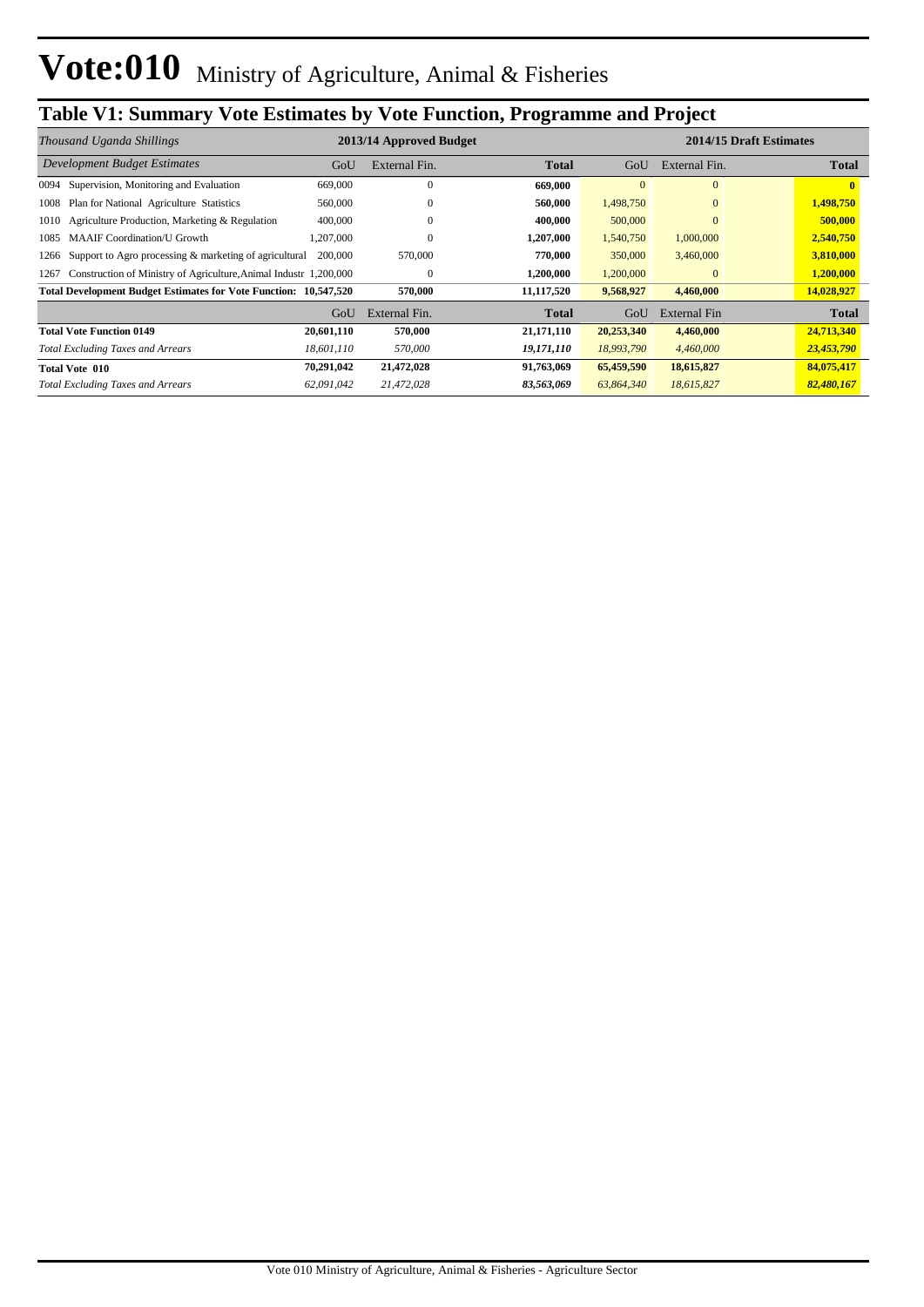# Vote:010 Ministry of Agriculture, Animal & Fisheries

## Table V1: Summary Vote Estimates by Vote Function, Programme and Project

| *Thousand Uganda Shillings* | 2013/14 Approved Budget | | | 2014/15 Draft Estimates | | |
|---|---|---|---|---|---|---|
| *Development Budget Estimates* | GoU | External Fin. | **Total** | GoU | External Fin. | **Total** |
| 0094 Supervision, Monitoring and Evaluation | 669,000 | 0 | **669,000** | 0 | 0 | **0** |
| 1008 Plan for National Agriculture Statistics | 560,000 | 0 | **560,000** | 1,498,750 | 0 | **1,498,750** |
| 1010 Agriculture Production, Marketing & Regulation | 400,000 | 0 | **400,000** | 500,000 | 0 | **500,000** |
| 1085 MAAIF Coordination/U Growth | 1,207,000 | 0 | **1,207,000** | 1,540,750 | 1,000,000 | **2,540,750** |
| 1266 Support to Agro processing & marketing of agricultural | 200,000 | 570,000 | **770,000** | 350,000 | 3,460,000 | **3,810,000** |
| 1267 Construction of Ministry of Agriculture,Animal Industr | 1,200,000 | 0 | **1,200,000** | 1,200,000 | 0 | **1,200,000** |
| **Total Development Budget Estimates for Vote Function:** | **10,547,520** | **570,000** | **11,117,520** | **9,568,927** | **4,460,000** | **14,028,927** |
| | GoU | External Fin. | **Total** | GoU | External Fin | **Total** |
| **Total Vote Function 0149** | **20,601,110** | **570,000** | **21,171,110** | **20,253,340** | **4,460,000** | **24,713,340** |
| *Total Excluding Taxes and Arrears* | *18,601,110* | *570,000* | ***19,171,110*** | *18,993,790* | *4,460,000* | ***23,453,790*** |
| **Total Vote 010** | **70,291,042** | **21,472,028** | **91,763,069** | **65,459,590** | **18,615,827** | **84,075,417** |
| *Total Excluding Taxes and Arrears* | *62,091,042* | *21,472,028* | ***83,563,069*** | *63,864,340* | *18,615,827* | ***82,480,167*** |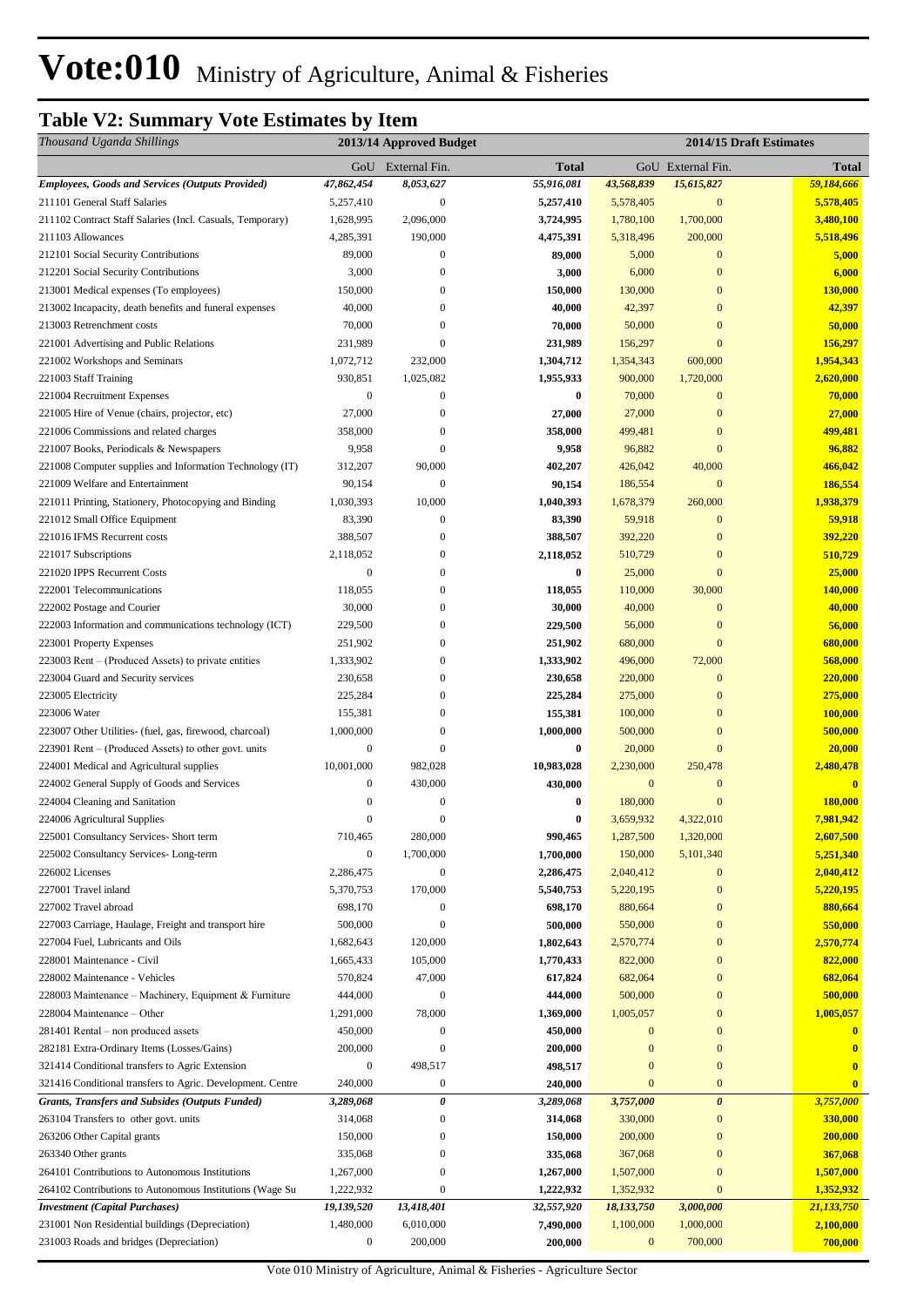# Vote:010 Ministry of Agriculture, Animal & Fisheries

## Table V2: Summary Vote Estimates by Item

| *Thousand Uganda Shillings* | 2013/14 Approved Budget | | | 2014/15 Draft Estimates | | |
|---|---|---|---|---|---|---|
| | GoU | External Fin. | **Total** | GoU | External Fin. | **Total** |
| ***Employees, Goods and Services (Outputs Provided)*** | ***47,862,454*** | ***8,053,627*** | ***55,916,081*** | ***43,568,839*** | ***15,615,827*** | ***59,184,666*** |
| 211101 General Staff Salaries | 5,257,410 | 0 | **5,257,410** | 5,578,405 | 0 | **5,578,405** |
| 211102 Contract Staff Salaries (Incl. Casuals, Temporary) | 1,628,995 | 2,096,000 | **3,724,995** | 1,780,100 | 1,700,000 | **3,480,100** |
| 211103 Allowances | 4,285,391 | 190,000 | **4,475,391** | 5,318,496 | 200,000 | **5,518,496** |
| 212101 Social Security Contributions | 89,000 | 0 | **89,000** | 5,000 | 0 | **5,000** |
| 212201 Social Security Contributions | 3,000 | 0 | **3,000** | 6,000 | 0 | **6,000** |
| 213001 Medical expenses (To employees) | 150,000 | 0 | **150,000** | 130,000 | 0 | **130,000** |
| 213002 Incapacity, death benefits and funeral expenses | 40,000 | 0 | **40,000** | 42,397 | 0 | **42,397** |
| 213003 Retrenchment costs | 70,000 | 0 | **70,000** | 50,000 | 0 | **50,000** |
| 221001 Advertising and Public Relations | 231,989 | 0 | **231,989** | 156,297 | 0 | **156,297** |
| 221002 Workshops and Seminars | 1,072,712 | 232,000 | **1,304,712** | 1,354,343 | 600,000 | **1,954,343** |
| 221003 Staff Training | 930,851 | 1,025,082 | **1,955,933** | 900,000 | 1,720,000 | **2,620,000** |
| 221004 Recruitment Expenses | 0 | 0 | **0** | 70,000 | 0 | **70,000** |
| 221005 Hire of Venue (chairs, projector, etc) | 27,000 | 0 | **27,000** | 27,000 | 0 | **27,000** |
| 221006 Commissions and related charges | 358,000 | 0 | **358,000** | 499,481 | 0 | **499,481** |
| 221007 Books, Periodicals & Newspapers | 9,958 | 0 | **9,958** | 96,882 | 0 | **96,882** |
| 221008 Computer supplies and Information Technology (IT) | 312,207 | 90,000 | **402,207** | 426,042 | 40,000 | **466,042** |
| 221009 Welfare and Entertainment | 90,154 | 0 | **90,154** | 186,554 | 0 | **186,554** |
| 221011 Printing, Stationery, Photocopying and Binding | 1,030,393 | 10,000 | **1,040,393** | 1,678,379 | 260,000 | **1,938,379** |
| 221012 Small Office Equipment | 83,390 | 0 | **83,390** | 59,918 | 0 | **59,918** |
| 221016 IFMS Recurrent costs | 388,507 | 0 | **388,507** | 392,220 | 0 | **392,220** |
| 221017 Subscriptions | 2,118,052 | 0 | **2,118,052** | 510,729 | 0 | **510,729** |
| 221020 IPPS Recurrent Costs | 0 | 0 | **0** | 25,000 | 0 | **25,000** |
| 222001 Telecommunications | 118,055 | 0 | **118,055** | 110,000 | 30,000 | **140,000** |
| 222002 Postage and Courier | 30,000 | 0 | **30,000** | 40,000 | 0 | **40,000** |
| 222003 Information and communications technology (ICT) | 229,500 | 0 | **229,500** | 56,000 | 0 | **56,000** |
| 223001 Property Expenses | 251,902 | 0 | **251,902** | 680,000 | 0 | **680,000** |
| 223003 Rent – (Produced Assets) to private entities | 1,333,902 | 0 | **1,333,902** | 496,000 | 72,000 | **568,000** |
| 223004 Guard and Security services | 230,658 | 0 | **230,658** | 220,000 | 0 | **220,000** |
| 223005 Electricity | 225,284 | 0 | **225,284** | 275,000 | 0 | **275,000** |
| 223006 Water | 155,381 | 0 | **155,381** | 100,000 | 0 | **100,000** |
| 223007 Other Utilities- (fuel, gas, firewood, charcoal) | 1,000,000 | 0 | **1,000,000** | 500,000 | 0 | **500,000** |
| 223901 Rent – (Produced Assets) to other govt. units | 0 | 0 | **0** | 20,000 | 0 | **20,000** |
| 224001 Medical and Agricultural supplies | 10,001,000 | 982,028 | **10,983,028** | 2,230,000 | 250,478 | **2,480,478** |
| 224002 General Supply of Goods and Services | 0 | 430,000 | **430,000** | 0 | 0 | **0** |
| 224004 Cleaning and Sanitation | 0 | 0 | **0** | 180,000 | 0 | **180,000** |
| 224006 Agricultural Supplies | 0 | 0 | **0** | 3,659,932 | 4,322,010 | **7,981,942** |
| 225001 Consultancy Services- Short term | 710,465 | 280,000 | **990,465** | 1,287,500 | 1,320,000 | **2,607,500** |
| 225002 Consultancy Services- Long-term | 0 | 1,700,000 | **1,700,000** | 150,000 | 5,101,340 | **5,251,340** |
| 226002 Licenses | 2,286,475 | 0 | **2,286,475** | 2,040,412 | 0 | **2,040,412** |
| 227001 Travel inland | 5,370,753 | 170,000 | **5,540,753** | 5,220,195 | 0 | **5,220,195** |
| 227002 Travel abroad | 698,170 | 0 | **698,170** | 880,664 | 0 | **880,664** |
| 227003 Carriage, Haulage, Freight and transport hire | 500,000 | 0 | **500,000** | 550,000 | 0 | **550,000** |
| 227004 Fuel, Lubricants and Oils | 1,682,643 | 120,000 | **1,802,643** | 2,570,774 | 0 | **2,570,774** |
| 228001 Maintenance - Civil | 1,665,433 | 105,000 | **1,770,433** | 822,000 | 0 | **822,000** |
| 228002 Maintenance - Vehicles | 570,824 | 47,000 | **617,824** | 682,064 | 0 | **682,064** |
| 228003 Maintenance – Machinery, Equipment & Furniture | 444,000 | 0 | **444,000** | 500,000 | 0 | **500,000** |
| 228004 Maintenance – Other | 1,291,000 | 78,000 | **1,369,000** | 1,005,057 | 0 | **1,005,057** |
| 281401 Rental – non produced assets | 450,000 | 0 | **450,000** | 0 | 0 | **0** |
| 282181 Extra-Ordinary Items (Losses/Gains) | 200,000 | 0 | **200,000** | 0 | 0 | **0** |
| 321414 Conditional transfers to Agric Extension | 0 | 498,517 | **498,517** | 0 | 0 | **0** |
| 321416 Conditional transfers to Agric. Development. Centre | 240,000 | 0 | **240,000** | 0 | 0 | **0** |
| ***Grants, Transfers and Subsides (Outputs Funded)*** | ***3,289,068*** | ***0*** | ***3,289,068*** | ***3,757,000*** | ***0*** | ***3,757,000*** |
| 263104 Transfers to other govt. units | 314,068 | 0 | **314,068** | 330,000 | 0 | **330,000** |
| 263206 Other Capital grants | 150,000 | 0 | **150,000** | 200,000 | 0 | **200,000** |
| 263340 Other grants | 335,068 | 0 | **335,068** | 367,068 | 0 | **367,068** |
| 264101 Contributions to Autonomous Institutions | 1,267,000 | 0 | **1,267,000** | 1,507,000 | 0 | **1,507,000** |
| 264102 Contributions to Autonomous Institutions (Wage Su | 1,222,932 | 0 | **1,222,932** | 1,352,932 | 0 | **1,352,932** |
| ***Investment (Capital Purchases)*** | ***19,139,520*** | ***13,418,401*** | ***32,557,920*** | ***18,133,750*** | ***3,000,000*** | ***21,133,750*** |
| 231001 Non Residential buildings (Depreciation) | 1,480,000 | 6,010,000 | **7,490,000** | 1,100,000 | 1,000,000 | **2,100,000** |
| 231003 Roads and bridges (Depreciation) | 0 | 200,000 | **200,000** | 0 | 700,000 | **700,000** |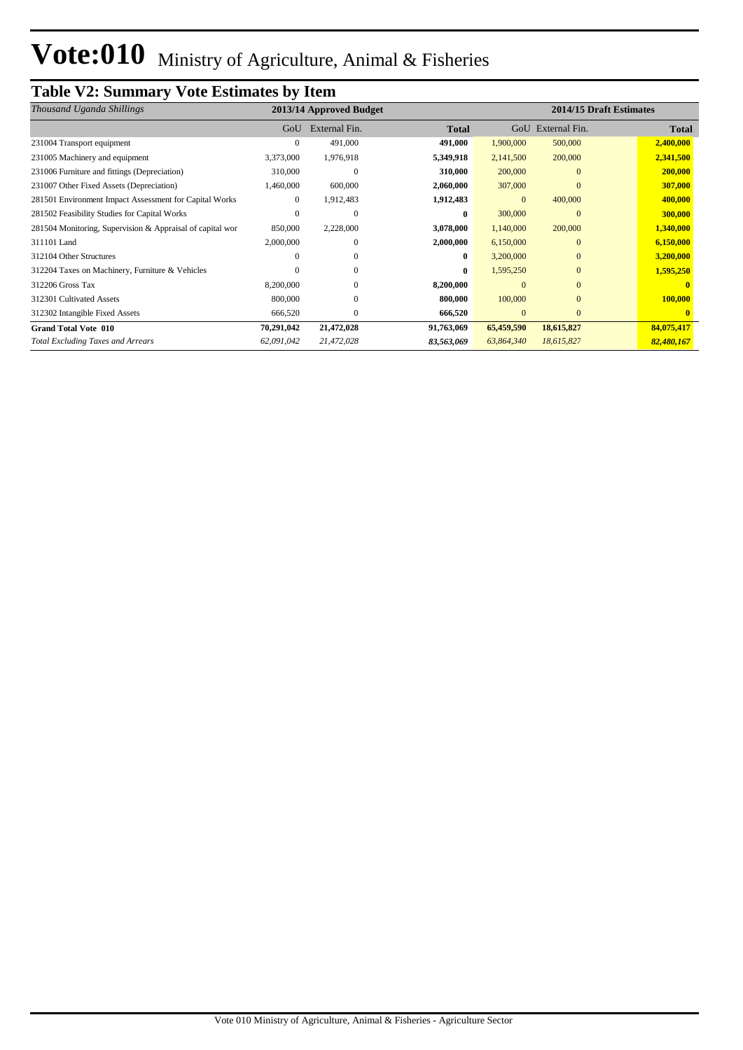# Vote:010 Ministry of Agriculture, Animal & Fisheries

## Table V2: Summary Vote Estimates by Item

| *Thousand Uganda Shillings* | 2013/14 Approved Budget | | | 2014/15 Draft Estimates | | |
|---|---|---|---|---|---|---|
| | GoU | External Fin. | **Total** | GoU | External Fin. | **Total** |
| 231004 Transport equipment | 0 | 491,000 | **491,000** | 1,900,000 | 500,000 | **2,400,000** |
| 231005 Machinery and equipment | 3,373,000 | 1,976,918 | **5,349,918** | 2,141,500 | 200,000 | **2,341,500** |
| 231006 Furniture and fittings (Depreciation) | 310,000 | 0 | **310,000** | 200,000 | 0 | **200,000** |
| 231007 Other Fixed Assets (Depreciation) | 1,460,000 | 600,000 | **2,060,000** | 307,000 | 0 | **307,000** |
| 281501 Environment Impact Assessment for Capital Works | 0 | 1,912,483 | **1,912,483** | 0 | 400,000 | **400,000** |
| 281502 Feasibility Studies for Capital Works | 0 | 0 | **0** | 300,000 | 0 | **300,000** |
| 281504 Monitoring, Supervision & Appraisal of capital wor | 850,000 | 2,228,000 | **3,078,000** | 1,140,000 | 200,000 | **1,340,000** |
| 311101 Land | 2,000,000 | 0 | **2,000,000** | 6,150,000 | 0 | **6,150,000** |
| 312104 Other Structures | 0 | 0 | **0** | 3,200,000 | 0 | **3,200,000** |
| 312204 Taxes on Machinery, Furniture & Vehicles | 0 | 0 | **0** | 1,595,250 | 0 | **1,595,250** |
| 312206 Gross Tax | 8,200,000 | 0 | **8,200,000** | 0 | 0 | **0** |
| 312301 Cultivated Assets | 800,000 | 0 | **800,000** | 100,000 | 0 | **100,000** |
| 312302 Intangible Fixed Assets | 666,520 | 0 | **666,520** | 0 | 0 | **0** |
| **Grand Total Vote 010** | **70,291,042** | **21,472,028** | **91,763,069** | **65,459,590** | **18,615,827** | **84,075,417** |
| *Total Excluding Taxes and Arrears* | *62,091,042* | *21,472,028* | ***83,563,069*** | *63,864,340* | *18,615,827* | ***82,480,167*** |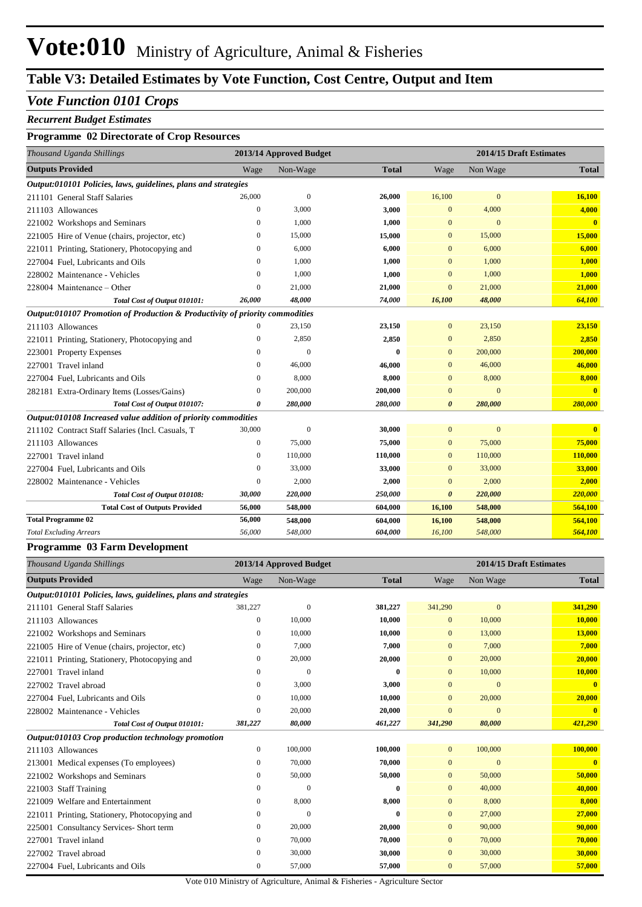# Vote:010 Ministry of Agriculture, Animal & Fisheries

## Table V3: Detailed Estimates by Vote Function, Cost Centre, Output and Item

### *Vote Function 0101 Crops*

***Recurrent Budget Estimates***

**Programme 02 Directorate of Crop Resources**

| *Thousand Uganda Shillings* | 2013/14 Approved Budget | | | 2014/15 Draft Estimates | | |
|---|---|---|---|---|---|---|
| **Outputs Provided** | Wage | Non-Wage | **Total** | Wage | Non Wage | **Total** |
| ***Output:010101 Policies, laws, guidelines, plans and strategies*** | | | | | | |
| 211101 General Staff Salaries | 26,000 | 0 | **26,000** | 16,100 | 0 | **16,100** |
| 211103 Allowances | 0 | 3,000 | **3,000** | 0 | 4,000 | **4,000** |
| 221002 Workshops and Seminars | 0 | 1,000 | **1,000** | 0 | 0 | **0** |
| 221005 Hire of Venue (chairs, projector, etc) | 0 | 15,000 | **15,000** | 0 | 15,000 | **15,000** |
| 221011 Printing, Stationery, Photocopying and | 0 | 6,000 | **6,000** | 0 | 6,000 | **6,000** |
| 227004 Fuel, Lubricants and Oils | 0 | 1,000 | **1,000** | 0 | 1,000 | **1,000** |
| 228002 Maintenance - Vehicles | 0 | 1,000 | **1,000** | 0 | 1,000 | **1,000** |
| 228004 Maintenance – Other | 0 | 21,000 | **21,000** | 0 | 21,000 | **21,000** |
| ***Total Cost of Output 010101:*** | ***26,000*** | ***48,000*** | ***74,000*** | ***16,100*** | ***48,000*** | ***64,100*** |
| ***Output:010107 Promotion of Production & Productivity of priority commodities*** | | | | | | |
| 211103 Allowances | 0 | 23,150 | **23,150** | 0 | 23,150 | **23,150** |
| 221011 Printing, Stationery, Photocopying and | 0 | 2,850 | **2,850** | 0 | 2,850 | **2,850** |
| 223001 Property Expenses | 0 | 0 | **0** | 0 | 200,000 | **200,000** |
| 227001 Travel inland | 0 | 46,000 | **46,000** | 0 | 46,000 | **46,000** |
| 227004 Fuel, Lubricants and Oils | 0 | 8,000 | **8,000** | 0 | 8,000 | **8,000** |
| 282181 Extra-Ordinary Items (Losses/Gains) | 0 | 200,000 | **200,000** | 0 | 0 | **0** |
| ***Total Cost of Output 010107:*** | ***0*** | ***280,000*** | ***280,000*** | ***0*** | ***280,000*** | ***280,000*** |
| ***Output:010108 Increased value addition of priority commodities*** | | | | | | |
| 211102 Contract Staff Salaries (Incl. Casuals, T | 30,000 | 0 | **30,000** | 0 | 0 | **0** |
| 211103 Allowances | 0 | 75,000 | **75,000** | 0 | 75,000 | **75,000** |
| 227001 Travel inland | 0 | 110,000 | **110,000** | 0 | 110,000 | **110,000** |
| 227004 Fuel, Lubricants and Oils | 0 | 33,000 | **33,000** | 0 | 33,000 | **33,000** |
| 228002 Maintenance - Vehicles | 0 | 2,000 | **2,000** | 0 | 2,000 | **2,000** |
| ***Total Cost of Output 010108:*** | ***30,000*** | ***220,000*** | ***250,000*** | ***0*** | ***220,000*** | ***220,000*** |
| **Total Cost of Outputs Provided** | **56,000** | **548,000** | **604,000** | **16,100** | **548,000** | **564,100** |
| **Total Programme 02** | **56,000** | **548,000** | **604,000** | **16,100** | **548,000** | **564,100** |
| *Total Excluding Arrears* | *56,000* | *548,000* | *604,000* | *16,100* | *548,000* | *564,100* |

**Programme 03 Farm Development**

| *Thousand Uganda Shillings* | 2013/14 Approved Budget | | | 2014/15 Draft Estimates | | |
|---|---|---|---|---|---|---|
| **Outputs Provided** | Wage | Non-Wage | **Total** | Wage | Non Wage | **Total** |
| ***Output:010101 Policies, laws, guidelines, plans and strategies*** | | | | | | |
| 211101 General Staff Salaries | 381,227 | 0 | **381,227** | 341,290 | 0 | **341,290** |
| 211103 Allowances | 0 | 10,000 | **10,000** | 0 | 10,000 | **10,000** |
| 221002 Workshops and Seminars | 0 | 10,000 | **10,000** | 0 | 13,000 | **13,000** |
| 221005 Hire of Venue (chairs, projector, etc) | 0 | 7,000 | **7,000** | 0 | 7,000 | **7,000** |
| 221011 Printing, Stationery, Photocopying and | 0 | 20,000 | **20,000** | 0 | 20,000 | **20,000** |
| 227001 Travel inland | 0 | 0 | **0** | 0 | 10,000 | **10,000** |
| 227002 Travel abroad | 0 | 3,000 | **3,000** | 0 | 0 | **0** |
| 227004 Fuel, Lubricants and Oils | 0 | 10,000 | **10,000** | 0 | 20,000 | **20,000** |
| 228002 Maintenance - Vehicles | 0 | 20,000 | **20,000** | 0 | 0 | **0** |
| ***Total Cost of Output 010101:*** | ***381,227*** | ***80,000*** | ***461,227*** | ***341,290*** | ***80,000*** | ***421,290*** |
| ***Output:010103 Crop production technology promotion*** | | | | | | |
| 211103 Allowances | 0 | 100,000 | **100,000** | 0 | 100,000 | **100,000** |
| 213001 Medical expenses (To employees) | 0 | 70,000 | **70,000** | 0 | 0 | **0** |
| 221002 Workshops and Seminars | 0 | 50,000 | **50,000** | 0 | 50,000 | **50,000** |
| 221003 Staff Training | 0 | 0 | **0** | 0 | 40,000 | **40,000** |
| 221009 Welfare and Entertainment | 0 | 8,000 | **8,000** | 0 | 8,000 | **8,000** |
| 221011 Printing, Stationery, Photocopying and | 0 | 0 | **0** | 0 | 27,000 | **27,000** |
| 225001 Consultancy Services- Short term | 0 | 20,000 | **20,000** | 0 | 90,000 | **90,000** |
| 227001 Travel inland | 0 | 70,000 | **70,000** | 0 | 70,000 | **70,000** |
| 227002 Travel abroad | 0 | 30,000 | **30,000** | 0 | 30,000 | **30,000** |
| 227004 Fuel, Lubricants and Oils | 0 | 57,000 | **57,000** | 0 | 57,000 | **57,000** |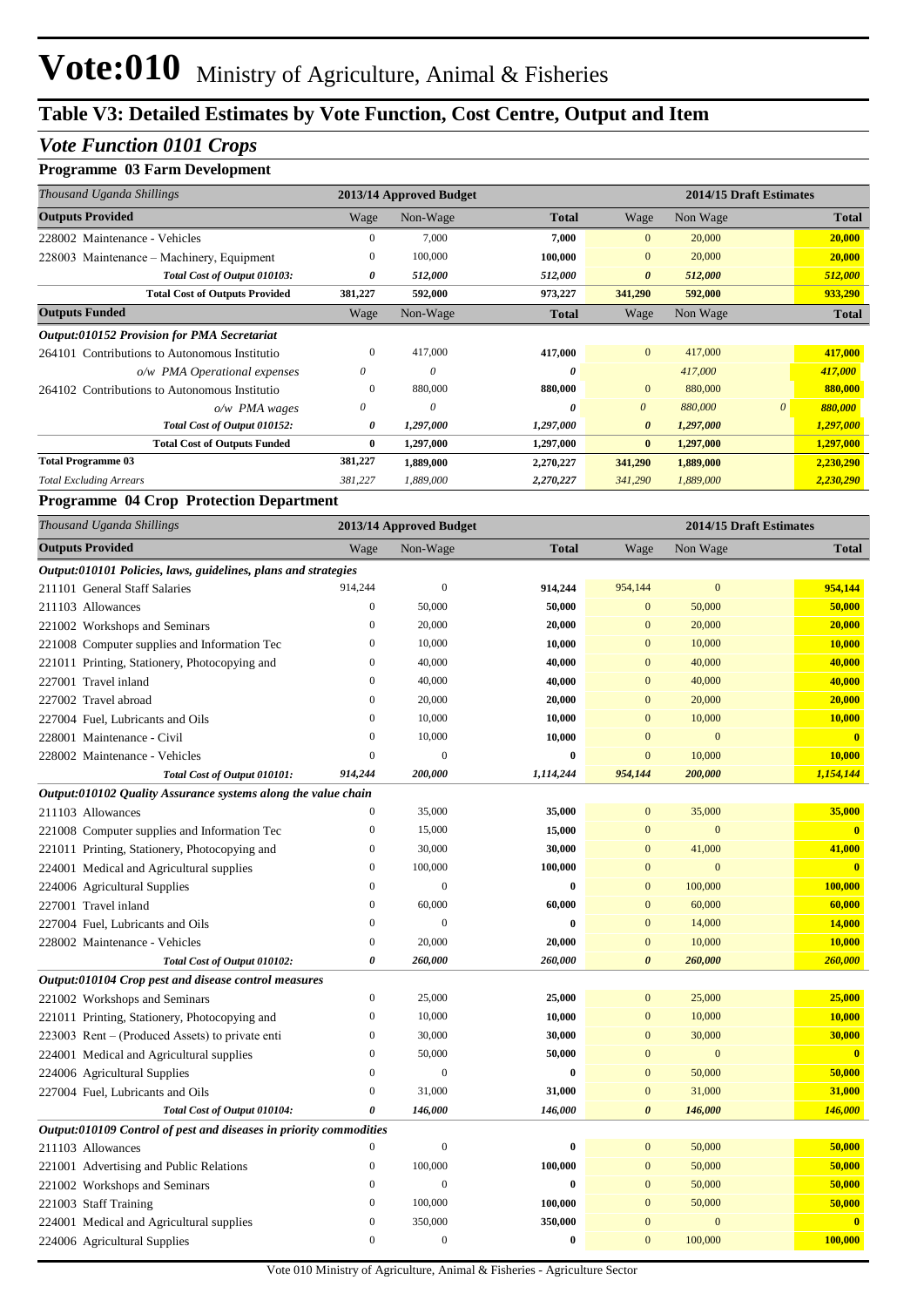# Vote:010 Ministry of Agriculture, Animal & Fisheries

## Table V3: Detailed Estimates by Vote Function, Cost Centre, Output and Item

### *Vote Function 0101 Crops*

#### Programme 03 Farm Development

| *Thousand Uganda Shillings* | 2013/14 Approved Budget | | | 2014/15 Draft Estimates | | |
|---|---|---|---|---|---|---|
| **Outputs Provided** | Wage | Non-Wage | **Total** | Wage | Non Wage | **Total** |
| 228002 Maintenance - Vehicles | 0 | 7,000 | **7,000** | 0 | 20,000 | **20,000** |
| 228003 Maintenance – Machinery, Equipment | 0 | 100,000 | **100,000** | 0 | 20,000 | **20,000** |
| *Total Cost of Output 010103:* | *0* | *512,000* | *512,000* | *0* | *512,000* | *512,000* |
| **Total Cost of Outputs Provided** | **381,227** | **592,000** | **973,227** | **341,290** | **592,000** | **933,290** |
| **Outputs Funded** | Wage | Non-Wage | **Total** | Wage | Non Wage | **Total** |
| ***Output:010152 Provision for PMA Secretariat*** | | | | | | |
| 264101 Contributions to Autonomous Institutio | 0 | 417,000 | **417,000** | 0 | 417,000 | **417,000** |
| *o/w PMA Operational expenses* | *0* | *0* | *0* | | *417,000* | *417,000* |
| 264102 Contributions to Autonomous Institutio | 0 | 880,000 | **880,000** | 0 | 880,000 | **880,000** |
| *o/w PMA wages* | *0* | *0* | *0* | *0* | *880,000* | *880,000* |
| *Total Cost of Output 010152:* | *0* | *1,297,000* | *1,297,000* | *0* | *1,297,000* | *1,297,000* |
| **Total Cost of Outputs Funded** | **0** | **1,297,000** | **1,297,000** | **0** | **1,297,000** | **1,297,000** |
| **Total Programme 03** | **381,227** | **1,889,000** | **2,270,227** | **341,290** | **1,889,000** | **2,230,290** |
| *Total Excluding Arrears* | *381,227* | *1,889,000* | *2,270,227* | *341,290* | *1,889,000* | *2,230,290* |

#### Programme 04 Crop Protection Department

| *Thousand Uganda Shillings* | 2013/14 Approved Budget | | | 2014/15 Draft Estimates | | |
|---|---|---|---|---|---|---|
| **Outputs Provided** | Wage | Non-Wage | **Total** | Wage | Non Wage | **Total** |
| ***Output:010101 Policies, laws, guidelines, plans and strategies*** | | | | | | |
| 211101 General Staff Salaries | 914,244 | 0 | **914,244** | 954,144 | 0 | **954,144** |
| 211103 Allowances | 0 | 50,000 | **50,000** | 0 | 50,000 | **50,000** |
| 221002 Workshops and Seminars | 0 | 20,000 | **20,000** | 0 | 20,000 | **20,000** |
| 221008 Computer supplies and Information Tec | 0 | 10,000 | **10,000** | 0 | 10,000 | **10,000** |
| 221011 Printing, Stationery, Photocopying and | 0 | 40,000 | **40,000** | 0 | 40,000 | **40,000** |
| 227001 Travel inland | 0 | 40,000 | **40,000** | 0 | 40,000 | **40,000** |
| 227002 Travel abroad | 0 | 20,000 | **20,000** | 0 | 20,000 | **20,000** |
| 227004 Fuel, Lubricants and Oils | 0 | 10,000 | **10,000** | 0 | 10,000 | **10,000** |
| 228001 Maintenance - Civil | 0 | 10,000 | **10,000** | 0 | 0 | **0** |
| 228002 Maintenance - Vehicles | 0 | 0 | **0** | 0 | 10,000 | **10,000** |
| *Total Cost of Output 010101:* | *914,244* | *200,000* | *1,114,244* | *954,144* | *200,000* | *1,154,144* |
| ***Output:010102 Quality Assurance systems along the value chain*** | | | | | | |
| 211103 Allowances | 0 | 35,000 | **35,000** | 0 | 35,000 | **35,000** |
| 221008 Computer supplies and Information Tec | 0 | 15,000 | **15,000** | 0 | 0 | **0** |
| 221011 Printing, Stationery, Photocopying and | 0 | 30,000 | **30,000** | 0 | 41,000 | **41,000** |
| 224001 Medical and Agricultural supplies | 0 | 100,000 | **100,000** | 0 | 0 | **0** |
| 224006 Agricultural Supplies | 0 | 0 | **0** | 0 | 100,000 | **100,000** |
| 227001 Travel inland | 0 | 60,000 | **60,000** | 0 | 60,000 | **60,000** |
| 227004 Fuel, Lubricants and Oils | 0 | 0 | **0** | 0 | 14,000 | **14,000** |
| 228002 Maintenance - Vehicles | 0 | 20,000 | **20,000** | 0 | 10,000 | **10,000** |
| *Total Cost of Output 010102:* | *0* | *260,000* | *260,000* | *0* | *260,000* | *260,000* |
| ***Output:010104 Crop pest and disease control measures*** | | | | | | |
| 221002 Workshops and Seminars | 0 | 25,000 | **25,000** | 0 | 25,000 | **25,000** |
| 221011 Printing, Stationery, Photocopying and | 0 | 10,000 | **10,000** | 0 | 10,000 | **10,000** |
| 223003 Rent – (Produced Assets) to private enti | 0 | 30,000 | **30,000** | 0 | 30,000 | **30,000** |
| 224001 Medical and Agricultural supplies | 0 | 50,000 | **50,000** | 0 | 0 | **0** |
| 224006 Agricultural Supplies | 0 | 0 | **0** | 0 | 50,000 | **50,000** |
| 227004 Fuel, Lubricants and Oils | 0 | 31,000 | **31,000** | 0 | 31,000 | **31,000** |
| *Total Cost of Output 010104:* | *0* | *146,000* | *146,000* | *0* | *146,000* | *146,000* |
| ***Output:010109 Control of pest and diseases in priority commodities*** | | | | | | |
| 211103 Allowances | 0 | 0 | **0** | 0 | 50,000 | **50,000** |
| 221001 Advertising and Public Relations | 0 | 100,000 | **100,000** | 0 | 50,000 | **50,000** |
| 221002 Workshops and Seminars | 0 | 0 | **0** | 0 | 50,000 | **50,000** |
| 221003 Staff Training | 0 | 100,000 | **100,000** | 0 | 50,000 | **50,000** |
| 224001 Medical and Agricultural supplies | 0 | 350,000 | **350,000** | 0 | 0 | **0** |
| 224006 Agricultural Supplies | 0 | 0 | **0** | 0 | 100,000 | **100,000** |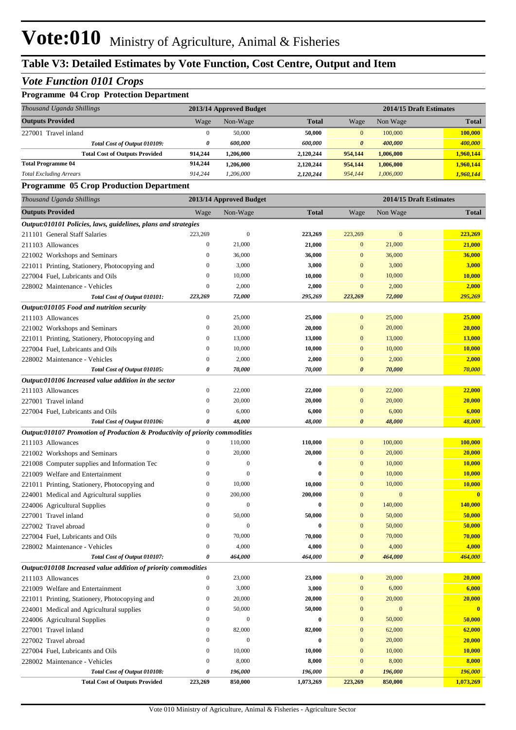# Vote:010 Ministry of Agriculture, Animal & Fisheries

## Table V3: Detailed Estimates by Vote Function, Cost Centre, Output and Item

### *Vote Function 0101 Crops*

#### Programme 04 Crop Protection Department

| *Thousand Uganda Shillings* | 2013/14 Approved Budget | | | 2014/15 Draft Estimates | | |
|---|---|---|---|---|---|---|
| **Outputs Provided** | Wage | Non-Wage | **Total** | Wage | Non Wage | **Total** |
| 227001 Travel inland | 0 | 50,000 | **50,000** | 0 | 100,000 | **100,000** |
| ***Total Cost of Output 010109:*** | ***0*** | ***600,000*** | ***600,000*** | ***0*** | ***400,000*** | ***400,000*** |
| **Total Cost of Outputs Provided** | **914,244** | **1,206,000** | **2,120,244** | **954,144** | **1,006,000** | **1,960,144** |
| **Total Programme 04** | **914,244** | **1,206,000** | **2,120,244** | **954,144** | **1,006,000** | **1,960,144** |
| *Total Excluding Arrears* | *914,244* | *1,206,000* | *2,120,244* | *954,144* | *1,006,000* | *1,960,144* |

#### Programme 05 Crop Production Department

| *Thousand Uganda Shillings* | 2013/14 Approved Budget | | | 2014/15 Draft Estimates | | |
|---|---|---|---|---|---|---|
| **Outputs Provided** | Wage | Non-Wage | **Total** | Wage | Non Wage | **Total** |
| ***Output:010101 Policies, laws, guidelines, plans and strategies*** | | | | | | |
| 211101 General Staff Salaries | 223,269 | 0 | **223,269** | 223,269 | 0 | **223,269** |
| 211103 Allowances | 0 | 21,000 | **21,000** | 0 | 21,000 | **21,000** |
| 221002 Workshops and Seminars | 0 | 36,000 | **36,000** | 0 | 36,000 | **36,000** |
| 221011 Printing, Stationery, Photocopying and | 0 | 3,000 | **3,000** | 0 | 3,000 | **3,000** |
| 227004 Fuel, Lubricants and Oils | 0 | 10,000 | **10,000** | 0 | 10,000 | **10,000** |
| 228002 Maintenance - Vehicles | 0 | 2,000 | **2,000** | 0 | 2,000 | **2,000** |
| ***Total Cost of Output 010101:*** | ***223,269*** | ***72,000*** | ***295,269*** | ***223,269*** | ***72,000*** | ***295,269*** |
| ***Output:010105 Food and nutrition security*** | | | | | | |
| 211103 Allowances | 0 | 25,000 | **25,000** | 0 | 25,000 | **25,000** |
| 221002 Workshops and Seminars | 0 | 20,000 | **20,000** | 0 | 20,000 | **20,000** |
| 221011 Printing, Stationery, Photocopying and | 0 | 13,000 | **13,000** | 0 | 13,000 | **13,000** |
| 227004 Fuel, Lubricants and Oils | 0 | 10,000 | **10,000** | 0 | 10,000 | **10,000** |
| 228002 Maintenance - Vehicles | 0 | 2,000 | **2,000** | 0 | 2,000 | **2,000** |
| ***Total Cost of Output 010105:*** | ***0*** | ***70,000*** | ***70,000*** | ***0*** | ***70,000*** | ***70,000*** |
| ***Output:010106 Increased value addition in the sector*** | | | | | | |
| 211103 Allowances | 0 | 22,000 | **22,000** | 0 | 22,000 | **22,000** |
| 227001 Travel inland | 0 | 20,000 | **20,000** | 0 | 20,000 | **20,000** |
| 227004 Fuel, Lubricants and Oils | 0 | 6,000 | **6,000** | 0 | 6,000 | **6,000** |
| ***Total Cost of Output 010106:*** | ***0*** | ***48,000*** | ***48,000*** | ***0*** | ***48,000*** | ***48,000*** |
| ***Output:010107 Promotion of Production & Productivity of priority commodities*** | | | | | | |
| 211103 Allowances | 0 | 110,000 | **110,000** | 0 | 100,000 | **100,000** |
| 221002 Workshops and Seminars | 0 | 20,000 | **20,000** | 0 | 20,000 | **20,000** |
| 221008 Computer supplies and Information Tec | 0 | 0 | **0** | 0 | 10,000 | **10,000** |
| 221009 Welfare and Entertainment | 0 | 0 | **0** | 0 | 10,000 | **10,000** |
| 221011 Printing, Stationery, Photocopying and | 0 | 10,000 | **10,000** | 0 | 10,000 | **10,000** |
| 224001 Medical and Agricultural supplies | 0 | 200,000 | **200,000** | 0 | 0 | **0** |
| 224006 Agricultural Supplies | 0 | 0 | **0** | 0 | 140,000 | **140,000** |
| 227001 Travel inland | 0 | 50,000 | **50,000** | 0 | 50,000 | **50,000** |
| 227002 Travel abroad | 0 | 0 | **0** | 0 | 50,000 | **50,000** |
| 227004 Fuel, Lubricants and Oils | 0 | 70,000 | **70,000** | 0 | 70,000 | **70,000** |
| 228002 Maintenance - Vehicles | 0 | 4,000 | **4,000** | 0 | 4,000 | **4,000** |
| ***Total Cost of Output 010107:*** | ***0*** | ***464,000*** | ***464,000*** | ***0*** | ***464,000*** | ***464,000*** |
| ***Output:010108 Increased value addition of priority commodities*** | | | | | | |
| 211103 Allowances | 0 | 23,000 | **23,000** | 0 | 20,000 | **20,000** |
| 221009 Welfare and Entertainment | 0 | 3,000 | **3,000** | 0 | 6,000 | **6,000** |
| 221011 Printing, Stationery, Photocopying and | 0 | 20,000 | **20,000** | 0 | 20,000 | **20,000** |
| 224001 Medical and Agricultural supplies | 0 | 50,000 | **50,000** | 0 | 0 | **0** |
| 224006 Agricultural Supplies | 0 | 0 | **0** | 0 | 50,000 | **50,000** |
| 227001 Travel inland | 0 | 82,000 | **82,000** | 0 | 62,000 | **62,000** |
| 227002 Travel abroad | 0 | 0 | **0** | 0 | 20,000 | **20,000** |
| 227004 Fuel, Lubricants and Oils | 0 | 10,000 | **10,000** | 0 | 10,000 | **10,000** |
| 228002 Maintenance - Vehicles | 0 | 8,000 | **8,000** | 0 | 8,000 | **8,000** |
| ***Total Cost of Output 010108:*** | ***0*** | ***196,000*** | ***196,000*** | ***0*** | ***196,000*** | ***196,000*** |
| **Total Cost of Outputs Provided** | **223,269** | **850,000** | **1,073,269** | **223,269** | **850,000** | **1,073,269** |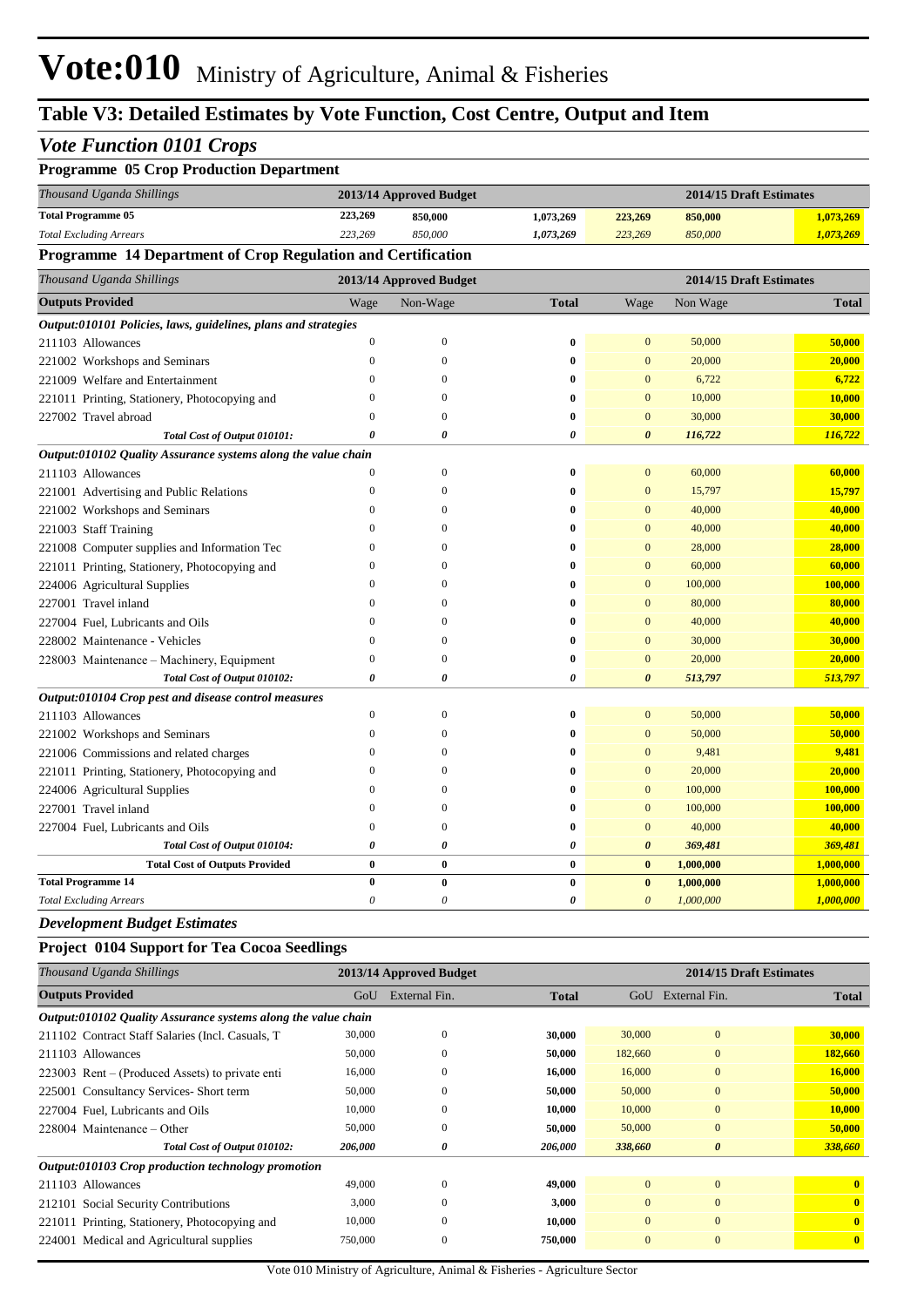# Vote:010 Ministry of Agriculture, Animal & Fisheries

## Table V3: Detailed Estimates by Vote Function, Cost Centre, Output and Item

### *Vote Function 0101 Crops*

#### Programme 05 Crop Production Department

| *Thousand Uganda Shillings* | 2013/14 Approved Budget | | | 2014/15 Draft Estimates | | |
|---|---|---|---|---|---|---|
| **Total Programme 05** | 223,269 | 850,000 | 1,073,269 | 223,269 | 850,000 | 1,073,269 |
| *Total Excluding Arrears* | *223,269* | *850,000* | *1,073,269* | *223,269* | *850,000* | *1,073,269* |

#### Programme 14 Department of Crop Regulation and Certification

| *Thousand Uganda Shillings* | 2013/14 Approved Budget | | | 2014/15 Draft Estimates | | |
|---|---|---|---|---|---|---|
| **Outputs Provided** | Wage | Non-Wage | **Total** | Wage | Non Wage | **Total** |
| ***Output:010101 Policies, laws, guidelines, plans and strategies*** | | | | | | |
| 211103 Allowances | 0 | 0 | **0** | 0 | 50,000 | **50,000** |
| 221002 Workshops and Seminars | 0 | 0 | **0** | 0 | 20,000 | **20,000** |
| 221009 Welfare and Entertainment | 0 | 0 | **0** | 0 | 6,722 | **6,722** |
| 221011 Printing, Stationery, Photocopying and | 0 | 0 | **0** | 0 | 10,000 | **10,000** |
| 227002 Travel abroad | 0 | 0 | **0** | 0 | 30,000 | **30,000** |
| ***Total Cost of Output 010101:*** | ***0*** | ***0*** | ***0*** | ***0*** | ***116,722*** | ***116,722*** |
| ***Output:010102 Quality Assurance systems along the value chain*** | | | | | | |
| 211103 Allowances | 0 | 0 | **0** | 0 | 60,000 | **60,000** |
| 221001 Advertising and Public Relations | 0 | 0 | **0** | 0 | 15,797 | **15,797** |
| 221002 Workshops and Seminars | 0 | 0 | **0** | 0 | 40,000 | **40,000** |
| 221003 Staff Training | 0 | 0 | **0** | 0 | 40,000 | **40,000** |
| 221008 Computer supplies and Information Tec | 0 | 0 | **0** | 0 | 28,000 | **28,000** |
| 221011 Printing, Stationery, Photocopying and | 0 | 0 | **0** | 0 | 60,000 | **60,000** |
| 224006 Agricultural Supplies | 0 | 0 | **0** | 0 | 100,000 | **100,000** |
| 227001 Travel inland | 0 | 0 | **0** | 0 | 80,000 | **80,000** |
| 227004 Fuel, Lubricants and Oils | 0 | 0 | **0** | 0 | 40,000 | **40,000** |
| 228002 Maintenance - Vehicles | 0 | 0 | **0** | 0 | 30,000 | **30,000** |
| 228003 Maintenance – Machinery, Equipment | 0 | 0 | **0** | 0 | 20,000 | **20,000** |
| ***Total Cost of Output 010102:*** | ***0*** | ***0*** | ***0*** | ***0*** | ***513,797*** | ***513,797*** |
| ***Output:010104 Crop pest and disease control measures*** | | | | | | |
| 211103 Allowances | 0 | 0 | **0** | 0 | 50,000 | **50,000** |
| 221002 Workshops and Seminars | 0 | 0 | **0** | 0 | 50,000 | **50,000** |
| 221006 Commissions and related charges | 0 | 0 | **0** | 0 | 9,481 | **9,481** |
| 221011 Printing, Stationery, Photocopying and | 0 | 0 | **0** | 0 | 20,000 | **20,000** |
| 224006 Agricultural Supplies | 0 | 0 | **0** | 0 | 100,000 | **100,000** |
| 227001 Travel inland | 0 | 0 | **0** | 0 | 100,000 | **100,000** |
| 227004 Fuel, Lubricants and Oils | 0 | 0 | **0** | 0 | 40,000 | **40,000** |
| ***Total Cost of Output 010104:*** | ***0*** | ***0*** | ***0*** | ***0*** | ***369,481*** | ***369,481*** |
| **Total Cost of Outputs Provided** | **0** | **0** | **0** | **0** | **1,000,000** | **1,000,000** |
| **Total Programme 14** | **0** | **0** | **0** | **0** | **1,000,000** | **1,000,000** |
| *Total Excluding Arrears* | *0* | *0* | *0* | *0* | *1,000,000* | *1,000,000* |

#### *Development Budget Estimates*

#### Project 0104 Support for Tea Cocoa Seedlings

| *Thousand Uganda Shillings* | 2013/14 Approved Budget | | | 2014/15 Draft Estimates | | |
|---|---|---|---|---|---|---|
| **Outputs Provided** | GoU | External Fin. | **Total** | GoU | External Fin. | **Total** |
| ***Output:010102 Quality Assurance systems along the value chain*** | | | | | | |
| 211102 Contract Staff Salaries (Incl. Casuals, T | 30,000 | 0 | **30,000** | 30,000 | 0 | **30,000** |
| 211103 Allowances | 50,000 | 0 | **50,000** | 182,660 | 0 | **182,660** |
| 223003 Rent – (Produced Assets) to private enti | 16,000 | 0 | **16,000** | 16,000 | 0 | **16,000** |
| 225001 Consultancy Services- Short term | 50,000 | 0 | **50,000** | 50,000 | 0 | **50,000** |
| 227004 Fuel, Lubricants and Oils | 10,000 | 0 | **10,000** | 10,000 | 0 | **10,000** |
| 228004 Maintenance – Other | 50,000 | 0 | **50,000** | 50,000 | 0 | **50,000** |
| ***Total Cost of Output 010102:*** | ***206,000*** | ***0*** | ***206,000*** | ***338,660*** | ***0*** | ***338,660*** |
| ***Output:010103 Crop production technology promotion*** | | | | | | |
| 211103 Allowances | 49,000 | 0 | **49,000** | 0 | 0 | **0** |
| 212101 Social Security Contributions | 3,000 | 0 | **3,000** | 0 | 0 | **0** |
| 221011 Printing, Stationery, Photocopying and | 10,000 | 0 | **10,000** | 0 | 0 | **0** |
| 224001 Medical and Agricultural supplies | 750,000 | 0 | **750,000** | 0 | 0 | **0** |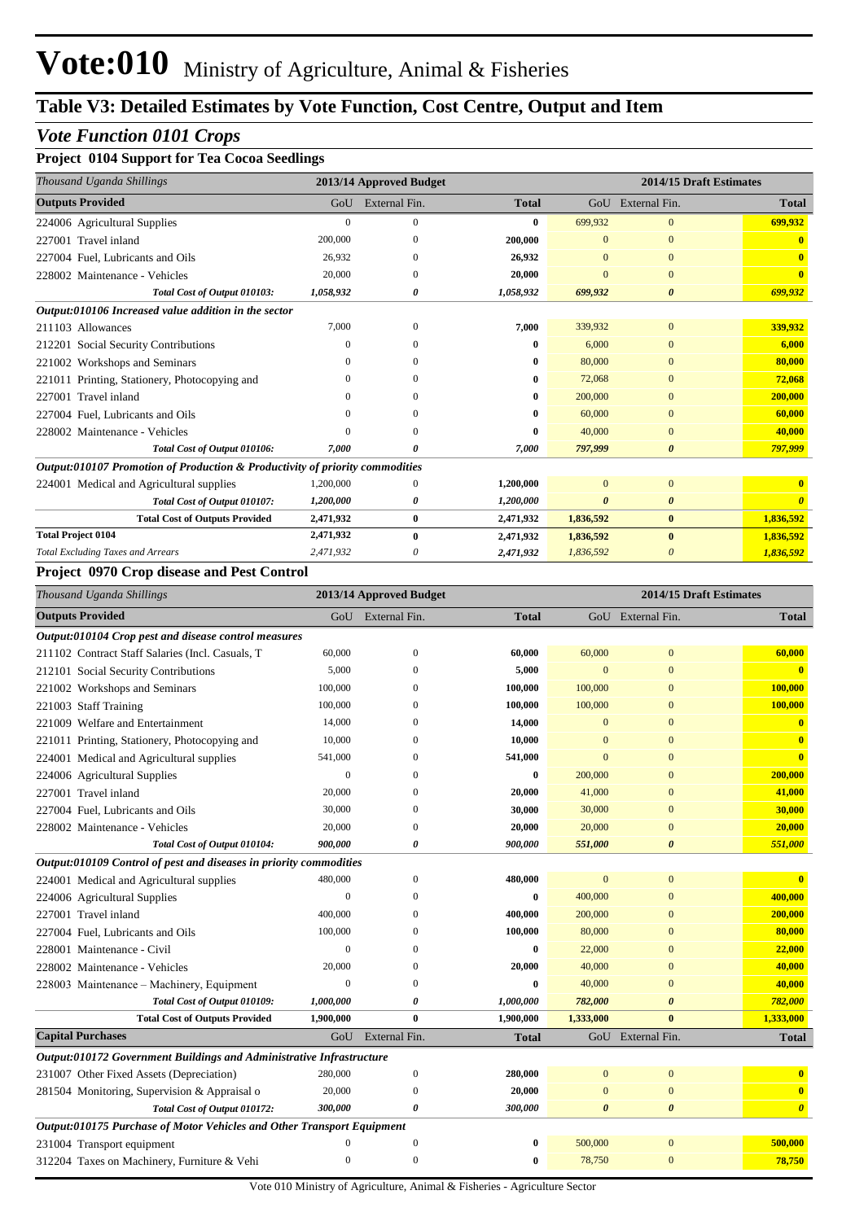# Vote:010 Ministry of Agriculture, Animal & Fisheries

## Table V3: Detailed Estimates by Vote Function, Cost Centre, Output and Item

### *Vote Function 0101 Crops*

#### Project 0104 Support for Tea Cocoa Seedlings

| *Thousand Uganda Shillings* | 2013/14 Approved Budget | | | 2014/15 Draft Estimates | | |
|---|---|---|---|---|---|---|
| **Outputs Provided** | GoU | External Fin. | **Total** | GoU | External Fin. | **Total** |
| 224006 Agricultural Supplies | 0 | 0 | **0** | 699,932 | 0 | **699,932** |
| 227001 Travel inland | 200,000 | 0 | **200,000** | 0 | 0 | **0** |
| 227004 Fuel, Lubricants and Oils | 26,932 | 0 | **26,932** | 0 | 0 | **0** |
| 228002 Maintenance - Vehicles | 20,000 | 0 | **20,000** | 0 | 0 | **0** |
| ***Total Cost of Output 010103:*** | ***1,058,932*** | ***0*** | ***1,058,932*** | ***699,932*** | ***0*** | ***699,932*** |
| ***Output:010106 Increased value addition in the sector*** | | | | | | |
| 211103 Allowances | 7,000 | 0 | **7,000** | 339,932 | 0 | **339,932** |
| 212201 Social Security Contributions | 0 | 0 | **0** | 6,000 | 0 | **6,000** |
| 221002 Workshops and Seminars | 0 | 0 | **0** | 80,000 | 0 | **80,000** |
| 221011 Printing, Stationery, Photocopying and | 0 | 0 | **0** | 72,068 | 0 | **72,068** |
| 227001 Travel inland | 0 | 0 | **0** | 200,000 | 0 | **200,000** |
| 227004 Fuel, Lubricants and Oils | 0 | 0 | **0** | 60,000 | 0 | **60,000** |
| 228002 Maintenance - Vehicles | 0 | 0 | **0** | 40,000 | 0 | **40,000** |
| ***Total Cost of Output 010106:*** | ***7,000*** | ***0*** | ***7,000*** | ***797,999*** | ***0*** | ***797,999*** |
| ***Output:010107 Promotion of Production & Productivity of priority commodities*** | | | | | | |
| 224001 Medical and Agricultural supplies | 1,200,000 | 0 | **1,200,000** | 0 | 0 | **0** |
| ***Total Cost of Output 010107:*** | ***1,200,000*** | ***0*** | ***1,200,000*** | ***0*** | ***0*** | ***0*** |
| **Total Cost of Outputs Provided** | **2,471,932** | **0** | **2,471,932** | **1,836,592** | **0** | **1,836,592** |
| **Total Project 0104** | **2,471,932** | **0** | **2,471,932** | **1,836,592** | **0** | **1,836,592** |
| *Total Excluding Taxes and Arrears* | *2,471,932* | *0* | ***2,471,932*** | *1,836,592* | *0* | ***1,836,592*** |

#### Project 0970 Crop disease and Pest Control

| *Thousand Uganda Shillings* | 2013/14 Approved Budget | | | 2014/15 Draft Estimates | | |
|---|---|---|---|---|---|---|
| **Outputs Provided** | GoU | External Fin. | **Total** | GoU | External Fin. | **Total** |
| ***Output:010104 Crop pest and disease control measures*** | | | | | | |
| 211102 Contract Staff Salaries (Incl. Casuals, T | 60,000 | 0 | **60,000** | 60,000 | 0 | **60,000** |
| 212101 Social Security Contributions | 5,000 | 0 | **5,000** | 0 | 0 | **0** |
| 221002 Workshops and Seminars | 100,000 | 0 | **100,000** | 100,000 | 0 | **100,000** |
| 221003 Staff Training | 100,000 | 0 | **100,000** | 100,000 | 0 | **100,000** |
| 221009 Welfare and Entertainment | 14,000 | 0 | **14,000** | 0 | 0 | **0** |
| 221011 Printing, Stationery, Photocopying and | 10,000 | 0 | **10,000** | 0 | 0 | **0** |
| 224001 Medical and Agricultural supplies | 541,000 | 0 | **541,000** | 0 | 0 | **0** |
| 224006 Agricultural Supplies | 0 | 0 | **0** | 200,000 | 0 | **200,000** |
| 227001 Travel inland | 20,000 | 0 | **20,000** | 41,000 | 0 | **41,000** |
| 227004 Fuel, Lubricants and Oils | 30,000 | 0 | **30,000** | 30,000 | 0 | **30,000** |
| 228002 Maintenance - Vehicles | 20,000 | 0 | **20,000** | 20,000 | 0 | **20,000** |
| ***Total Cost of Output 010104:*** | ***900,000*** | ***0*** | ***900,000*** | ***551,000*** | ***0*** | ***551,000*** |
| ***Output:010109 Control of pest and diseases in priority commodities*** | | | | | | |
| 224001 Medical and Agricultural supplies | 480,000 | 0 | **480,000** | 0 | 0 | **0** |
| 224006 Agricultural Supplies | 0 | 0 | **0** | 400,000 | 0 | **400,000** |
| 227001 Travel inland | 400,000 | 0 | **400,000** | 200,000 | 0 | **200,000** |
| 227004 Fuel, Lubricants and Oils | 100,000 | 0 | **100,000** | 80,000 | 0 | **80,000** |
| 228001 Maintenance - Civil | 0 | 0 | **0** | 22,000 | 0 | **22,000** |
| 228002 Maintenance - Vehicles | 20,000 | 0 | **20,000** | 40,000 | 0 | **40,000** |
| 228003 Maintenance – Machinery, Equipment | 0 | 0 | **0** | 40,000 | 0 | **40,000** |
| ***Total Cost of Output 010109:*** | ***1,000,000*** | ***0*** | ***1,000,000*** | ***782,000*** | ***0*** | ***782,000*** |
| **Total Cost of Outputs Provided** | **1,900,000** | **0** | **1,900,000** | **1,333,000** | **0** | **1,333,000** |
| **Capital Purchases** | GoU | External Fin. | **Total** | GoU | External Fin. | **Total** |
| ***Output:010172 Government Buildings and Administrative Infrastructure*** | | | | | | |
| 231007 Other Fixed Assets (Depreciation) | 280,000 | 0 | **280,000** | 0 | 0 | **0** |
| 281504 Monitoring, Supervision & Appraisal o | 20,000 | 0 | **20,000** | 0 | 0 | **0** |
| ***Total Cost of Output 010172:*** | ***300,000*** | ***0*** | ***300,000*** | ***0*** | ***0*** | ***0*** |
| ***Output:010175 Purchase of Motor Vehicles and Other Transport Equipment*** | | | | | | |
| 231004 Transport equipment | 0 | 0 | **0** | 500,000 | 0 | **500,000** |
| 312204 Taxes on Machinery, Furniture & Vehi | 0 | 0 | **0** | 78,750 | 0 | **78,750** |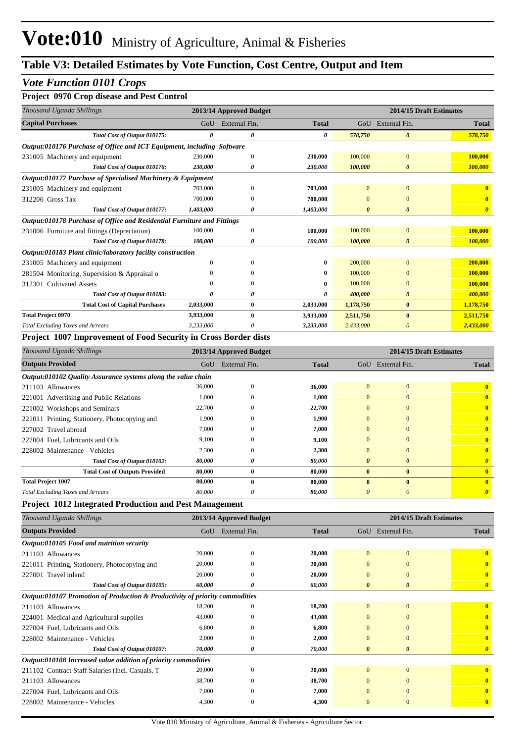# Vote:010 Ministry of Agriculture, Animal & Fisheries

## Table V3: Detailed Estimates by Vote Function, Cost Centre, Output and Item

### *Vote Function 0101 Crops*

**Project 0970 Crop disease and Pest Control**

| *Thousand Uganda Shillings* | 2013/14 Approved Budget | | | 2014/15 Draft Estimates | | |
|---|---|---|---|---|---|---|
| **Capital Purchases** | GoU | External Fin. | **Total** | GoU | External Fin. | **Total** |
| *Total Cost of Output 010175:* | *0* | *0* | *0* | *578,750* | *0* | *578,750* |
| ***Output:010176 Purchase of Office and ICT Equipment, including Software*** | | | | | | |
| 231005 Machinery and equipment | 230,000 | 0 | **230,000** | 100,000 | 0 | **100,000** |
| *Total Cost of Output 010176:* | *230,000* | *0* | *230,000* | *100,000* | *0* | *100,000* |
| ***Output:010177 Purchase of Specialised Machinery & Equipment*** | | | | | | |
| 231005 Machinery and equipment | 703,000 | 0 | **703,000** | 0 | 0 | **0** |
| 312206 Gross Tax | 700,000 | 0 | **700,000** | 0 | 0 | **0** |
| *Total Cost of Output 010177:* | *1,403,000* | *0* | *1,403,000* | *0* | *0* | *0* |
| ***Output:010178 Purchase of Office and Residential Furniture and Fittings*** | | | | | | |
| 231006 Furniture and fittings (Depreciation) | 100,000 | 0 | **100,000** | 100,000 | 0 | **100,000** |
| *Total Cost of Output 010178:* | *100,000* | *0* | *100,000* | *100,000* | *0* | *100,000* |
| ***Output:010183 Plant clinic/laboratory facility construction*** | | | | | | |
| 231005 Machinery and equipment | 0 | 0 | **0** | 200,000 | 0 | **200,000** |
| 281504 Monitoring, Supervision & Appraisal o | 0 | 0 | **0** | 100,000 | 0 | **100,000** |
| 312301 Cultivated Assets | 0 | 0 | **0** | 100,000 | 0 | **100,000** |
| *Total Cost of Output 010183:* | *0* | *0* | *0* | *400,000* | *0* | *400,000* |
| **Total Cost of Capital Purchases** | **2,033,000** | **0** | **2,033,000** | **1,178,750** | **0** | **1,178,750** |
| **Total Project 0970** | **3,933,000** | **0** | **3,933,000** | **2,511,750** | **0** | **2,511,750** |
| *Total Excluding Taxes and Arrears* | *3,233,000* | *0* | *3,233,000* | *2,433,000* | *0* | *2,433,000* |

**Project 1007 Improvement of Food Security in Cross Border dists**

| *Thousand Uganda Shillings* | 2013/14 Approved Budget | | | 2014/15 Draft Estimates | | |
|---|---|---|---|---|---|---|
| **Outputs Provided** | GoU | External Fin. | **Total** | GoU | External Fin. | **Total** |
| ***Output:010102 Quality Assurance systems along the value chain*** | | | | | | |
| 211103 Allowances | 36,000 | 0 | **36,000** | 0 | 0 | **0** |
| 221001 Advertising and Public Relations | 1,000 | 0 | **1,000** | 0 | 0 | **0** |
| 221002 Workshops and Seminars | 22,700 | 0 | **22,700** | 0 | 0 | **0** |
| 221011 Printing, Stationery, Photocopying and | 1,900 | 0 | **1,900** | 0 | 0 | **0** |
| 227002 Travel abroad | 7,000 | 0 | **7,000** | 0 | 0 | **0** |
| 227004 Fuel, Lubricants and Oils | 9,100 | 0 | **9,100** | 0 | 0 | **0** |
| 228002 Maintenance - Vehicles | 2,300 | 0 | **2,300** | 0 | 0 | **0** |
| *Total Cost of Output 010102:* | *80,000* | *0* | *80,000* | *0* | *0* | *0* |
| **Total Cost of Outputs Provided** | **80,000** | **0** | **80,000** | **0** | **0** | **0** |
| **Total Project 1007** | **80,000** | **0** | **80,000** | **0** | **0** | **0** |
| *Total Excluding Taxes and Arrears* | *80,000* | *0* | *80,000* | *0* | *0* | *0* |

**Project 1012 Integrated Production and Pest Management**

| *Thousand Uganda Shillings* | 2013/14 Approved Budget | | | 2014/15 Draft Estimates | | |
|---|---|---|---|---|---|---|
| **Outputs Provided** | GoU | External Fin. | **Total** | GoU | External Fin. | **Total** |
| ***Output:010105 Food and nutrition security*** | | | | | | |
| 211103 Allowances | 20,000 | 0 | **20,000** | 0 | 0 | **0** |
| 221011 Printing, Stationery, Photocopying and | 20,000 | 0 | **20,000** | 0 | 0 | **0** |
| 227001 Travel inland | 20,000 | 0 | **20,000** | 0 | 0 | **0** |
| *Total Cost of Output 010105:* | *60,000* | *0* | *60,000* | *0* | *0* | *0* |
| ***Output:010107 Promotion of Production & Productivity of priority commodities*** | | | | | | |
| 211103 Allowances | 18,200 | 0 | **18,200** | 0 | 0 | **0** |
| 224001 Medical and Agricultural supplies | 43,000 | 0 | **43,000** | 0 | 0 | **0** |
| 227004 Fuel, Lubricants and Oils | 6,800 | 0 | **6,800** | 0 | 0 | **0** |
| 228002 Maintenance - Vehicles | 2,000 | 0 | **2,000** | 0 | 0 | **0** |
| *Total Cost of Output 010107:* | *70,000* | *0* | *70,000* | *0* | *0* | *0* |
| ***Output:010108 Increased value addition of priority commodities*** | | | | | | |
| 211102 Contract Staff Salaries (Incl. Casuals, T | 20,000 | 0 | **20,000** | 0 | 0 | **0** |
| 211103 Allowances | 38,700 | 0 | **38,700** | 0 | 0 | **0** |
| 227004 Fuel, Lubricants and Oils | 7,000 | 0 | **7,000** | 0 | 0 | **0** |
| 228002 Maintenance - Vehicles | 4,300 | 0 | **4,300** | 0 | 0 | **0** |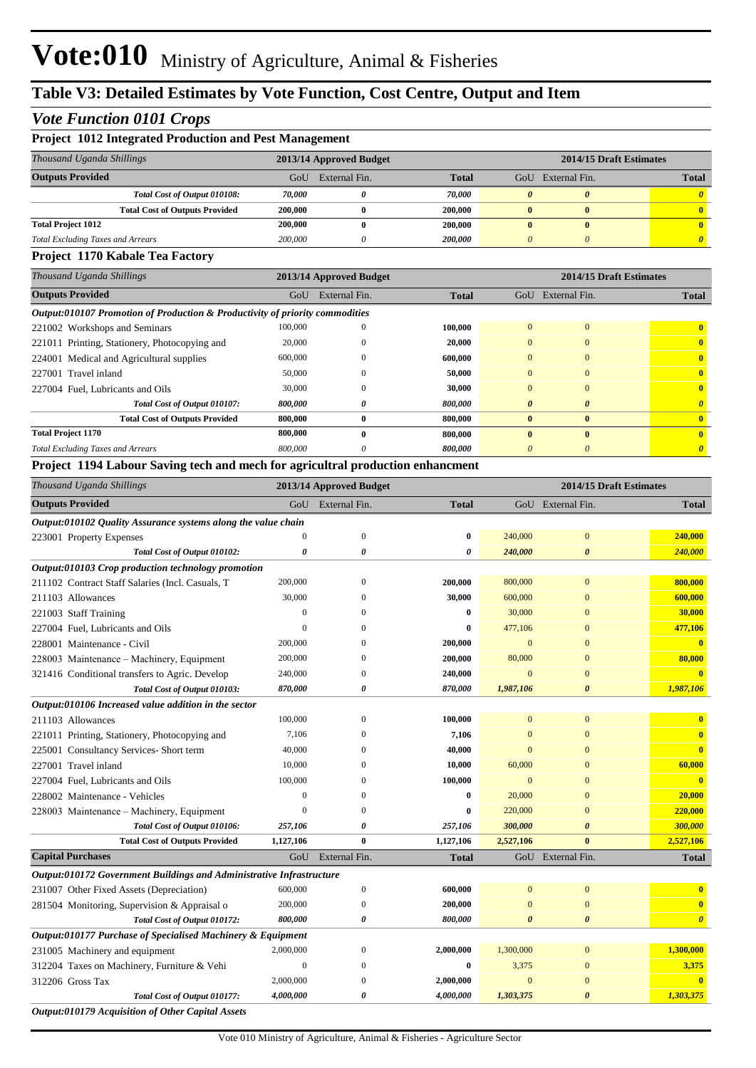# Vote:010 Ministry of Agriculture, Animal & Fisheries

## Table V3: Detailed Estimates by Vote Function, Cost Centre, Output and Item

### *Vote Function 0101 Crops*

**Project 1012 Integrated Production and Pest Management**

| *Thousand Uganda Shillings* | 2013/14 Approved Budget | | | 2014/15 Draft Estimates | | |
|---|---|---|---|---|---|---|
| **Outputs Provided** | GoU | External Fin. | **Total** | GoU | External Fin. | **Total** |
| *Total Cost of Output 010108:* | *70,000* | *0* | *70,000* | *0* | *0* | *0* |
| **Total Cost of Outputs Provided** | **200,000** | **0** | **200,000** | **0** | **0** | **0** |
| **Total Project 1012** | **200,000** | **0** | **200,000** | **0** | **0** | **0** |
| *Total Excluding Taxes and Arrears* | *200,000* | *0* | *200,000* | *0* | *0* | *0* |

**Project 1170 Kabale Tea Factory**

| *Thousand Uganda Shillings* | 2013/14 Approved Budget | | | 2014/15 Draft Estimates | | |
|---|---|---|---|---|---|---|
| **Outputs Provided** | GoU | External Fin. | **Total** | GoU | External Fin. | **Total** |
| ***Output:010107 Promotion of Production & Productivity of priority commodities*** | | | | | | |
| 221002 Workshops and Seminars | 100,000 | 0 | **100,000** | 0 | 0 | **0** |
| 221011 Printing, Stationery, Photocopying and | 20,000 | 0 | **20,000** | 0 | 0 | **0** |
| 224001 Medical and Agricultural supplies | 600,000 | 0 | **600,000** | 0 | 0 | **0** |
| 227001 Travel inland | 50,000 | 0 | **50,000** | 0 | 0 | **0** |
| 227004 Fuel, Lubricants and Oils | 30,000 | 0 | **30,000** | 0 | 0 | **0** |
| *Total Cost of Output 010107:* | *800,000* | *0* | *800,000* | *0* | *0* | *0* |
| **Total Cost of Outputs Provided** | **800,000** | **0** | **800,000** | **0** | **0** | **0** |
| **Total Project 1170** | **800,000** | **0** | **800,000** | **0** | **0** | **0** |
| *Total Excluding Taxes and Arrears* | *800,000* | *0* | *800,000* | *0* | *0* | *0* |

**Project 1194 Labour Saving tech and mech for agricultral production enhancment**

| *Thousand Uganda Shillings* | 2013/14 Approved Budget | | | 2014/15 Draft Estimates | | |
|---|---|---|---|---|---|---|
| **Outputs Provided** | GoU | External Fin. | **Total** | GoU | External Fin. | **Total** |
| ***Output:010102 Quality Assurance systems along the value chain*** | | | | | | |
| 223001 Property Expenses | 0 | 0 | **0** | 240,000 | 0 | **240,000** |
| *Total Cost of Output 010102:* | *0* | *0* | *0* | *240,000* | *0* | *240,000* |
| ***Output:010103 Crop production technology promotion*** | | | | | | |
| 211102 Contract Staff Salaries (Incl. Casuals, T | 200,000 | 0 | **200,000** | 800,000 | 0 | **800,000** |
| 211103 Allowances | 30,000 | 0 | **30,000** | 600,000 | 0 | **600,000** |
| 221003 Staff Training | 0 | 0 | **0** | 30,000 | 0 | **30,000** |
| 227004 Fuel, Lubricants and Oils | 0 | 0 | **0** | 477,106 | 0 | **477,106** |
| 228001 Maintenance - Civil | 200,000 | 0 | **200,000** | 0 | 0 | **0** |
| 228003 Maintenance – Machinery, Equipment | 200,000 | 0 | **200,000** | 80,000 | 0 | **80,000** |
| 321416 Conditional transfers to Agric. Develop | 240,000 | 0 | **240,000** | 0 | 0 | **0** |
| *Total Cost of Output 010103:* | *870,000* | *0* | *870,000* | *1,987,106* | *0* | *1,987,106* |
| ***Output:010106 Increased value addition in the sector*** | | | | | | |
| 211103 Allowances | 100,000 | 0 | **100,000** | 0 | 0 | **0** |
| 221011 Printing, Stationery, Photocopying and | 7,106 | 0 | **7,106** | 0 | 0 | **0** |
| 225001 Consultancy Services- Short term | 40,000 | 0 | **40,000** | 0 | 0 | **0** |
| 227001 Travel inland | 10,000 | 0 | **10,000** | 60,000 | 0 | **60,000** |
| 227004 Fuel, Lubricants and Oils | 100,000 | 0 | **100,000** | 0 | 0 | **0** |
| 228002 Maintenance - Vehicles | 0 | 0 | **0** | 20,000 | 0 | **20,000** |
| 228003 Maintenance – Machinery, Equipment | 0 | 0 | **0** | 220,000 | 0 | **220,000** |
| *Total Cost of Output 010106:* | *257,106* | *0* | *257,106* | *300,000* | *0* | *300,000* |
| **Total Cost of Outputs Provided** | **1,127,106** | **0** | **1,127,106** | **2,527,106** | **0** | **2,527,106** |
| **Capital Purchases** | GoU | External Fin. | **Total** | GoU | External Fin. | **Total** |
| ***Output:010172 Government Buildings and Administrative Infrastructure*** | | | | | | |
| 231007 Other Fixed Assets (Depreciation) | 600,000 | 0 | **600,000** | 0 | 0 | **0** |
| 281504 Monitoring, Supervision & Appraisal o | 200,000 | 0 | **200,000** | 0 | 0 | **0** |
| *Total Cost of Output 010172:* | *800,000* | *0* | *800,000* | *0* | *0* | *0* |
| ***Output:010177 Purchase of Specialised Machinery & Equipment*** | | | | | | |
| 231005 Machinery and equipment | 2,000,000 | 0 | **2,000,000** | 1,300,000 | 0 | **1,300,000** |
| 312204 Taxes on Machinery, Furniture & Vehi | 0 | 0 | **0** | 3,375 | 0 | **3,375** |
| 312206 Gross Tax | 2,000,000 | 0 | **2,000,000** | 0 | 0 | **0** |
| *Total Cost of Output 010177:* | *4,000,000* | *0* | *4,000,000* | *1,303,375* | *0* | *1,303,375* |
| ***Output:010179 Acquisition of Other Capital Assets*** | | | | | | |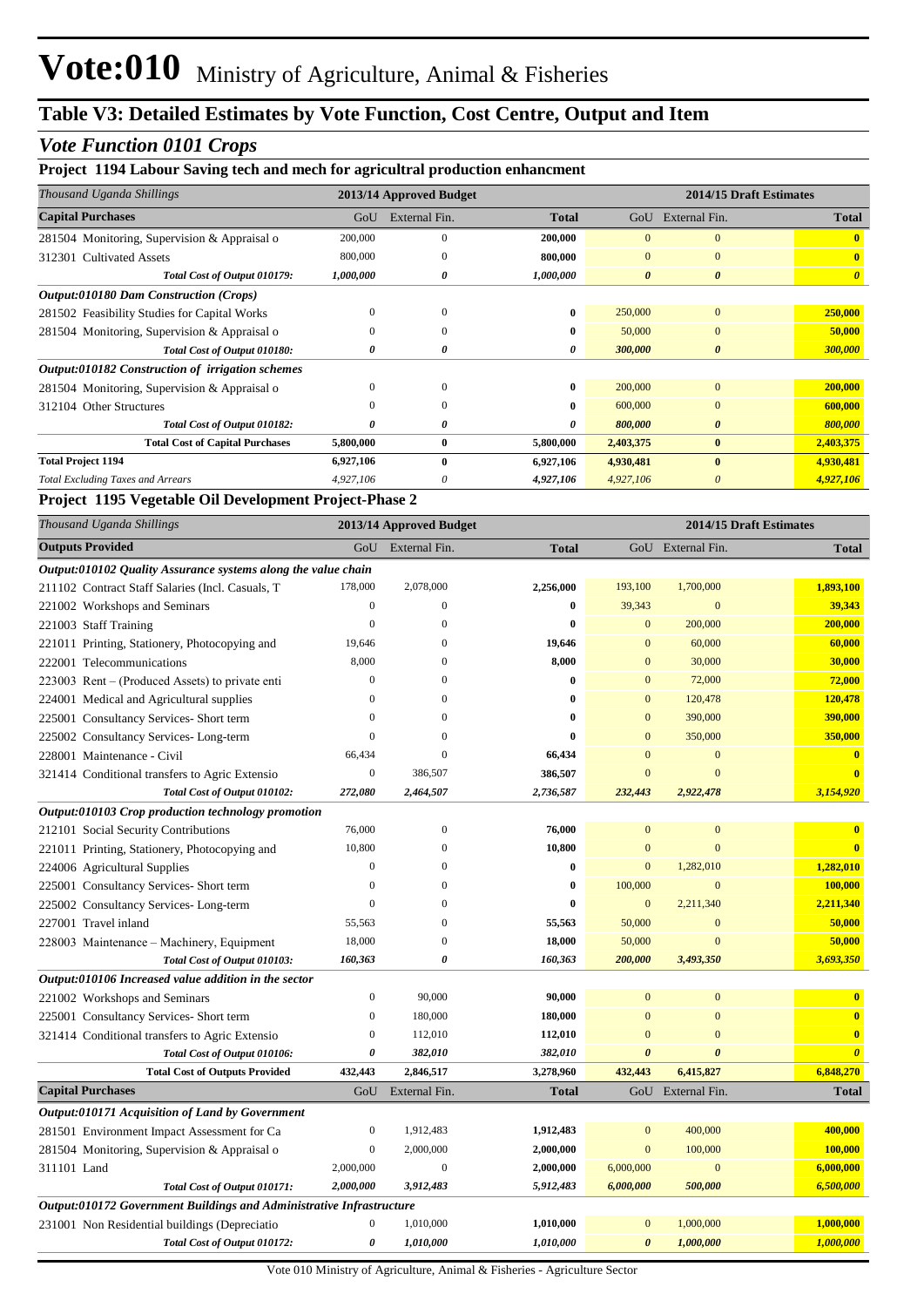# Vote:010 Ministry of Agriculture, Animal & Fisheries

## Table V3: Detailed Estimates by Vote Function, Cost Centre, Output and Item

### *Vote Function 0101 Crops*

**Project 1194 Labour Saving tech and mech for agricultral production enhancment**

| *Thousand Uganda Shillings* | 2013/14 Approved Budget | | | 2014/15 Draft Estimates | | |
|---|---|---|---|---|---|---|
| **Capital Purchases** | GoU | External Fin. | **Total** | GoU | External Fin. | **Total** |
| 281504 Monitoring, Supervision & Appraisal o | 200,000 | 0 | **200,000** | 0 | 0 | **0** |
| 312301 Cultivated Assets | 800,000 | 0 | **800,000** | 0 | 0 | **0** |
| *Total Cost of Output 010179:* | *1,000,000* | *0* | *1,000,000* | *0* | *0* | *0* |
| ***Output:010180 Dam Construction (Crops)*** | | | | | | |
| 281502 Feasibility Studies for Capital Works | 0 | 0 | **0** | 250,000 | 0 | **250,000** |
| 281504 Monitoring, Supervision & Appraisal o | 0 | 0 | **0** | 50,000 | 0 | **50,000** |
| *Total Cost of Output 010180:* | *0* | *0* | *0* | *300,000* | *0* | *300,000* |
| ***Output:010182 Construction of irrigation schemes*** | | | | | | |
| 281504 Monitoring, Supervision & Appraisal o | 0 | 0 | **0** | 200,000 | 0 | **200,000** |
| 312104 Other Structures | 0 | 0 | **0** | 600,000 | 0 | **600,000** |
| *Total Cost of Output 010182:* | *0* | *0* | *0* | *800,000* | *0* | *800,000* |
| **Total Cost of Capital Purchases** | **5,800,000** | **0** | **5,800,000** | **2,403,375** | **0** | **2,403,375** |
| **Total Project 1194** | **6,927,106** | **0** | **6,927,106** | **4,930,481** | **0** | **4,930,481** |
| *Total Excluding Taxes and Arrears* | *4,927,106* | *0* | *4,927,106* | *4,927,106* | *0* | *4,927,106* |

**Project 1195 Vegetable Oil Development Project-Phase 2**

| *Thousand Uganda Shillings* | 2013/14 Approved Budget | | | 2014/15 Draft Estimates | | |
|---|---|---|---|---|---|---|
| **Outputs Provided** | GoU | External Fin. | **Total** | GoU | External Fin. | **Total** |
| ***Output:010102 Quality Assurance systems along the value chain*** | | | | | | |
| 211102 Contract Staff Salaries (Incl. Casuals, T | 178,000 | 2,078,000 | **2,256,000** | 193,100 | 1,700,000 | **1,893,100** |
| 221002 Workshops and Seminars | 0 | 0 | **0** | 39,343 | 0 | **39,343** |
| 221003 Staff Training | 0 | 0 | **0** | 0 | 200,000 | **200,000** |
| 221011 Printing, Stationery, Photocopying and | 19,646 | 0 | **19,646** | 0 | 60,000 | **60,000** |
| 222001 Telecommunications | 8,000 | 0 | **8,000** | 0 | 30,000 | **30,000** |
| 223003 Rent – (Produced Assets) to private enti | 0 | 0 | **0** | 0 | 72,000 | **72,000** |
| 224001 Medical and Agricultural supplies | 0 | 0 | **0** | 0 | 120,478 | **120,478** |
| 225001 Consultancy Services- Short term | 0 | 0 | **0** | 0 | 390,000 | **390,000** |
| 225002 Consultancy Services- Long-term | 0 | 0 | **0** | 0 | 350,000 | **350,000** |
| 228001 Maintenance - Civil | 66,434 | 0 | **66,434** | 0 | 0 | **0** |
| 321414 Conditional transfers to Agric Extensio | 0 | 386,507 | **386,507** | 0 | 0 | **0** |
| *Total Cost of Output 010102:* | *272,080* | *2,464,507* | *2,736,587* | *232,443* | *2,922,478* | *3,154,920* |
| ***Output:010103 Crop production technology promotion*** | | | | | | |
| 212101 Social Security Contributions | 76,000 | 0 | **76,000** | 0 | 0 | **0** |
| 221011 Printing, Stationery, Photocopying and | 10,800 | 0 | **10,800** | 0 | 0 | **0** |
| 224006 Agricultural Supplies | 0 | 0 | **0** | 0 | 1,282,010 | **1,282,010** |
| 225001 Consultancy Services- Short term | 0 | 0 | **0** | 100,000 | 0 | **100,000** |
| 225002 Consultancy Services- Long-term | 0 | 0 | **0** | 0 | 2,211,340 | **2,211,340** |
| 227001 Travel inland | 55,563 | 0 | **55,563** | 50,000 | 0 | **50,000** |
| 228003 Maintenance – Machinery, Equipment | 18,000 | 0 | **18,000** | 50,000 | 0 | **50,000** |
| *Total Cost of Output 010103:* | *160,363* | *0* | *160,363* | *200,000* | *3,493,350* | *3,693,350* |
| ***Output:010106 Increased value addition in the sector*** | | | | | | |
| 221002 Workshops and Seminars | 0 | 90,000 | **90,000** | 0 | 0 | **0** |
| 225001 Consultancy Services- Short term | 0 | 180,000 | **180,000** | 0 | 0 | **0** |
| 321414 Conditional transfers to Agric Extensio | 0 | 112,010 | **112,010** | 0 | 0 | **0** |
| *Total Cost of Output 010106:* | *0* | *382,010* | *382,010* | *0* | *0* | *0* |
| **Total Cost of Outputs Provided** | **432,443** | **2,846,517** | **3,278,960** | **432,443** | **6,415,827** | **6,848,270** |
| **Capital Purchases** | GoU | External Fin. | **Total** | GoU | External Fin. | **Total** |
| ***Output:010171 Acquisition of Land by Government*** | | | | | | |
| 281501 Environment Impact Assessment for Ca | 0 | 1,912,483 | **1,912,483** | 0 | 400,000 | **400,000** |
| 281504 Monitoring, Supervision & Appraisal o | 0 | 2,000,000 | **2,000,000** | 0 | 100,000 | **100,000** |
| 311101 Land | 2,000,000 | 0 | **2,000,000** | 6,000,000 | 0 | **6,000,000** |
| *Total Cost of Output 010171:* | *2,000,000* | *3,912,483* | *5,912,483* | *6,000,000* | *500,000* | *6,500,000* |
| ***Output:010172 Government Buildings and Administrative Infrastructure*** | | | | | | |
| 231001 Non Residential buildings (Depreciatio | 0 | 1,010,000 | **1,010,000** | 0 | 1,000,000 | **1,000,000** |
| *Total Cost of Output 010172:* | *0* | *1,010,000* | *1,010,000* | *0* | *1,000,000* | *1,000,000* |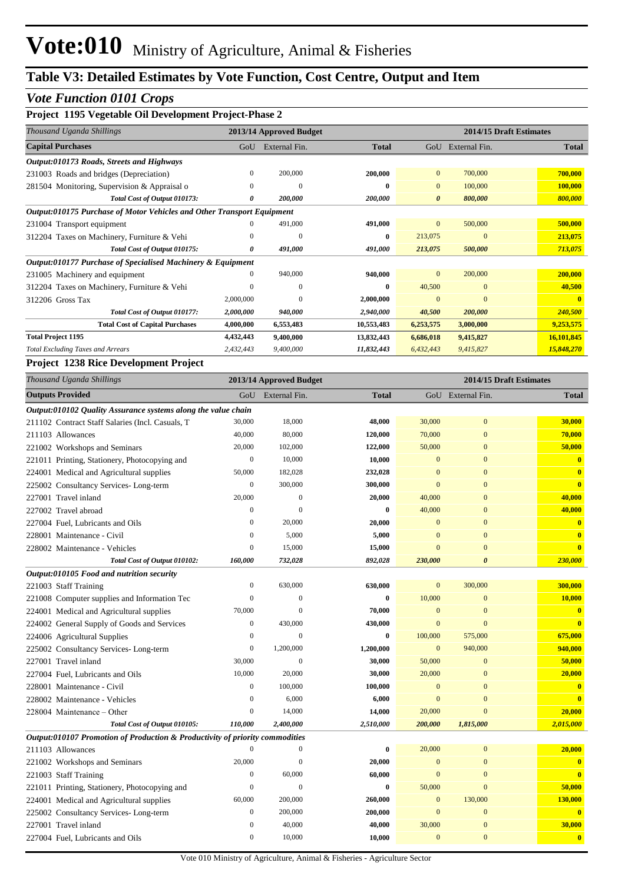# Vote:010 Ministry of Agriculture, Animal & Fisheries

## Table V3: Detailed Estimates by Vote Function, Cost Centre, Output and Item

### *Vote Function 0101 Crops*

**Project 1195 Vegetable Oil Development Project-Phase 2**

| *Thousand Uganda Shillings* | 2013/14 Approved Budget | | | 2014/15 Draft Estimates | | |
|---|---|---|---|---|---|---|
| **Capital Purchases** | GoU | External Fin. | **Total** | GoU | External Fin. | **Total** |
| ***Output:010173 Roads, Streets and Highways*** | | | | | | |
| 231003 Roads and bridges (Depreciation) | 0 | 200,000 | **200,000** | 0 | 700,000 | **700,000** |
| 281504 Monitoring, Supervision & Appraisal o | 0 | 0 | **0** | 0 | 100,000 | **100,000** |
| ***Total Cost of Output 010173:*** | ***0*** | ***200,000*** | ***200,000*** | ***0*** | ***800,000*** | ***800,000*** |
| ***Output:010175 Purchase of Motor Vehicles and Other Transport Equipment*** | | | | | | |
| 231004 Transport equipment | 0 | 491,000 | **491,000** | 0 | 500,000 | **500,000** |
| 312204 Taxes on Machinery, Furniture & Vehi | 0 | 0 | **0** | 213,075 | 0 | **213,075** |
| ***Total Cost of Output 010175:*** | ***0*** | ***491,000*** | ***491,000*** | ***213,075*** | ***500,000*** | ***713,075*** |
| ***Output:010177 Purchase of Specialised Machinery & Equipment*** | | | | | | |
| 231005 Machinery and equipment | 0 | 940,000 | **940,000** | 0 | 200,000 | **200,000** |
| 312204 Taxes on Machinery, Furniture & Vehi | 0 | 0 | **0** | 40,500 | 0 | **40,500** |
| 312206 Gross Tax | 2,000,000 | 0 | **2,000,000** | 0 | 0 | **0** |
| ***Total Cost of Output 010177:*** | ***2,000,000*** | ***940,000*** | ***2,940,000*** | ***40,500*** | ***200,000*** | ***240,500*** |
| **Total Cost of Capital Purchases** | **4,000,000** | **6,553,483** | **10,553,483** | **6,253,575** | **3,000,000** | **9,253,575** |
| **Total Project 1195** | **4,432,443** | **9,400,000** | **13,832,443** | **6,686,018** | **9,415,827** | **16,101,845** |
| *Total Excluding Taxes and Arrears* | *2,432,443* | *9,400,000* | *11,832,443* | *6,432,443* | *9,415,827* | ***15,848,270*** |

**Project 1238 Rice Development Project**

| *Thousand Uganda Shillings* | 2013/14 Approved Budget | | | 2014/15 Draft Estimates | | |
|---|---|---|---|---|---|---|
| **Outputs Provided** | GoU | External Fin. | **Total** | GoU | External Fin. | **Total** |
| ***Output:010102 Quality Assurance systems along the value chain*** | | | | | | |
| 211102 Contract Staff Salaries (Incl. Casuals, T | 30,000 | 18,000 | **48,000** | 30,000 | 0 | **30,000** |
| 211103 Allowances | 40,000 | 80,000 | **120,000** | 70,000 | 0 | **70,000** |
| 221002 Workshops and Seminars | 20,000 | 102,000 | **122,000** | 50,000 | 0 | **50,000** |
| 221011 Printing, Stationery, Photocopying and | 0 | 10,000 | **10,000** | 0 | 0 | **0** |
| 224001 Medical and Agricultural supplies | 50,000 | 182,028 | **232,028** | 0 | 0 | **0** |
| 225002 Consultancy Services- Long-term | 0 | 300,000 | **300,000** | 0 | 0 | **0** |
| 227001 Travel inland | 20,000 | 0 | **20,000** | 40,000 | 0 | **40,000** |
| 227002 Travel abroad | 0 | 0 | **0** | 40,000 | 0 | **40,000** |
| 227004 Fuel, Lubricants and Oils | 0 | 20,000 | **20,000** | 0 | 0 | **0** |
| 228001 Maintenance - Civil | 0 | 5,000 | **5,000** | 0 | 0 | **0** |
| 228002 Maintenance - Vehicles | 0 | 15,000 | **15,000** | 0 | 0 | **0** |
| ***Total Cost of Output 010102:*** | ***160,000*** | ***732,028*** | ***892,028*** | ***230,000*** | ***0*** | ***230,000*** |
| ***Output:010105 Food and nutrition security*** | | | | | | |
| 221003 Staff Training | 0 | 630,000 | **630,000** | 0 | 300,000 | **300,000** |
| 221008 Computer supplies and Information Tec | 0 | 0 | **0** | 10,000 | 0 | **10,000** |
| 224001 Medical and Agricultural supplies | 70,000 | 0 | **70,000** | 0 | 0 | **0** |
| 224002 General Supply of Goods and Services | 0 | 430,000 | **430,000** | 0 | 0 | **0** |
| 224006 Agricultural Supplies | 0 | 0 | **0** | 100,000 | 575,000 | **675,000** |
| 225002 Consultancy Services- Long-term | 0 | 1,200,000 | **1,200,000** | 0 | 940,000 | **940,000** |
| 227001 Travel inland | 30,000 | 0 | **30,000** | 50,000 | 0 | **50,000** |
| 227004 Fuel, Lubricants and Oils | 10,000 | 20,000 | **30,000** | 20,000 | 0 | **20,000** |
| 228001 Maintenance - Civil | 0 | 100,000 | **100,000** | 0 | 0 | **0** |
| 228002 Maintenance - Vehicles | 0 | 6,000 | **6,000** | 0 | 0 | **0** |
| 228004 Maintenance – Other | 0 | 14,000 | **14,000** | 20,000 | 0 | **20,000** |
| ***Total Cost of Output 010105:*** | ***110,000*** | ***2,400,000*** | ***2,510,000*** | ***200,000*** | ***1,815,000*** | ***2,015,000*** |
| ***Output:010107 Promotion of Production & Productivity of priority commodities*** | | | | | | |
| 211103 Allowances | 0 | 0 | **0** | 20,000 | 0 | **20,000** |
| 221002 Workshops and Seminars | 20,000 | 0 | **20,000** | 0 | 0 | **0** |
| 221003 Staff Training | 0 | 60,000 | **60,000** | 0 | 0 | **0** |
| 221011 Printing, Stationery, Photocopying and | 0 | 0 | **0** | 50,000 | 0 | **50,000** |
| 224001 Medical and Agricultural supplies | 60,000 | 200,000 | **260,000** | 0 | 130,000 | **130,000** |
| 225002 Consultancy Services- Long-term | 0 | 200,000 | **200,000** | 0 | 0 | **0** |
| 227001 Travel inland | 0 | 40,000 | **40,000** | 30,000 | 0 | **30,000** |
| 227004 Fuel, Lubricants and Oils | 0 | 10,000 | **10,000** | 0 | 0 | **0** |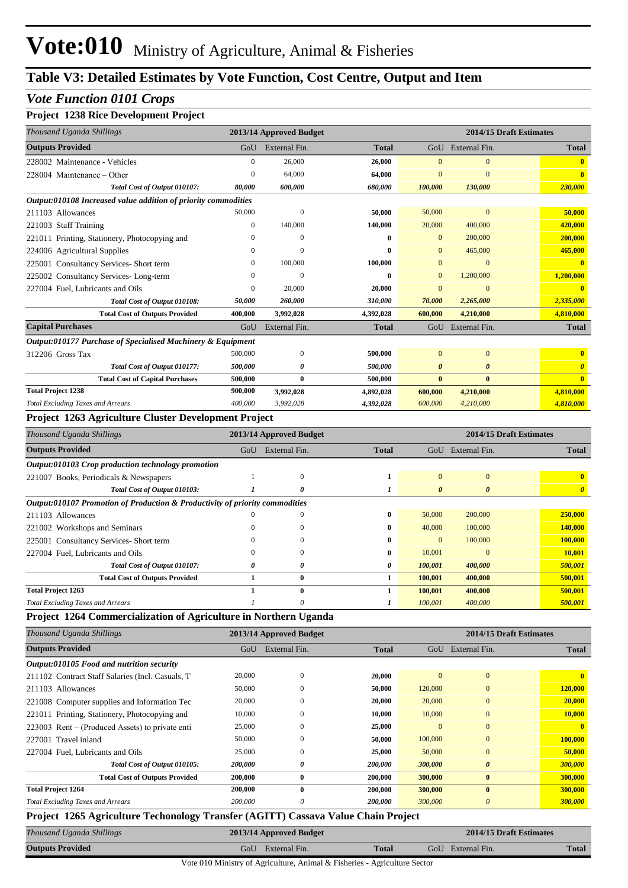# Vote:010 Ministry of Agriculture, Animal & Fisheries

## Table V3: Detailed Estimates by Vote Function, Cost Centre, Output and Item

### *Vote Function 0101 Crops*

**Project 1238 Rice Development Project**

| *Thousand Uganda Shillings* | 2013/14 Approved Budget | | | 2014/15 Draft Estimates | | |
|---|---|---|---|---|---|---|
| **Outputs Provided** | GoU | External Fin. | **Total** | GoU | External Fin. | **Total** |
| 228002 Maintenance - Vehicles | 0 | 26,000 | **26,000** | 0 | 0 | **0** |
| 228004 Maintenance – Other | 0 | 64,000 | **64,000** | 0 | 0 | **0** |
| ***Total Cost of Output 010107:*** | ***80,000*** | ***600,000*** | ***680,000*** | ***100,000*** | ***130,000*** | ***230,000*** |
| ***Output:010108 Increased value addition of priority commodities*** | | | | | | |
| 211103 Allowances | 50,000 | 0 | **50,000** | 50,000 | 0 | **50,000** |
| 221003 Staff Training | 0 | 140,000 | **140,000** | 20,000 | 400,000 | **420,000** |
| 221011 Printing, Stationery, Photocopying and | 0 | 0 | **0** | 0 | 200,000 | **200,000** |
| 224006 Agricultural Supplies | 0 | 0 | **0** | 0 | 465,000 | **465,000** |
| 225001 Consultancy Services- Short term | 0 | 100,000 | **100,000** | 0 | 0 | **0** |
| 225002 Consultancy Services- Long-term | 0 | 0 | **0** | 0 | 1,200,000 | **1,200,000** |
| 227004 Fuel, Lubricants and Oils | 0 | 20,000 | **20,000** | 0 | 0 | **0** |
| ***Total Cost of Output 010108:*** | ***50,000*** | ***260,000*** | ***310,000*** | ***70,000*** | ***2,265,000*** | ***2,335,000*** |
| **Total Cost of Outputs Provided** | **400,000** | **3,992,028** | **4,392,028** | **600,000** | **4,210,000** | **4,810,000** |
| **Capital Purchases** | GoU | External Fin. | **Total** | GoU | External Fin. | **Total** |
| ***Output:010177 Purchase of Specialised Machinery & Equipment*** | | | | | | |
| 312206 Gross Tax | 500,000 | 0 | **500,000** | 0 | 0 | **0** |
| ***Total Cost of Output 010177:*** | ***500,000*** | ***0*** | ***500,000*** | ***0*** | ***0*** | ***0*** |
| **Total Cost of Capital Purchases** | **500,000** | **0** | **500,000** | **0** | **0** | **0** |
| **Total Project 1238** | **900,000** | **3,992,028** | **4,892,028** | **600,000** | **4,210,000** | **4,810,000** |
| *Total Excluding Taxes and Arrears* | *400,000* | *3,992,028* | ***4,392,028*** | *600,000* | *4,210,000* | ***4,810,000*** |

**Project 1263 Agriculture Cluster Development Project**

| *Thousand Uganda Shillings* | 2013/14 Approved Budget | | | 2014/15 Draft Estimates | | |
|---|---|---|---|---|---|---|
| **Outputs Provided** | GoU | External Fin. | **Total** | GoU | External Fin. | **Total** |
| ***Output:010103 Crop production technology promotion*** | | | | | | |
| 221007 Books, Periodicals & Newspapers | 1 | 0 | **1** | 0 | 0 | **0** |
| ***Total Cost of Output 010103:*** | ***1*** | ***0*** | ***1*** | ***0*** | ***0*** | ***0*** |
| ***Output:010107 Promotion of Production & Productivity of priority commodities*** | | | | | | |
| 211103 Allowances | 0 | 0 | **0** | 50,000 | 200,000 | **250,000** |
| 221002 Workshops and Seminars | 0 | 0 | **0** | 40,000 | 100,000 | **140,000** |
| 225001 Consultancy Services- Short term | 0 | 0 | **0** | 0 | 100,000 | **100,000** |
| 227004 Fuel, Lubricants and Oils | 0 | 0 | **0** | 10,001 | 0 | **10,001** |
| ***Total Cost of Output 010107:*** | ***0*** | ***0*** | ***0*** | ***100,001*** | ***400,000*** | ***500,001*** |
| **Total Cost of Outputs Provided** | **1** | **0** | **1** | **100,001** | **400,000** | **500,001** |
| **Total Project 1263** | **1** | **0** | **1** | **100,001** | **400,000** | **500,001** |
| *Total Excluding Taxes and Arrears* | *1* | *0* | ***1*** | *100,001* | *400,000* | ***500,001*** |

**Project 1264 Commercialization of Agriculture in Northern Uganda**

| *Thousand Uganda Shillings* | 2013/14 Approved Budget | | | 2014/15 Draft Estimates | | |
|---|---|---|---|---|---|---|
| **Outputs Provided** | GoU | External Fin. | **Total** | GoU | External Fin. | **Total** |
| ***Output:010105 Food and nutrition security*** | | | | | | |
| 211102 Contract Staff Salaries (Incl. Casuals, T | 20,000 | 0 | **20,000** | 0 | 0 | **0** |
| 211103 Allowances | 50,000 | 0 | **50,000** | 120,000 | 0 | **120,000** |
| 221008 Computer supplies and Information Tec | 20,000 | 0 | **20,000** | 20,000 | 0 | **20,000** |
| 221011 Printing, Stationery, Photocopying and | 10,000 | 0 | **10,000** | 10,000 | 0 | **10,000** |
| 223003 Rent – (Produced Assets) to private enti | 25,000 | 0 | **25,000** | 0 | 0 | **0** |
| 227001 Travel inland | 50,000 | 0 | **50,000** | 100,000 | 0 | **100,000** |
| 227004 Fuel, Lubricants and Oils | 25,000 | 0 | **25,000** | 50,000 | 0 | **50,000** |
| ***Total Cost of Output 010105:*** | ***200,000*** | ***0*** | ***200,000*** | ***300,000*** | ***0*** | ***300,000*** |
| **Total Cost of Outputs Provided** | **200,000** | **0** | **200,000** | **300,000** | **0** | **300,000** |
| **Total Project 1264** | **200,000** | **0** | **200,000** | **300,000** | **0** | **300,000** |
| *Total Excluding Taxes and Arrears* | *200,000* | *0* | ***200,000*** | *300,000* | *0* | ***300,000*** |

**Project 1265 Agriculture Techonology Transfer (AGITT) Cassava Value Chain Project**

| *Thousand Uganda Shillings* | 2013/14 Approved Budget | | | 2014/15 Draft Estimates | | |
|---|---|---|---|---|---|---|
| **Outputs Provided** | GoU | External Fin. | **Total** | GoU | External Fin. | **Total** |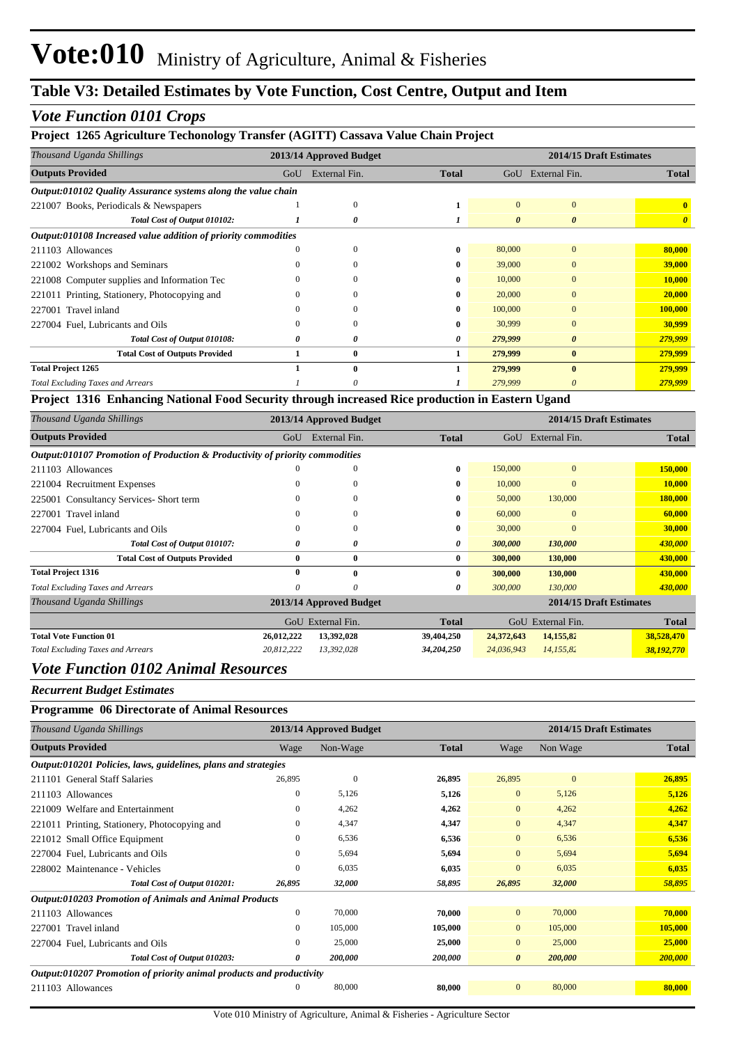# Vote:010 Ministry of Agriculture, Animal & Fisheries

## Table V3: Detailed Estimates by Vote Function, Cost Centre, Output and Item

### *Vote Function 0101 Crops*

**Project 1265 Agriculture Techonology Transfer (AGITT) Cassava Value Chain Project**

| *Thousand Uganda Shillings* | 2013/14 Approved Budget | | | 2014/15 Draft Estimates | | |
|---|---|---|---|---|---|---|
| **Outputs Provided** | GoU | External Fin. | **Total** | GoU | External Fin. | **Total** |
| ***Output:010102 Quality Assurance systems along the value chain*** | | | | | | |
| 221007 Books, Periodicals & Newspapers | 1 | 0 | **1** | 0 | 0 | **0** |
| ***Total Cost of Output 010102:*** | ***1*** | ***0*** | ***1*** | ***0*** | ***0*** | ***0*** |
| ***Output:010108 Increased value addition of priority commodities*** | | | | | | |
| 211103 Allowances | 0 | 0 | **0** | 80,000 | 0 | **80,000** |
| 221002 Workshops and Seminars | 0 | 0 | **0** | 39,000 | 0 | **39,000** |
| 221008 Computer supplies and Information Tec | 0 | 0 | **0** | 10,000 | 0 | **10,000** |
| 221011 Printing, Stationery, Photocopying and | 0 | 0 | **0** | 20,000 | 0 | **20,000** |
| 227001 Travel inland | 0 | 0 | **0** | 100,000 | 0 | **100,000** |
| 227004 Fuel, Lubricants and Oils | 0 | 0 | **0** | 30,999 | 0 | **30,999** |
| ***Total Cost of Output 010108:*** | ***0*** | ***0*** | ***0*** | ***279,999*** | ***0*** | ***279,999*** |
| **Total Cost of Outputs Provided** | **1** | **0** | **1** | **279,999** | **0** | **279,999** |
| **Total Project 1265** | **1** | **0** | **1** | **279,999** | **0** | **279,999** |
| *Total Excluding Taxes and Arrears* | *1* | *0* | *1* | *279,999* | *0* | *279,999* |

**Project 1316 Enhancing National Food Security through increased Rice production in Eastern Ugand**

| *Thousand Uganda Shillings* | 2013/14 Approved Budget | | | 2014/15 Draft Estimates | | |
|---|---|---|---|---|---|---|
| **Outputs Provided** | GoU | External Fin. | **Total** | GoU | External Fin. | **Total** |
| ***Output:010107 Promotion of Production & Productivity of priority commodities*** | | | | | | |
| 211103 Allowances | 0 | 0 | **0** | 150,000 | 0 | **150,000** |
| 221004 Recruitment Expenses | 0 | 0 | **0** | 10,000 | 0 | **10,000** |
| 225001 Consultancy Services- Short term | 0 | 0 | **0** | 50,000 | 130,000 | **180,000** |
| 227001 Travel inland | 0 | 0 | **0** | 60,000 | 0 | **60,000** |
| 227004 Fuel, Lubricants and Oils | 0 | 0 | **0** | 30,000 | 0 | **30,000** |
| ***Total Cost of Output 010107:*** | ***0*** | ***0*** | ***0*** | ***300,000*** | ***130,000*** | ***430,000*** |
| **Total Cost of Outputs Provided** | **0** | **0** | **0** | **300,000** | **130,000** | **430,000** |
| **Total Project 1316** | **0** | **0** | **0** | **300,000** | **130,000** | **430,000** |
| *Total Excluding Taxes and Arrears* | *0* | *0* | *0* | *300,000* | *130,000* | *430,000* |

| *Thousand Uganda Shillings* | 2013/14 Approved Budget | | | 2014/15 Draft Estimates | | |
|---|---|---|---|---|---|---|
| | GoU | External Fin. | **Total** | GoU | External Fin. | **Total** |
| **Total Vote Function 01** | **26,012,222** | **13,392,028** | **39,404,250** | **24,372,643** | **14,155,82** | **38,528,470** |
| *Total Excluding Taxes and Arrears* | *20,812,222* | *13,392,028* | *34,204,250* | *24,036,943* | *14,155,82* | *38,192,770* |

### *Vote Function 0102 Animal Resources*

***Recurrent Budget Estimates***

**Programme 06 Directorate of Animal Resources**

| *Thousand Uganda Shillings* | 2013/14 Approved Budget | | | 2014/15 Draft Estimates | | |
|---|---|---|---|---|---|---|
| **Outputs Provided** | Wage | Non-Wage | **Total** | Wage | Non Wage | **Total** |
| ***Output:010201 Policies, laws, guidelines, plans and strategies*** | | | | | | |
| 211101 General Staff Salaries | 26,895 | 0 | **26,895** | 26,895 | 0 | **26,895** |
| 211103 Allowances | 0 | 5,126 | **5,126** | 0 | 5,126 | **5,126** |
| 221009 Welfare and Entertainment | 0 | 4,262 | **4,262** | 0 | 4,262 | **4,262** |
| 221011 Printing, Stationery, Photocopying and | 0 | 4,347 | **4,347** | 0 | 4,347 | **4,347** |
| 221012 Small Office Equipment | 0 | 6,536 | **6,536** | 0 | 6,536 | **6,536** |
| 227004 Fuel, Lubricants and Oils | 0 | 5,694 | **5,694** | 0 | 5,694 | **5,694** |
| 228002 Maintenance - Vehicles | 0 | 6,035 | **6,035** | 0 | 6,035 | **6,035** |
| ***Total Cost of Output 010201:*** | ***26,895*** | ***32,000*** | ***58,895*** | ***26,895*** | ***32,000*** | ***58,895*** |
| ***Output:010203 Promotion of Animals and Animal Products*** | | | | | | |
| 211103 Allowances | 0 | 70,000 | **70,000** | 0 | 70,000 | **70,000** |
| 227001 Travel inland | 0 | 105,000 | **105,000** | 0 | 105,000 | **105,000** |
| 227004 Fuel, Lubricants and Oils | 0 | 25,000 | **25,000** | 0 | 25,000 | **25,000** |
| ***Total Cost of Output 010203:*** | ***0*** | ***200,000*** | ***200,000*** | ***0*** | ***200,000*** | ***200,000*** |
| ***Output:010207 Promotion of priority animal products and productivity*** | | | | | | |
| 211103 Allowances | 0 | 80,000 | **80,000** | 0 | 80,000 | **80,000** |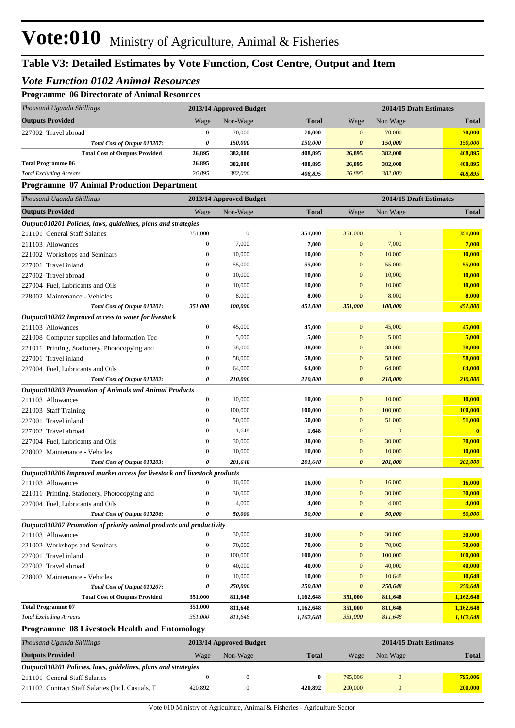# Vote:010 Ministry of Agriculture, Animal & Fisheries

## Table V3: Detailed Estimates by Vote Function, Cost Centre, Output and Item

### *Vote Function 0102 Animal Resources*

**Programme 06 Directorate of Animal Resources**

| *Thousand Uganda Shillings* | 2013/14 Approved Budget | | | 2014/15 Draft Estimates | | |
|---|---|---|---|---|---|---|
| **Outputs Provided** | Wage | Non-Wage | **Total** | Wage | Non Wage | **Total** |
| 227002 Travel abroad | 0 | 70,000 | **70,000** | 0 | 70,000 | **70,000** |
| ***Total Cost of Output 010207:*** | ***0*** | ***150,000*** | ***150,000*** | ***0*** | ***150,000*** | ***150,000*** |
| **Total Cost of Outputs Provided** | **26,895** | **382,000** | **408,895** | **26,895** | **382,000** | **408,895** |
| **Total Programme 06** | **26,895** | **382,000** | **408,895** | **26,895** | **382,000** | **408,895** |
| *Total Excluding Arrears* | *26,895* | *382,000* | *408,895* | *26,895* | *382,000* | *408,895* |

**Programme 07 Animal Production Department**

| *Thousand Uganda Shillings* | 2013/14 Approved Budget | | | 2014/15 Draft Estimates | | |
|---|---|---|---|---|---|---|
| **Outputs Provided** | Wage | Non-Wage | **Total** | Wage | Non Wage | **Total** |
| ***Output:010201 Policies, laws, guidelines, plans and strategies*** | | | | | | |
| 211101 General Staff Salaries | 351,000 | 0 | **351,000** | 351,000 | 0 | **351,000** |
| 211103 Allowances | 0 | 7,000 | **7,000** | 0 | 7,000 | **7,000** |
| 221002 Workshops and Seminars | 0 | 10,000 | **10,000** | 0 | 10,000 | **10,000** |
| 227001 Travel inland | 0 | 55,000 | **55,000** | 0 | 55,000 | **55,000** |
| 227002 Travel abroad | 0 | 10,000 | **10,000** | 0 | 10,000 | **10,000** |
| 227004 Fuel, Lubricants and Oils | 0 | 10,000 | **10,000** | 0 | 10,000 | **10,000** |
| 228002 Maintenance - Vehicles | 0 | 8,000 | **8,000** | 0 | 8,000 | **8,000** |
| ***Total Cost of Output 010201:*** | ***351,000*** | ***100,000*** | ***451,000*** | ***351,000*** | ***100,000*** | ***451,000*** |
| ***Output:010202 Improved access to water for livestock*** | | | | | | |
| 211103 Allowances | 0 | 45,000 | **45,000** | 0 | 45,000 | **45,000** |
| 221008 Computer supplies and Information Tec | 0 | 5,000 | **5,000** | 0 | 5,000 | **5,000** |
| 221011 Printing, Stationery, Photocopying and | 0 | 38,000 | **38,000** | 0 | 38,000 | **38,000** |
| 227001 Travel inland | 0 | 58,000 | **58,000** | 0 | 58,000 | **58,000** |
| 227004 Fuel, Lubricants and Oils | 0 | 64,000 | **64,000** | 0 | 64,000 | **64,000** |
| ***Total Cost of Output 010202:*** | ***0*** | ***210,000*** | ***210,000*** | ***0*** | ***210,000*** | ***210,000*** |
| ***Output:010203 Promotion of Animals and Animal Products*** | | | | | | |
| 211103 Allowances | 0 | 10,000 | **10,000** | 0 | 10,000 | **10,000** |
| 221003 Staff Training | 0 | 100,000 | **100,000** | 0 | 100,000 | **100,000** |
| 227001 Travel inland | 0 | 50,000 | **50,000** | 0 | 51,000 | **51,000** |
| 227002 Travel abroad | 0 | 1,648 | **1,648** | 0 | 0 | **0** |
| 227004 Fuel, Lubricants and Oils | 0 | 30,000 | **30,000** | 0 | 30,000 | **30,000** |
| 228002 Maintenance - Vehicles | 0 | 10,000 | **10,000** | 0 | 10,000 | **10,000** |
| ***Total Cost of Output 010203:*** | ***0*** | ***201,648*** | ***201,648*** | ***0*** | ***201,000*** | ***201,000*** |
| ***Output:010206 Improved market access for livestock and livestock products*** | | | | | | |
| 211103 Allowances | 0 | 16,000 | **16,000** | 0 | 16,000 | **16,000** |
| 221011 Printing, Stationery, Photocopying and | 0 | 30,000 | **30,000** | 0 | 30,000 | **30,000** |
| 227004 Fuel, Lubricants and Oils | 0 | 4,000 | **4,000** | 0 | 4,000 | **4,000** |
| ***Total Cost of Output 010206:*** | ***0*** | ***50,000*** | ***50,000*** | ***0*** | ***50,000*** | ***50,000*** |
| ***Output:010207 Promotion of priority animal products and productivity*** | | | | | | |
| 211103 Allowances | 0 | 30,000 | **30,000** | 0 | 30,000 | **30,000** |
| 221002 Workshops and Seminars | 0 | 70,000 | **70,000** | 0 | 70,000 | **70,000** |
| 227001 Travel inland | 0 | 100,000 | **100,000** | 0 | 100,000 | **100,000** |
| 227002 Travel abroad | 0 | 40,000 | **40,000** | 0 | 40,000 | **40,000** |
| 228002 Maintenance - Vehicles | 0 | 10,000 | **10,000** | 0 | 10,648 | **10,648** |
| ***Total Cost of Output 010207:*** | ***0*** | ***250,000*** | ***250,000*** | ***0*** | ***250,648*** | ***250,648*** |
| **Total Cost of Outputs Provided** | **351,000** | **811,648** | **1,162,648** | **351,000** | **811,648** | **1,162,648** |
| **Total Programme 07** | **351,000** | **811,648** | **1,162,648** | **351,000** | **811,648** | **1,162,648** |
| *Total Excluding Arrears* | *351,000* | *811,648* | *1,162,648* | *351,000* | *811,648* | *1,162,648* |

**Programme 08 Livestock Health and Entomology**

| *Thousand Uganda Shillings* | 2013/14 Approved Budget | | | 2014/15 Draft Estimates | | |
|---|---|---|---|---|---|---|
| **Outputs Provided** | Wage | Non-Wage | **Total** | Wage | Non Wage | **Total** |
| ***Output:010201 Policies, laws, guidelines, plans and strategies*** | | | | | | |
| 211101 General Staff Salaries | 0 | 0 | **0** | 795,006 | 0 | **795,006** |
| 211102 Contract Staff Salaries (Incl. Casuals, T | 420,892 | 0 | **420,892** | 200,000 | 0 | **200,000** |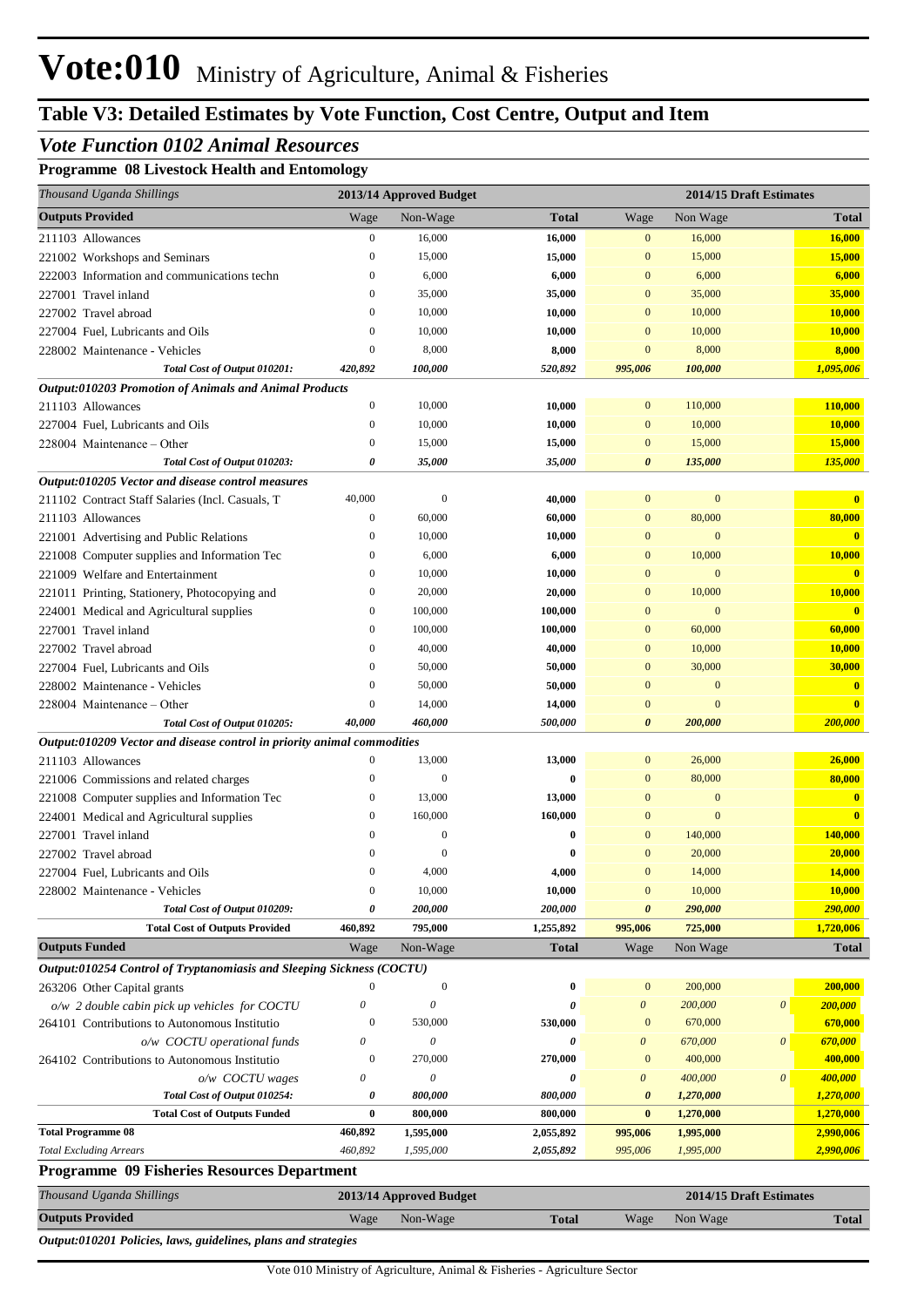# Vote:010 Ministry of Agriculture, Animal & Fisheries

## Table V3: Detailed Estimates by Vote Function, Cost Centre, Output and Item

### *Vote Function 0102 Animal Resources*

**Programme 08 Livestock Health and Entomology**

| *Thousand Uganda Shillings* | 2013/14 Approved Budget | | | 2014/15 Draft Estimates | | | |
|---|---|---|---|---|---|---|---|
| **Outputs Provided** | Wage | Non-Wage | **Total** | Wage | Non Wage | | **Total** |
| 211103 Allowances | 0 | 16,000 | **16,000** | 0 | 16,000 | | **16,000** |
| 221002 Workshops and Seminars | 0 | 15,000 | **15,000** | 0 | 15,000 | | **15,000** |
| 222003 Information and communications techn | 0 | 6,000 | **6,000** | 0 | 6,000 | | **6,000** |
| 227001 Travel inland | 0 | 35,000 | **35,000** | 0 | 35,000 | | **35,000** |
| 227002 Travel abroad | 0 | 10,000 | **10,000** | 0 | 10,000 | | **10,000** |
| 227004 Fuel, Lubricants and Oils | 0 | 10,000 | **10,000** | 0 | 10,000 | | **10,000** |
| 228002 Maintenance - Vehicles | 0 | 8,000 | **8,000** | 0 | 8,000 | | **8,000** |
| ***Total Cost of Output 010201:*** | ***420,892*** | ***100,000*** | ***520,892*** | ***995,006*** | ***100,000*** | | ***1,095,006*** |
| ***Output:010203 Promotion of Animals and Animal Products*** | | | | | | | |
| 211103 Allowances | 0 | 10,000 | **10,000** | 0 | 110,000 | | **110,000** |
| 227004 Fuel, Lubricants and Oils | 0 | 10,000 | **10,000** | 0 | 10,000 | | **10,000** |
| 228004 Maintenance – Other | 0 | 15,000 | **15,000** | 0 | 15,000 | | **15,000** |
| ***Total Cost of Output 010203:*** | ***0*** | ***35,000*** | ***35,000*** | ***0*** | ***135,000*** | | ***135,000*** |
| ***Output:010205 Vector and disease control measures*** | | | | | | | |
| 211102 Contract Staff Salaries (Incl. Casuals, T | 40,000 | 0 | **40,000** | 0 | 0 | | **0** |
| 211103 Allowances | 0 | 60,000 | **60,000** | 0 | 80,000 | | **80,000** |
| 221001 Advertising and Public Relations | 0 | 10,000 | **10,000** | 0 | 0 | | **0** |
| 221008 Computer supplies and Information Tec | 0 | 6,000 | **6,000** | 0 | 10,000 | | **10,000** |
| 221009 Welfare and Entertainment | 0 | 10,000 | **10,000** | 0 | 0 | | **0** |
| 221011 Printing, Stationery, Photocopying and | 0 | 20,000 | **20,000** | 0 | 10,000 | | **10,000** |
| 224001 Medical and Agricultural supplies | 0 | 100,000 | **100,000** | 0 | 0 | | **0** |
| 227001 Travel inland | 0 | 100,000 | **100,000** | 0 | 60,000 | | **60,000** |
| 227002 Travel abroad | 0 | 40,000 | **40,000** | 0 | 10,000 | | **10,000** |
| 227004 Fuel, Lubricants and Oils | 0 | 50,000 | **50,000** | 0 | 30,000 | | **30,000** |
| 228002 Maintenance - Vehicles | 0 | 50,000 | **50,000** | 0 | 0 | | **0** |
| 228004 Maintenance – Other | 0 | 14,000 | **14,000** | 0 | 0 | | **0** |
| ***Total Cost of Output 010205:*** | ***40,000*** | ***460,000*** | ***500,000*** | ***0*** | ***200,000*** | | ***200,000*** |
| ***Output:010209 Vector and disease control in priority animal commodities*** | | | | | | | |
| 211103 Allowances | 0 | 13,000 | **13,000** | 0 | 26,000 | | **26,000** |
| 221006 Commissions and related charges | 0 | 0 | **0** | 0 | 80,000 | | **80,000** |
| 221008 Computer supplies and Information Tec | 0 | 13,000 | **13,000** | 0 | 0 | | **0** |
| 224001 Medical and Agricultural supplies | 0 | 160,000 | **160,000** | 0 | 0 | | **0** |
| 227001 Travel inland | 0 | 0 | **0** | 0 | 140,000 | | **140,000** |
| 227002 Travel abroad | 0 | 0 | **0** | 0 | 20,000 | | **20,000** |
| 227004 Fuel, Lubricants and Oils | 0 | 4,000 | **4,000** | 0 | 14,000 | | **14,000** |
| 228002 Maintenance - Vehicles | 0 | 10,000 | **10,000** | 0 | 10,000 | | **10,000** |
| ***Total Cost of Output 010209:*** | ***0*** | ***200,000*** | ***200,000*** | ***0*** | ***290,000*** | | ***290,000*** |
| **Total Cost of Outputs Provided** | **460,892** | **795,000** | **1,255,892** | **995,006** | **725,000** | | **1,720,006** |
| **Outputs Funded** | Wage | Non-Wage | **Total** | Wage | Non Wage | | **Total** |
| ***Output:010254 Control of Tryptanomiasis and Sleeping Sickness (COCTU)*** | | | | | | | |
| 263206 Other Capital grants | 0 | 0 | **0** | 0 | 200,000 | | **200,000** |
| *o/w 2 double cabin pick up vehicles for COCTU* | *0* | *0* | ***0*** | *0* | *200,000* | *0* | ***200,000*** |
| 264101 Contributions to Autonomous Institutio | 0 | 530,000 | **530,000** | 0 | 670,000 | | **670,000** |
| *o/w COCTU operational funds* | *0* | *0* | ***0*** | *0* | *670,000* | *0* | ***670,000*** |
| 264102 Contributions to Autonomous Institutio | 0 | 270,000 | **270,000** | 0 | 400,000 | | **400,000** |
| *o/w COCTU wages* | *0* | *0* | ***0*** | *0* | *400,000* | *0* | ***400,000*** |
| ***Total Cost of Output 010254:*** | ***0*** | ***800,000*** | ***800,000*** | ***0*** | ***1,270,000*** | | ***1,270,000*** |
| **Total Cost of Outputs Funded** | **0** | **800,000** | **800,000** | **0** | **1,270,000** | | **1,270,000** |
| **Total Programme 08** | **460,892** | **1,595,000** | **2,055,892** | **995,006** | **1,995,000** | | **2,990,006** |
| *Total Excluding Arrears* | *460,892* | *1,595,000* | *2,055,892* | *995,006* | *1,995,000* | | *2,990,006* |

**Programme 09 Fisheries Resources Department**

| *Thousand Uganda Shillings* | 2013/14 Approved Budget | | | 2014/15 Draft Estimates | | |
|---|---|---|---|---|---|---|
| **Outputs Provided** | Wage | Non-Wage | **Total** | Wage | Non Wage | **Total** |
| ***Output:010201 Policies, laws, guidelines, plans and strategies*** | | | | | | |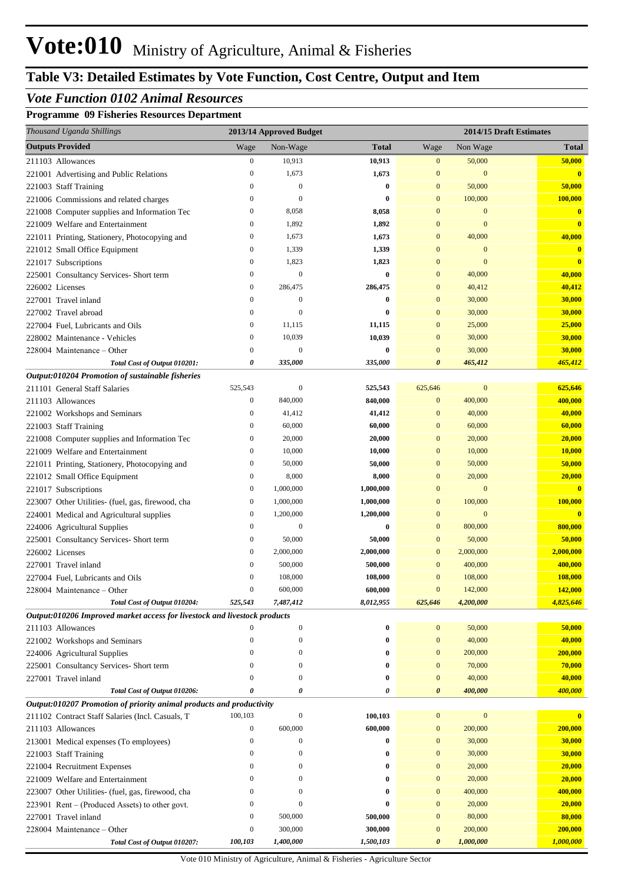# Vote:010 Ministry of Agriculture, Animal & Fisheries

## Table V3: Detailed Estimates by Vote Function, Cost Centre, Output and Item

### *Vote Function 0102 Animal Resources*

**Programme 09 Fisheries Resources Department**

| *Thousand Uganda Shillings* | 2013/14 Approved Budget | | | 2014/15 Draft Estimates | | |
|---|---|---|---|---|---|---|
| **Outputs Provided** | Wage | Non-Wage | **Total** | Wage | Non Wage | **Total** |
| 211103 Allowances | 0 | 10,913 | **10,913** | 0 | 50,000 | **50,000** |
| 221001 Advertising and Public Relations | 0 | 1,673 | **1,673** | 0 | 0 | **0** |
| 221003 Staff Training | 0 | 0 | **0** | 0 | 50,000 | **50,000** |
| 221006 Commissions and related charges | 0 | 0 | **0** | 0 | 100,000 | **100,000** |
| 221008 Computer supplies and Information Tec | 0 | 8,058 | **8,058** | 0 | 0 | **0** |
| 221009 Welfare and Entertainment | 0 | 1,892 | **1,892** | 0 | 0 | **0** |
| 221011 Printing, Stationery, Photocopying and | 0 | 1,673 | **1,673** | 0 | 40,000 | **40,000** |
| 221012 Small Office Equipment | 0 | 1,339 | **1,339** | 0 | 0 | **0** |
| 221017 Subscriptions | 0 | 1,823 | **1,823** | 0 | 0 | **0** |
| 225001 Consultancy Services- Short term | 0 | 0 | **0** | 0 | 40,000 | **40,000** |
| 226002 Licenses | 0 | 286,475 | **286,475** | 0 | 40,412 | **40,412** |
| 227001 Travel inland | 0 | 0 | **0** | 0 | 30,000 | **30,000** |
| 227002 Travel abroad | 0 | 0 | **0** | 0 | 30,000 | **30,000** |
| 227004 Fuel, Lubricants and Oils | 0 | 11,115 | **11,115** | 0 | 25,000 | **25,000** |
| 228002 Maintenance - Vehicles | 0 | 10,039 | **10,039** | 0 | 30,000 | **30,000** |
| 228004 Maintenance – Other | 0 | 0 | **0** | 0 | 30,000 | **30,000** |
| ***Total Cost of Output 010201:*** | ***0*** | ***335,000*** | ***335,000*** | ***0*** | ***465,412*** | ***465,412*** |
| ***Output:010204 Promotion of sustainable fisheries*** | | | | | | |
| 211101 General Staff Salaries | 525,543 | 0 | **525,543** | 625,646 | 0 | **625,646** |
| 211103 Allowances | 0 | 840,000 | **840,000** | 0 | 400,000 | **400,000** |
| 221002 Workshops and Seminars | 0 | 41,412 | **41,412** | 0 | 40,000 | **40,000** |
| 221003 Staff Training | 0 | 60,000 | **60,000** | 0 | 60,000 | **60,000** |
| 221008 Computer supplies and Information Tec | 0 | 20,000 | **20,000** | 0 | 20,000 | **20,000** |
| 221009 Welfare and Entertainment | 0 | 10,000 | **10,000** | 0 | 10,000 | **10,000** |
| 221011 Printing, Stationery, Photocopying and | 0 | 50,000 | **50,000** | 0 | 50,000 | **50,000** |
| 221012 Small Office Equipment | 0 | 8,000 | **8,000** | 0 | 20,000 | **20,000** |
| 221017 Subscriptions | 0 | 1,000,000 | **1,000,000** | 0 | 0 | **0** |
| 223007 Other Utilities- (fuel, gas, firewood, cha | 0 | 1,000,000 | **1,000,000** | 0 | 100,000 | **100,000** |
| 224001 Medical and Agricultural supplies | 0 | 1,200,000 | **1,200,000** | 0 | 0 | **0** |
| 224006 Agricultural Supplies | 0 | 0 | **0** | 0 | 800,000 | **800,000** |
| 225001 Consultancy Services- Short term | 0 | 50,000 | **50,000** | 0 | 50,000 | **50,000** |
| 226002 Licenses | 0 | 2,000,000 | **2,000,000** | 0 | 2,000,000 | **2,000,000** |
| 227001 Travel inland | 0 | 500,000 | **500,000** | 0 | 400,000 | **400,000** |
| 227004 Fuel, Lubricants and Oils | 0 | 108,000 | **108,000** | 0 | 108,000 | **108,000** |
| 228004 Maintenance – Other | 0 | 600,000 | **600,000** | 0 | 142,000 | **142,000** |
| ***Total Cost of Output 010204:*** | ***525,543*** | ***7,487,412*** | ***8,012,955*** | ***625,646*** | ***4,200,000*** | ***4,825,646*** |
| ***Output:010206 Improved market access for livestock and livestock products*** | | | | | | |
| 211103 Allowances | 0 | 0 | **0** | 0 | 50,000 | **50,000** |
| 221002 Workshops and Seminars | 0 | 0 | **0** | 0 | 40,000 | **40,000** |
| 224006 Agricultural Supplies | 0 | 0 | **0** | 0 | 200,000 | **200,000** |
| 225001 Consultancy Services- Short term | 0 | 0 | **0** | 0 | 70,000 | **70,000** |
| 227001 Travel inland | 0 | 0 | **0** | 0 | 40,000 | **40,000** |
| ***Total Cost of Output 010206:*** | ***0*** | ***0*** | ***0*** | ***0*** | ***400,000*** | ***400,000*** |
| ***Output:010207 Promotion of priority animal products and productivity*** | | | | | | |
| 211102 Contract Staff Salaries (Incl. Casuals, T | 100,103 | 0 | **100,103** | 0 | 0 | **0** |
| 211103 Allowances | 0 | 600,000 | **600,000** | 0 | 200,000 | **200,000** |
| 213001 Medical expenses (To employees) | 0 | 0 | **0** | 0 | 30,000 | **30,000** |
| 221003 Staff Training | 0 | 0 | **0** | 0 | 30,000 | **30,000** |
| 221004 Recruitment Expenses | 0 | 0 | **0** | 0 | 20,000 | **20,000** |
| 221009 Welfare and Entertainment | 0 | 0 | **0** | 0 | 20,000 | **20,000** |
| 223007 Other Utilities- (fuel, gas, firewood, cha | 0 | 0 | **0** | 0 | 400,000 | **400,000** |
| 223901 Rent – (Produced Assets) to other govt. | 0 | 0 | **0** | 0 | 20,000 | **20,000** |
| 227001 Travel inland | 0 | 500,000 | **500,000** | 0 | 80,000 | **80,000** |
| 228004 Maintenance – Other | 0 | 300,000 | **300,000** | 0 | 200,000 | **200,000** |
| ***Total Cost of Output 010207:*** | ***100,103*** | ***1,400,000*** | ***1,500,103*** | ***0*** | ***1,000,000*** | ***1,000,000*** |

Vote 010 Ministry of Agriculture, Animal & Fisheries - Agriculture Sector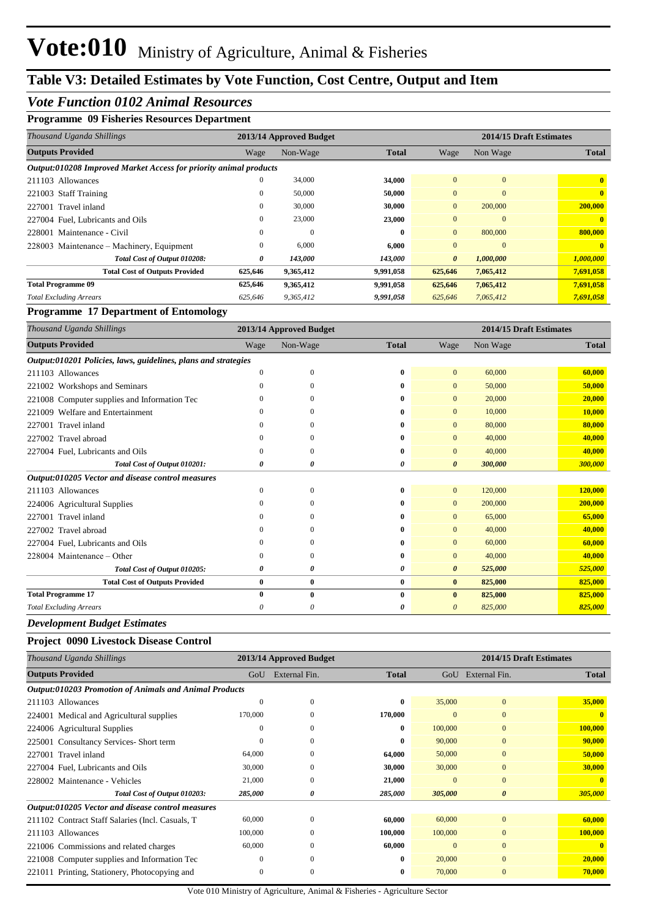# Vote:010 Ministry of Agriculture, Animal & Fisheries

## Table V3: Detailed Estimates by Vote Function, Cost Centre, Output and Item

### *Vote Function 0102 Animal Resources*

#### Programme 09 Fisheries Resources Department

| *Thousand Uganda Shillings* | 2013/14 Approved Budget | | | 2014/15 Draft Estimates | | |
|---|---|---|---|---|---|---|
| **Outputs Provided** | Wage | Non-Wage | **Total** | Wage | Non Wage | **Total** |
| ***Output:010208 Improved Market Access for priority animal products*** | | | | | | |
| 211103 Allowances | 0 | 34,000 | **34,000** | 0 | 0 | **0** |
| 221003 Staff Training | 0 | 50,000 | **50,000** | 0 | 0 | **0** |
| 227001 Travel inland | 0 | 30,000 | **30,000** | 0 | 200,000 | **200,000** |
| 227004 Fuel, Lubricants and Oils | 0 | 23,000 | **23,000** | 0 | 0 | **0** |
| 228001 Maintenance - Civil | 0 | 0 | **0** | 0 | 800,000 | **800,000** |
| 228003 Maintenance – Machinery, Equipment | 0 | 6,000 | **6,000** | 0 | 0 | **0** |
| *Total Cost of Output 010208:* | *0* | *143,000* | *143,000* | *0* | *1,000,000* | *1,000,000* |
| **Total Cost of Outputs Provided** | **625,646** | **9,365,412** | **9,991,058** | **625,646** | **7,065,412** | **7,691,058** |
| **Total Programme 09** | **625,646** | **9,365,412** | **9,991,058** | **625,646** | **7,065,412** | **7,691,058** |
| *Total Excluding Arrears* | *625,646* | *9,365,412* | *9,991,058* | *625,646* | *7,065,412* | *7,691,058* |

#### Programme 17 Department of Entomology

| *Thousand Uganda Shillings* | 2013/14 Approved Budget | | | 2014/15 Draft Estimates | | |
|---|---|---|---|---|---|---|
| **Outputs Provided** | Wage | Non-Wage | **Total** | Wage | Non Wage | **Total** |
| ***Output:010201 Policies, laws, guidelines, plans and strategies*** | | | | | | |
| 211103 Allowances | 0 | 0 | **0** | 0 | 60,000 | **60,000** |
| 221002 Workshops and Seminars | 0 | 0 | **0** | 0 | 50,000 | **50,000** |
| 221008 Computer supplies and Information Tec | 0 | 0 | **0** | 0 | 20,000 | **20,000** |
| 221009 Welfare and Entertainment | 0 | 0 | **0** | 0 | 10,000 | **10,000** |
| 227001 Travel inland | 0 | 0 | **0** | 0 | 80,000 | **80,000** |
| 227002 Travel abroad | 0 | 0 | **0** | 0 | 40,000 | **40,000** |
| 227004 Fuel, Lubricants and Oils | 0 | 0 | **0** | 0 | 40,000 | **40,000** |
| *Total Cost of Output 010201:* | *0* | *0* | *0* | *0* | *300,000* | *300,000* |
| ***Output:010205 Vector and disease control measures*** | | | | | | |
| 211103 Allowances | 0 | 0 | **0** | 0 | 120,000 | **120,000** |
| 224006 Agricultural Supplies | 0 | 0 | **0** | 0 | 200,000 | **200,000** |
| 227001 Travel inland | 0 | 0 | **0** | 0 | 65,000 | **65,000** |
| 227002 Travel abroad | 0 | 0 | **0** | 0 | 40,000 | **40,000** |
| 227004 Fuel, Lubricants and Oils | 0 | 0 | **0** | 0 | 60,000 | **60,000** |
| 228004 Maintenance – Other | 0 | 0 | **0** | 0 | 40,000 | **40,000** |
| *Total Cost of Output 010205:* | *0* | *0* | *0* | *0* | *525,000* | *525,000* |
| **Total Cost of Outputs Provided** | **0** | **0** | **0** | **0** | **825,000** | **825,000** |
| **Total Programme 17** | **0** | **0** | **0** | **0** | **825,000** | **825,000** |
| *Total Excluding Arrears* | *0* | *0* | *0* | *0* | *825,000* | *825,000* |

### *Development Budget Estimates*

#### Project 0090 Livestock Disease Control

| *Thousand Uganda Shillings* | 2013/14 Approved Budget | | | 2014/15 Draft Estimates | | |
|---|---|---|---|---|---|---|
| **Outputs Provided** | GoU | External Fin. | **Total** | GoU | External Fin. | **Total** |
| ***Output:010203 Promotion of Animals and Animal Products*** | | | | | | |
| 211103 Allowances | 0 | 0 | **0** | 35,000 | 0 | **35,000** |
| 224001 Medical and Agricultural supplies | 170,000 | 0 | **170,000** | 0 | 0 | **0** |
| 224006 Agricultural Supplies | 0 | 0 | **0** | 100,000 | 0 | **100,000** |
| 225001 Consultancy Services- Short term | 0 | 0 | **0** | 90,000 | 0 | **90,000** |
| 227001 Travel inland | 64,000 | 0 | **64,000** | 50,000 | 0 | **50,000** |
| 227004 Fuel, Lubricants and Oils | 30,000 | 0 | **30,000** | 30,000 | 0 | **30,000** |
| 228002 Maintenance - Vehicles | 21,000 | 0 | **21,000** | 0 | 0 | **0** |
| *Total Cost of Output 010203:* | *285,000* | *0* | *285,000* | *305,000* | *0* | *305,000* |
| ***Output:010205 Vector and disease control measures*** | | | | | | |
| 211102 Contract Staff Salaries (Incl. Casuals, T | 60,000 | 0 | **60,000** | 60,000 | 0 | **60,000** |
| 211103 Allowances | 100,000 | 0 | **100,000** | 100,000 | 0 | **100,000** |
| 221006 Commissions and related charges | 60,000 | 0 | **60,000** | 0 | 0 | **0** |
| 221008 Computer supplies and Information Tec | 0 | 0 | **0** | 20,000 | 0 | **20,000** |
| 221011 Printing, Stationery, Photocopying and | 0 | 0 | **0** | 70,000 | 0 | **70,000** |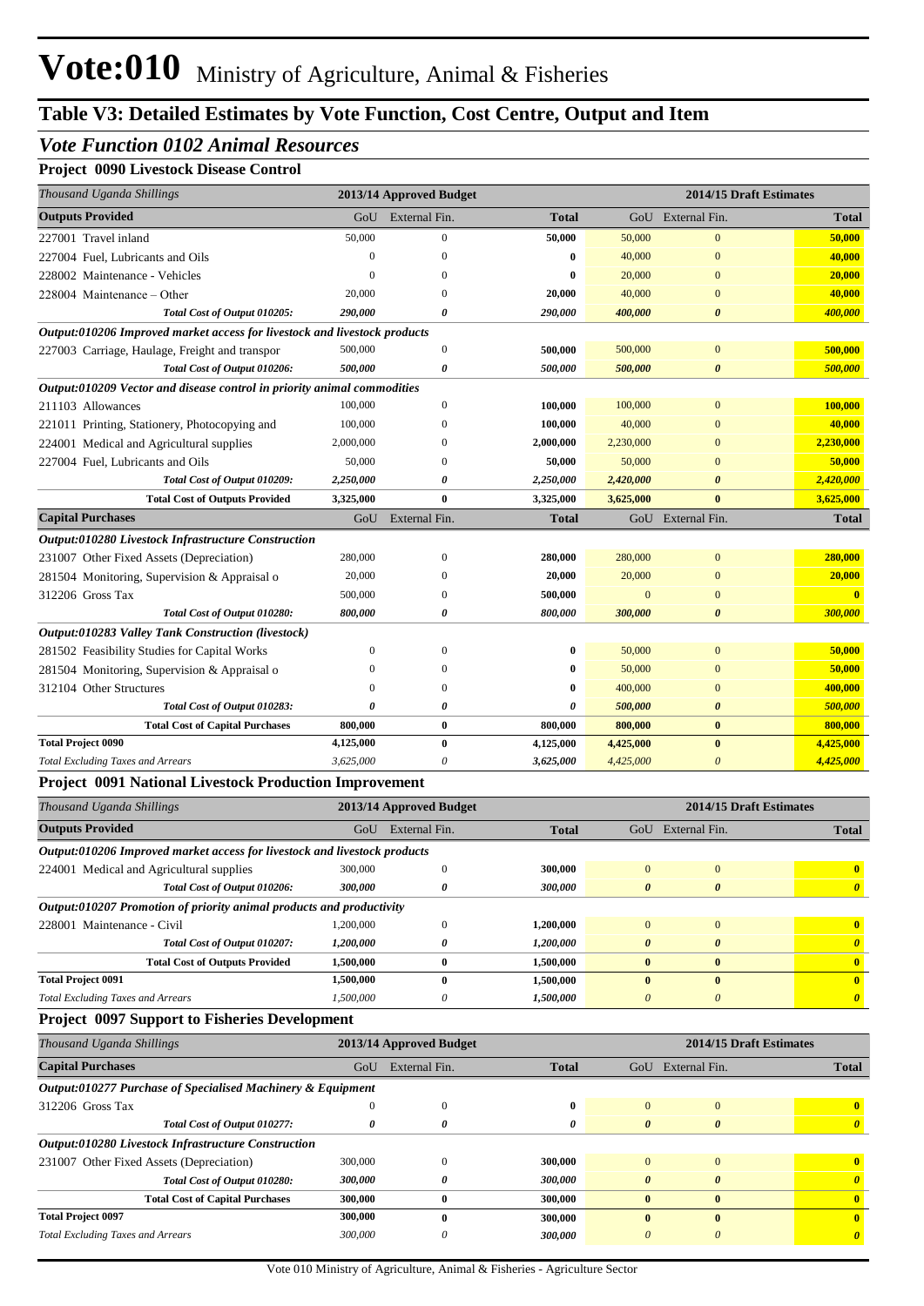# Vote:010 Ministry of Agriculture, Animal & Fisheries

## Table V3: Detailed Estimates by Vote Function, Cost Centre, Output and Item

### *Vote Function 0102 Animal Resources*

**Project 0090 Livestock Disease Control**

| *Thousand Uganda Shillings* | 2013/14 Approved Budget | | | 2014/15 Draft Estimates | | |
|---|---|---|---|---|---|---|
| **Outputs Provided** | GoU | External Fin. | **Total** | GoU | External Fin. | **Total** |
| 227001 Travel inland | 50,000 | 0 | **50,000** | 50,000 | 0 | **50,000** |
| 227004 Fuel, Lubricants and Oils | 0 | 0 | **0** | 40,000 | 0 | **40,000** |
| 228002 Maintenance - Vehicles | 0 | 0 | **0** | 20,000 | 0 | **20,000** |
| 228004 Maintenance – Other | 20,000 | 0 | **20,000** | 40,000 | 0 | **40,000** |
| ***Total Cost of Output 010205:*** | ***290,000*** | ***0*** | ***290,000*** | ***400,000*** | ***0*** | ***400,000*** |
| ***Output:010206 Improved market access for livestock and livestock products*** | | | | | | |
| 227003 Carriage, Haulage, Freight and transpor | 500,000 | 0 | **500,000** | 500,000 | 0 | **500,000** |
| ***Total Cost of Output 010206:*** | ***500,000*** | ***0*** | ***500,000*** | ***500,000*** | ***0*** | ***500,000*** |
| ***Output:010209 Vector and disease control in priority animal commodities*** | | | | | | |
| 211103 Allowances | 100,000 | 0 | **100,000** | 100,000 | 0 | **100,000** |
| 221011 Printing, Stationery, Photocopying and | 100,000 | 0 | **100,000** | 40,000 | 0 | **40,000** |
| 224001 Medical and Agricultural supplies | 2,000,000 | 0 | **2,000,000** | 2,230,000 | 0 | **2,230,000** |
| 227004 Fuel, Lubricants and Oils | 50,000 | 0 | **50,000** | 50,000 | 0 | **50,000** |
| ***Total Cost of Output 010209:*** | ***2,250,000*** | ***0*** | ***2,250,000*** | ***2,420,000*** | ***0*** | ***2,420,000*** |
| **Total Cost of Outputs Provided** | **3,325,000** | **0** | **3,325,000** | **3,625,000** | **0** | **3,625,000** |
| **Capital Purchases** | GoU | External Fin. | **Total** | GoU | External Fin. | **Total** |
| ***Output:010280 Livestock Infrastructure Construction*** | | | | | | |
| 231007 Other Fixed Assets (Depreciation) | 280,000 | 0 | **280,000** | 280,000 | 0 | **280,000** |
| 281504 Monitoring, Supervision & Appraisal o | 20,000 | 0 | **20,000** | 20,000 | 0 | **20,000** |
| 312206 Gross Tax | 500,000 | 0 | **500,000** | 0 | 0 | **0** |
| ***Total Cost of Output 010280:*** | ***800,000*** | ***0*** | ***800,000*** | ***300,000*** | ***0*** | ***300,000*** |
| ***Output:010283 Valley Tank Construction (livestock)*** | | | | | | |
| 281502 Feasibility Studies for Capital Works | 0 | 0 | **0** | 50,000 | 0 | **50,000** |
| 281504 Monitoring, Supervision & Appraisal o | 0 | 0 | **0** | 50,000 | 0 | **50,000** |
| 312104 Other Structures | 0 | 0 | **0** | 400,000 | 0 | **400,000** |
| ***Total Cost of Output 010283:*** | ***0*** | ***0*** | ***0*** | ***500,000*** | ***0*** | ***500,000*** |
| **Total Cost of Capital Purchases** | **800,000** | **0** | **800,000** | **800,000** | **0** | **800,000** |
| **Total Project 0090** | **4,125,000** | **0** | **4,125,000** | **4,425,000** | **0** | **4,425,000** |
| *Total Excluding Taxes and Arrears* | *3,625,000* | *0* | *3,625,000* | *4,425,000* | *0* | *4,425,000* |

**Project 0091 National Livestock Production Improvement**

| *Thousand Uganda Shillings* | 2013/14 Approved Budget | | | 2014/15 Draft Estimates | | |
|---|---|---|---|---|---|---|
| **Outputs Provided** | GoU | External Fin. | **Total** | GoU | External Fin. | **Total** |
| ***Output:010206 Improved market access for livestock and livestock products*** | | | | | | |
| 224001 Medical and Agricultural supplies | 300,000 | 0 | **300,000** | 0 | 0 | **0** |
| ***Total Cost of Output 010206:*** | ***300,000*** | ***0*** | ***300,000*** | ***0*** | ***0*** | ***0*** |
| ***Output:010207 Promotion of priority animal products and productivity*** | | | | | | |
| 228001 Maintenance - Civil | 1,200,000 | 0 | **1,200,000** | 0 | 0 | **0** |
| ***Total Cost of Output 010207:*** | ***1,200,000*** | ***0*** | ***1,200,000*** | ***0*** | ***0*** | ***0*** |
| **Total Cost of Outputs Provided** | **1,500,000** | **0** | **1,500,000** | **0** | **0** | **0** |
| **Total Project 0091** | **1,500,000** | **0** | **1,500,000** | **0** | **0** | **0** |
| *Total Excluding Taxes and Arrears* | *1,500,000* | *0* | *1,500,000* | *0* | *0* | *0* |

**Project 0097 Support to Fisheries Development**

| *Thousand Uganda Shillings* | 2013/14 Approved Budget | | | 2014/15 Draft Estimates | | |
|---|---|---|---|---|---|---|
| **Capital Purchases** | GoU | External Fin. | **Total** | GoU | External Fin. | **Total** |
| ***Output:010277 Purchase of Specialised Machinery & Equipment*** | | | | | | |
| 312206 Gross Tax | 0 | 0 | **0** | 0 | 0 | **0** |
| ***Total Cost of Output 010277:*** | ***0*** | ***0*** | ***0*** | ***0*** | ***0*** | ***0*** |
| ***Output:010280 Livestock Infrastructure Construction*** | | | | | | |
| 231007 Other Fixed Assets (Depreciation) | 300,000 | 0 | **300,000** | 0 | 0 | **0** |
| ***Total Cost of Output 010280:*** | ***300,000*** | ***0*** | ***300,000*** | ***0*** | ***0*** | ***0*** |
| **Total Cost of Capital Purchases** | **300,000** | **0** | **300,000** | **0** | **0** | **0** |
| **Total Project 0097** | **300,000** | **0** | **300,000** | **0** | **0** | **0** |
| *Total Excluding Taxes and Arrears* | *300,000* | *0* | *300,000* | *0* | *0* | *0* |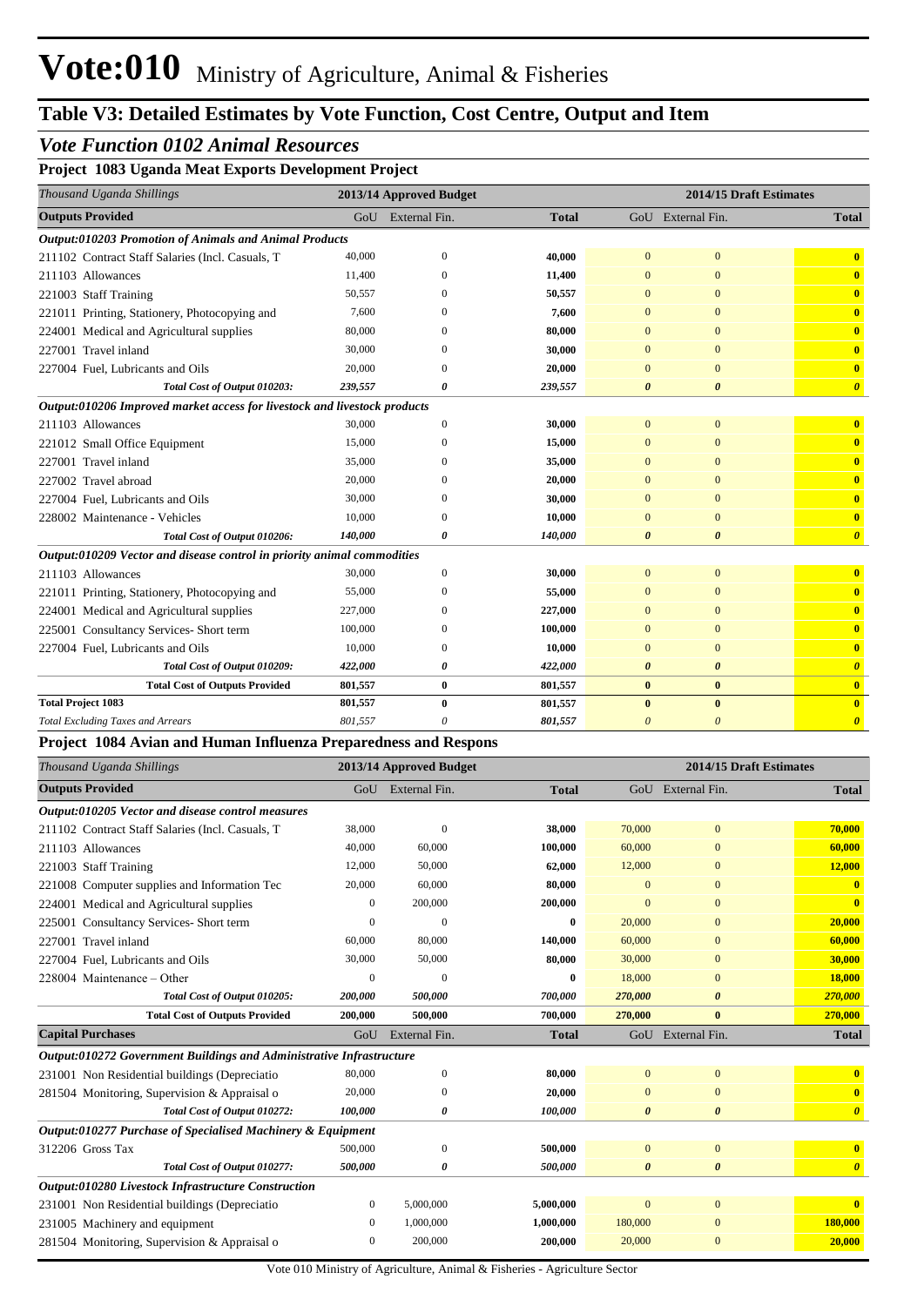# Vote:010 Ministry of Agriculture, Animal & Fisheries

## Table V3: Detailed Estimates by Vote Function, Cost Centre, Output and Item

### *Vote Function 0102 Animal Resources*

**Project 1083 Uganda Meat Exports Development Project**

| *Thousand Uganda Shillings* | 2013/14 Approved Budget | | | 2014/15 Draft Estimates | | |
|---|---|---|---|---|---|---|
| **Outputs Provided** | GoU | External Fin. | **Total** | GoU | External Fin. | **Total** |
| ***Output:010203 Promotion of Animals and Animal Products*** | | | | | | |
| 211102 Contract Staff Salaries (Incl. Casuals, T | 40,000 | 0 | **40,000** | 0 | 0 | **0** |
| 211103 Allowances | 11,400 | 0 | **11,400** | 0 | 0 | **0** |
| 221003 Staff Training | 50,557 | 0 | **50,557** | 0 | 0 | **0** |
| 221011 Printing, Stationery, Photocopying and | 7,600 | 0 | **7,600** | 0 | 0 | **0** |
| 224001 Medical and Agricultural supplies | 80,000 | 0 | **80,000** | 0 | 0 | **0** |
| 227001 Travel inland | 30,000 | 0 | **30,000** | 0 | 0 | **0** |
| 227004 Fuel, Lubricants and Oils | 20,000 | 0 | **20,000** | 0 | 0 | **0** |
| ***Total Cost of Output 010203:*** | ***239,557*** | ***0*** | ***239,557*** | ***0*** | ***0*** | ***0*** |
| ***Output:010206 Improved market access for livestock and livestock products*** | | | | | | |
| 211103 Allowances | 30,000 | 0 | **30,000** | 0 | 0 | **0** |
| 221012 Small Office Equipment | 15,000 | 0 | **15,000** | 0 | 0 | **0** |
| 227001 Travel inland | 35,000 | 0 | **35,000** | 0 | 0 | **0** |
| 227002 Travel abroad | 20,000 | 0 | **20,000** | 0 | 0 | **0** |
| 227004 Fuel, Lubricants and Oils | 30,000 | 0 | **30,000** | 0 | 0 | **0** |
| 228002 Maintenance - Vehicles | 10,000 | 0 | **10,000** | 0 | 0 | **0** |
| ***Total Cost of Output 010206:*** | ***140,000*** | ***0*** | ***140,000*** | ***0*** | ***0*** | ***0*** |
| ***Output:010209 Vector and disease control in priority animal commodities*** | | | | | | |
| 211103 Allowances | 30,000 | 0 | **30,000** | 0 | 0 | **0** |
| 221011 Printing, Stationery, Photocopying and | 55,000 | 0 | **55,000** | 0 | 0 | **0** |
| 224001 Medical and Agricultural supplies | 227,000 | 0 | **227,000** | 0 | 0 | **0** |
| 225001 Consultancy Services- Short term | 100,000 | 0 | **100,000** | 0 | 0 | **0** |
| 227004 Fuel, Lubricants and Oils | 10,000 | 0 | **10,000** | 0 | 0 | **0** |
| ***Total Cost of Output 010209:*** | ***422,000*** | ***0*** | ***422,000*** | ***0*** | ***0*** | ***0*** |
| **Total Cost of Outputs Provided** | **801,557** | **0** | **801,557** | **0** | **0** | **0** |
| **Total Project 1083** | **801,557** | **0** | **801,557** | **0** | **0** | **0** |
| *Total Excluding Taxes and Arrears* | *801,557* | *0* | *801,557* | *0* | *0* | ***0*** |

**Project 1084 Avian and Human Influenza Preparedness and Respons**

| *Thousand Uganda Shillings* | 2013/14 Approved Budget | | | 2014/15 Draft Estimates | | |
|---|---|---|---|---|---|---|
| **Outputs Provided** | GoU | External Fin. | **Total** | GoU | External Fin. | **Total** |
| ***Output:010205 Vector and disease control measures*** | | | | | | |
| 211102 Contract Staff Salaries (Incl. Casuals, T | 38,000 | 0 | **38,000** | 70,000 | 0 | **70,000** |
| 211103 Allowances | 40,000 | 60,000 | **100,000** | 60,000 | 0 | **60,000** |
| 221003 Staff Training | 12,000 | 50,000 | **62,000** | 12,000 | 0 | **12,000** |
| 221008 Computer supplies and Information Tec | 20,000 | 60,000 | **80,000** | 0 | 0 | **0** |
| 224001 Medical and Agricultural supplies | 0 | 200,000 | **200,000** | 0 | 0 | **0** |
| 225001 Consultancy Services- Short term | 0 | 0 | **0** | 20,000 | 0 | **20,000** |
| 227001 Travel inland | 60,000 | 80,000 | **140,000** | 60,000 | 0 | **60,000** |
| 227004 Fuel, Lubricants and Oils | 30,000 | 50,000 | **80,000** | 30,000 | 0 | **30,000** |
| 228004 Maintenance – Other | 0 | 0 | **0** | 18,000 | 0 | **18,000** |
| ***Total Cost of Output 010205:*** | ***200,000*** | ***500,000*** | ***700,000*** | ***270,000*** | ***0*** | ***270,000*** |
| **Total Cost of Outputs Provided** | **200,000** | **500,000** | **700,000** | **270,000** | **0** | **270,000** |
| **Capital Purchases** | GoU | External Fin. | **Total** | GoU | External Fin. | **Total** |
| ***Output:010272 Government Buildings and Administrative Infrastructure*** | | | | | | |
| 231001 Non Residential buildings (Depreciatio | 80,000 | 0 | **80,000** | 0 | 0 | **0** |
| 281504 Monitoring, Supervision & Appraisal o | 20,000 | 0 | **20,000** | 0 | 0 | **0** |
| ***Total Cost of Output 010272:*** | ***100,000*** | ***0*** | ***100,000*** | ***0*** | ***0*** | ***0*** |
| ***Output:010277 Purchase of Specialised Machinery & Equipment*** | | | | | | |
| 312206 Gross Tax | 500,000 | 0 | **500,000** | 0 | 0 | **0** |
| ***Total Cost of Output 010277:*** | ***500,000*** | ***0*** | ***500,000*** | ***0*** | ***0*** | ***0*** |
| ***Output:010280 Livestock Infrastructure Construction*** | | | | | | |
| 231001 Non Residential buildings (Depreciatio | 0 | 5,000,000 | **5,000,000** | 0 | 0 | **0** |
| 231005 Machinery and equipment | 0 | 1,000,000 | **1,000,000** | 180,000 | 0 | **180,000** |
| 281504 Monitoring, Supervision & Appraisal o | 0 | 200,000 | **200,000** | 20,000 | 0 | **20,000** |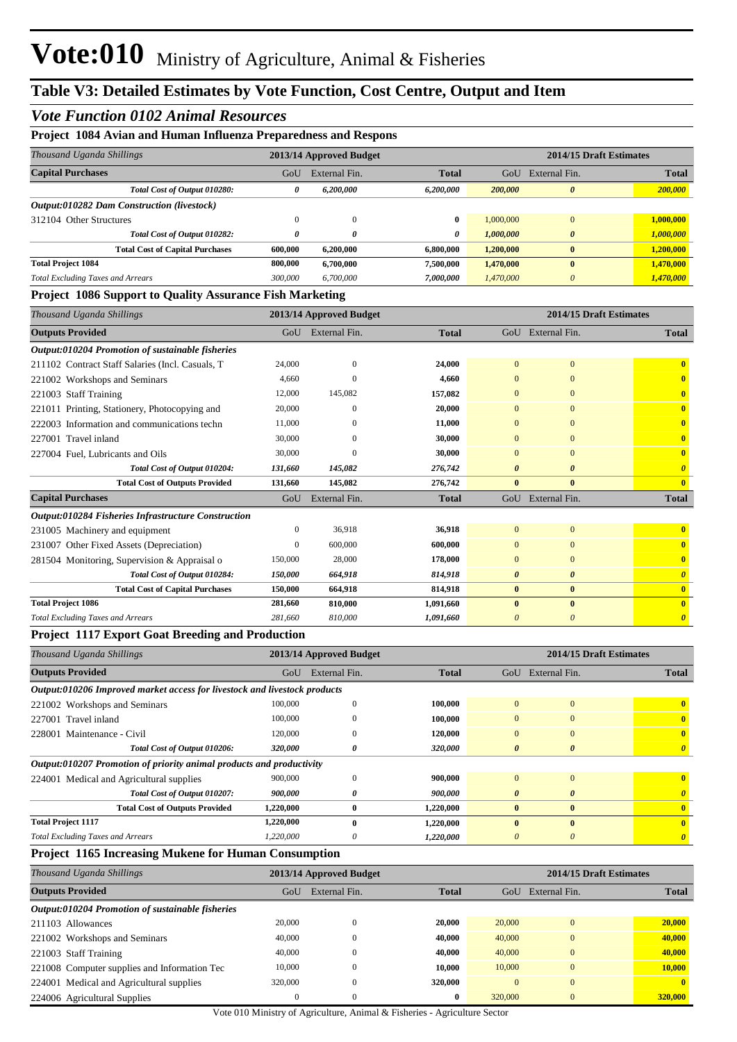# Vote:010 Ministry of Agriculture, Animal & Fisheries

## Table V3: Detailed Estimates by Vote Function, Cost Centre, Output and Item

### *Vote Function 0102 Animal Resources*

**Project 1084 Avian and Human Influenza Preparedness and Respons**

| *Thousand Uganda Shillings* | 2013/14 Approved Budget | | | 2014/15 Draft Estimates | | |
|---|---|---|---|---|---|---|
| **Capital Purchases** | GoU | External Fin. | **Total** | GoU | External Fin. | **Total** |
| *Total Cost of Output 010280:* | *0* | *6,200,000* | *6,200,000* | *200,000* | *0* | *200,000* |
| ***Output:010282 Dam Construction (livestock)*** | | | | | | |
| 312104 Other Structures | 0 | 0 | **0** | 1,000,000 | 0 | **1,000,000** |
| *Total Cost of Output 010282:* | *0* | *0* | *0* | *1,000,000* | *0* | *1,000,000* |
| **Total Cost of Capital Purchases** | **600,000** | **6,200,000** | **6,800,000** | **1,200,000** | **0** | **1,200,000** |
| **Total Project 1084** | **800,000** | **6,700,000** | **7,500,000** | **1,470,000** | **0** | **1,470,000** |
| *Total Excluding Taxes and Arrears* | *300,000* | *6,700,000* | *7,000,000* | *1,470,000* | *0* | *1,470,000* |

**Project 1086 Support to Quality Assurance Fish Marketing**

| *Thousand Uganda Shillings* | 2013/14 Approved Budget | | | 2014/15 Draft Estimates | | |
|---|---|---|---|---|---|---|
| **Outputs Provided** | GoU | External Fin. | **Total** | GoU | External Fin. | **Total** |
| ***Output:010204 Promotion of sustainable fisheries*** | | | | | | |
| 211102 Contract Staff Salaries (Incl. Casuals, T | 24,000 | 0 | **24,000** | 0 | 0 | **0** |
| 221002 Workshops and Seminars | 4,660 | 0 | **4,660** | 0 | 0 | **0** |
| 221003 Staff Training | 12,000 | 145,082 | **157,082** | 0 | 0 | **0** |
| 221011 Printing, Stationery, Photocopying and | 20,000 | 0 | **20,000** | 0 | 0 | **0** |
| 222003 Information and communications techn | 11,000 | 0 | **11,000** | 0 | 0 | **0** |
| 227001 Travel inland | 30,000 | 0 | **30,000** | 0 | 0 | **0** |
| 227004 Fuel, Lubricants and Oils | 30,000 | 0 | **30,000** | 0 | 0 | **0** |
| *Total Cost of Output 010204:* | *131,660* | *145,082* | *276,742* | *0* | *0* | *0* |
| **Total Cost of Outputs Provided** | **131,660** | **145,082** | **276,742** | **0** | **0** | **0** |
| **Capital Purchases** | GoU | External Fin. | **Total** | GoU | External Fin. | **Total** |
| ***Output:010284 Fisheries Infrastructure Construction*** | | | | | | |
| 231005 Machinery and equipment | 0 | 36,918 | **36,918** | 0 | 0 | **0** |
| 231007 Other Fixed Assets (Depreciation) | 0 | 600,000 | **600,000** | 0 | 0 | **0** |
| 281504 Monitoring, Supervision & Appraisal o | 150,000 | 28,000 | **178,000** | 0 | 0 | **0** |
| *Total Cost of Output 010284:* | *150,000* | *664,918* | *814,918* | *0* | *0* | *0* |
| **Total Cost of Capital Purchases** | **150,000** | **664,918** | **814,918** | **0** | **0** | **0** |
| **Total Project 1086** | **281,660** | **810,000** | **1,091,660** | **0** | **0** | **0** |
| *Total Excluding Taxes and Arrears* | *281,660* | *810,000* | *1,091,660* | *0* | *0* | *0* |

**Project 1117 Export Goat Breeding and Production**

| *Thousand Uganda Shillings* | 2013/14 Approved Budget | | | 2014/15 Draft Estimates | | |
|---|---|---|---|---|---|---|
| **Outputs Provided** | GoU | External Fin. | **Total** | GoU | External Fin. | **Total** |
| ***Output:010206 Improved market access for livestock and livestock products*** | | | | | | |
| 221002 Workshops and Seminars | 100,000 | 0 | **100,000** | 0 | 0 | **0** |
| 227001 Travel inland | 100,000 | 0 | **100,000** | 0 | 0 | **0** |
| 228001 Maintenance - Civil | 120,000 | 0 | **120,000** | 0 | 0 | **0** |
| *Total Cost of Output 010206:* | *320,000* | *0* | *320,000* | *0* | *0* | *0* |
| ***Output:010207 Promotion of priority animal products and productivity*** | | | | | | |
| 224001 Medical and Agricultural supplies | 900,000 | 0 | **900,000** | 0 | 0 | **0** |
| *Total Cost of Output 010207:* | *900,000* | *0* | *900,000* | *0* | *0* | *0* |
| **Total Cost of Outputs Provided** | **1,220,000** | **0** | **1,220,000** | **0** | **0** | **0** |
| **Total Project 1117** | **1,220,000** | **0** | **1,220,000** | **0** | **0** | **0** |
| *Total Excluding Taxes and Arrears* | *1,220,000* | *0* | *1,220,000* | *0* | *0* | *0* |

**Project 1165 Increasing Mukene for Human Consumption**

| *Thousand Uganda Shillings* | 2013/14 Approved Budget | | | 2014/15 Draft Estimates | | |
|---|---|---|---|---|---|---|
| **Outputs Provided** | GoU | External Fin. | **Total** | GoU | External Fin. | **Total** |
| ***Output:010204 Promotion of sustainable fisheries*** | | | | | | |
| 211103 Allowances | 20,000 | 0 | **20,000** | 20,000 | 0 | **20,000** |
| 221002 Workshops and Seminars | 40,000 | 0 | **40,000** | 40,000 | 0 | **40,000** |
| 221003 Staff Training | 40,000 | 0 | **40,000** | 40,000 | 0 | **40,000** |
| 221008 Computer supplies and Information Tec | 10,000 | 0 | **10,000** | 10,000 | 0 | **10,000** |
| 224001 Medical and Agricultural supplies | 320,000 | 0 | **320,000** | 0 | 0 | **0** |
| 224006 Agricultural Supplies | 0 | 0 | **0** | 320,000 | 0 | **320,000** |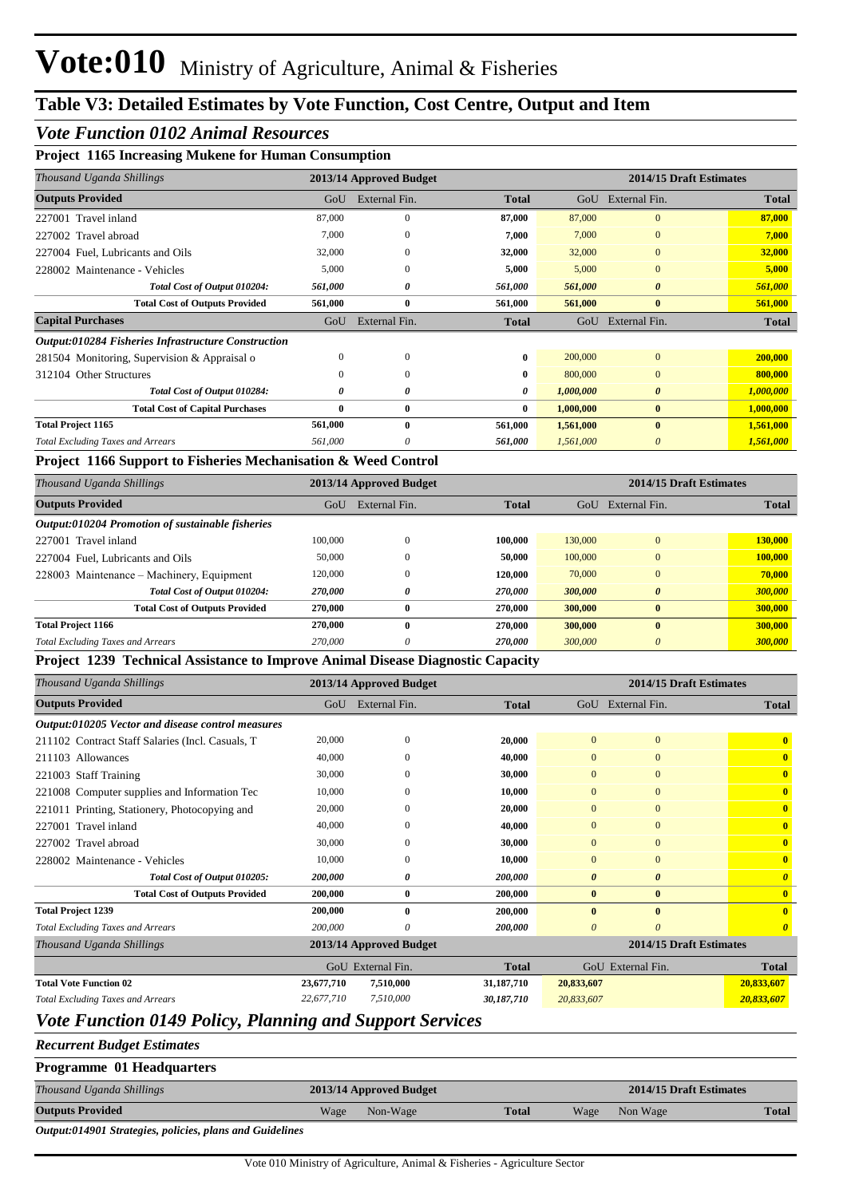# Vote:010 Ministry of Agriculture, Animal & Fisheries

## Table V3: Detailed Estimates by Vote Function, Cost Centre, Output and Item

### *Vote Function 0102 Animal Resources*

**Project 1165 Increasing Mukene for Human Consumption**

| *Thousand Uganda Shillings* | 2013/14 Approved Budget | | | 2014/15 Draft Estimates | | |
|---|---|---|---|---|---|---|
| **Outputs Provided** | GoU | External Fin. | **Total** | GoU | External Fin. | **Total** |
| 227001 Travel inland | 87,000 | 0 | **87,000** | 87,000 | 0 | **87,000** |
| 227002 Travel abroad | 7,000 | 0 | **7,000** | 7,000 | 0 | **7,000** |
| 227004 Fuel, Lubricants and Oils | 32,000 | 0 | **32,000** | 32,000 | 0 | **32,000** |
| 228002 Maintenance - Vehicles | 5,000 | 0 | **5,000** | 5,000 | 0 | **5,000** |
| ***Total Cost of Output 010204:*** | ***561,000*** | ***0*** | ***561,000*** | ***561,000*** | ***0*** | ***561,000*** |
| **Total Cost of Outputs Provided** | **561,000** | **0** | **561,000** | **561,000** | **0** | **561,000** |
| **Capital Purchases** | GoU | External Fin. | **Total** | GoU | External Fin. | **Total** |
| ***Output:010284 Fisheries Infrastructure Construction*** | | | | | | |
| 281504 Monitoring, Supervision & Appraisal o | 0 | 0 | **0** | 200,000 | 0 | **200,000** |
| 312104 Other Structures | 0 | 0 | **0** | 800,000 | 0 | **800,000** |
| ***Total Cost of Output 010284:*** | ***0*** | ***0*** | ***0*** | ***1,000,000*** | ***0*** | ***1,000,000*** |
| **Total Cost of Capital Purchases** | **0** | **0** | **0** | **1,000,000** | **0** | **1,000,000** |
| **Total Project 1165** | **561,000** | **0** | **561,000** | **1,561,000** | **0** | **1,561,000** |
| *Total Excluding Taxes and Arrears* | *561,000* | *0* | ***561,000*** | *1,561,000* | *0* | ***1,561,000*** |

**Project 1166 Support to Fisheries Mechanisation & Weed Control**

| *Thousand Uganda Shillings* | 2013/14 Approved Budget | | | 2014/15 Draft Estimates | | |
|---|---|---|---|---|---|---|
| **Outputs Provided** | GoU | External Fin. | **Total** | GoU | External Fin. | **Total** |
| ***Output:010204 Promotion of sustainable fisheries*** | | | | | | |
| 227001 Travel inland | 100,000 | 0 | **100,000** | 130,000 | 0 | **130,000** |
| 227004 Fuel, Lubricants and Oils | 50,000 | 0 | **50,000** | 100,000 | 0 | **100,000** |
| 228003 Maintenance – Machinery, Equipment | 120,000 | 0 | **120,000** | 70,000 | 0 | **70,000** |
| ***Total Cost of Output 010204:*** | ***270,000*** | ***0*** | ***270,000*** | ***300,000*** | ***0*** | ***300,000*** |
| **Total Cost of Outputs Provided** | **270,000** | **0** | **270,000** | **300,000** | **0** | **300,000** |
| **Total Project 1166** | **270,000** | **0** | **270,000** | **300,000** | **0** | **300,000** |
| *Total Excluding Taxes and Arrears* | *270,000* | *0* | ***270,000*** | *300,000* | *0* | ***300,000*** |

**Project 1239 Technical Assistance to Improve Animal Disease Diagnostic Capacity**

| *Thousand Uganda Shillings* | 2013/14 Approved Budget | | | 2014/15 Draft Estimates | | |
|---|---|---|---|---|---|---|
| **Outputs Provided** | GoU | External Fin. | **Total** | GoU | External Fin. | **Total** |
| ***Output:010205 Vector and disease control measures*** | | | | | | |
| 211102 Contract Staff Salaries (Incl. Casuals, T | 20,000 | 0 | **20,000** | 0 | 0 | **0** |
| 211103 Allowances | 40,000 | 0 | **40,000** | 0 | 0 | **0** |
| 221003 Staff Training | 30,000 | 0 | **30,000** | 0 | 0 | **0** |
| 221008 Computer supplies and Information Tec | 10,000 | 0 | **10,000** | 0 | 0 | **0** |
| 221011 Printing, Stationery, Photocopying and | 20,000 | 0 | **20,000** | 0 | 0 | **0** |
| 227001 Travel inland | 40,000 | 0 | **40,000** | 0 | 0 | **0** |
| 227002 Travel abroad | 30,000 | 0 | **30,000** | 0 | 0 | **0** |
| 228002 Maintenance - Vehicles | 10,000 | 0 | **10,000** | 0 | 0 | **0** |
| ***Total Cost of Output 010205:*** | ***200,000*** | ***0*** | ***200,000*** | ***0*** | ***0*** | ***0*** |
| **Total Cost of Outputs Provided** | **200,000** | **0** | **200,000** | **0** | **0** | **0** |
| **Total Project 1239** | **200,000** | **0** | **200,000** | **0** | **0** | **0** |
| *Total Excluding Taxes and Arrears* | *200,000* | *0* | ***200,000*** | *0* | *0* | ***0*** |

| *Thousand Uganda Shillings* | 2013/14 Approved Budget | | | 2014/15 Draft Estimates | | |
|---|---|---|---|---|---|---|
| | GoU | External Fin. | **Total** | GoU | External Fin. | **Total** |
| **Total Vote Function 02** | **23,677,710** | **7,510,000** | **31,187,710** | **20,833,607** | | **20,833,607** |
| *Total Excluding Taxes and Arrears* | *22,677,710* | *7,510,000* | ***30,187,710*** | *20,833,607* | | ***20,833,607*** |

### *Vote Function 0149 Policy, Planning and Support Services*

***Recurrent Budget Estimates***

**Programme 01 Headquarters**

| *Thousand Uganda Shillings* | 2013/14 Approved Budget | | | 2014/15 Draft Estimates | | |
|---|---|---|---|---|---|---|
| **Outputs Provided** | Wage | Non-Wage | **Total** | Wage | Non Wage | **Total** |
| ***Output:014901 Strategies, policies, plans and Guidelines*** | | | | | | |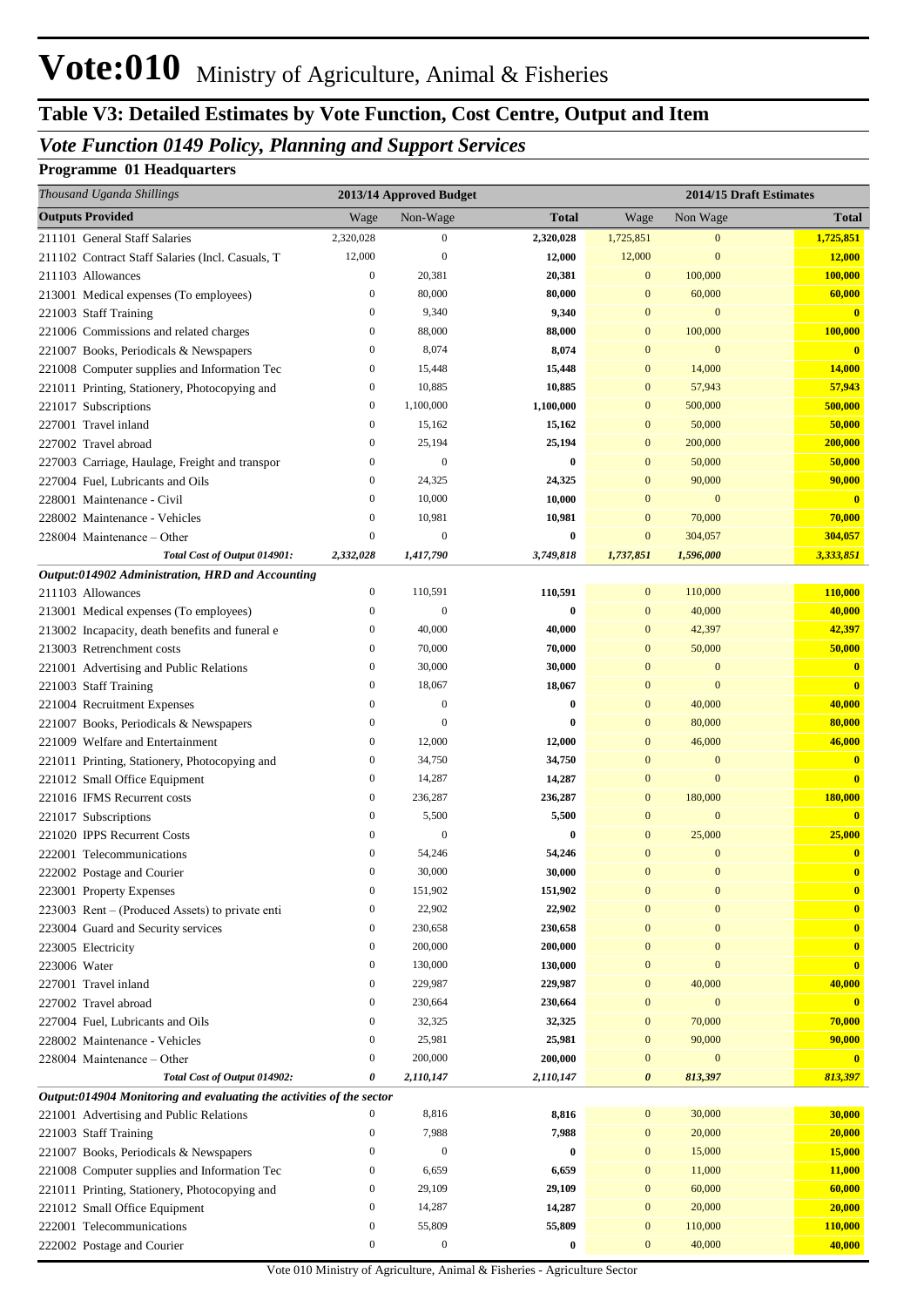# Vote:010 Ministry of Agriculture, Animal & Fisheries

## Table V3: Detailed Estimates by Vote Function, Cost Centre, Output and Item

### *Vote Function 0149 Policy, Planning and Support Services*

**Programme 01 Headquarters**

| *Thousand Uganda Shillings* | 2013/14 Approved Budget | | | 2014/15 Draft Estimates | | |
|---|---|---|---|---|---|---|
| **Outputs Provided** | Wage | Non-Wage | **Total** | Wage | Non Wage | **Total** |
| 211101 General Staff Salaries | 2,320,028 | 0 | **2,320,028** | 1,725,851 | 0 | **1,725,851** |
| 211102 Contract Staff Salaries (Incl. Casuals, T | 12,000 | 0 | **12,000** | 12,000 | 0 | **12,000** |
| 211103 Allowances | 0 | 20,381 | **20,381** | 0 | 100,000 | **100,000** |
| 213001 Medical expenses (To employees) | 0 | 80,000 | **80,000** | 0 | 60,000 | **60,000** |
| 221003 Staff Training | 0 | 9,340 | **9,340** | 0 | 0 | **0** |
| 221006 Commissions and related charges | 0 | 88,000 | **88,000** | 0 | 100,000 | **100,000** |
| 221007 Books, Periodicals & Newspapers | 0 | 8,074 | **8,074** | 0 | 0 | **0** |
| 221008 Computer supplies and Information Tec | 0 | 15,448 | **15,448** | 0 | 14,000 | **14,000** |
| 221011 Printing, Stationery, Photocopying and | 0 | 10,885 | **10,885** | 0 | 57,943 | **57,943** |
| 221017 Subscriptions | 0 | 1,100,000 | **1,100,000** | 0 | 500,000 | **500,000** |
| 227001 Travel inland | 0 | 15,162 | **15,162** | 0 | 50,000 | **50,000** |
| 227002 Travel abroad | 0 | 25,194 | **25,194** | 0 | 200,000 | **200,000** |
| 227003 Carriage, Haulage, Freight and transpor | 0 | 0 | **0** | 0 | 50,000 | **50,000** |
| 227004 Fuel, Lubricants and Oils | 0 | 24,325 | **24,325** | 0 | 90,000 | **90,000** |
| 228001 Maintenance - Civil | 0 | 10,000 | **10,000** | 0 | 0 | **0** |
| 228002 Maintenance - Vehicles | 0 | 10,981 | **10,981** | 0 | 70,000 | **70,000** |
| 228004 Maintenance – Other | 0 | 0 | **0** | 0 | 304,057 | **304,057** |
| ***Total Cost of Output 014901:*** | ***2,332,028*** | ***1,417,790*** | ***3,749,818*** | ***1,737,851*** | ***1,596,000*** | ***3,333,851*** |
| ***Output:014902 Administration, HRD and Accounting*** | | | | | | |
| 211103 Allowances | 0 | 110,591 | **110,591** | 0 | 110,000 | **110,000** |
| 213001 Medical expenses (To employees) | 0 | 0 | **0** | 0 | 40,000 | **40,000** |
| 213002 Incapacity, death benefits and funeral e | 0 | 40,000 | **40,000** | 0 | 42,397 | **42,397** |
| 213003 Retrenchment costs | 0 | 70,000 | **70,000** | 0 | 50,000 | **50,000** |
| 221001 Advertising and Public Relations | 0 | 30,000 | **30,000** | 0 | 0 | **0** |
| 221003 Staff Training | 0 | 18,067 | **18,067** | 0 | 0 | **0** |
| 221004 Recruitment Expenses | 0 | 0 | **0** | 0 | 40,000 | **40,000** |
| 221007 Books, Periodicals & Newspapers | 0 | 0 | **0** | 0 | 80,000 | **80,000** |
| 221009 Welfare and Entertainment | 0 | 12,000 | **12,000** | 0 | 46,000 | **46,000** |
| 221011 Printing, Stationery, Photocopying and | 0 | 34,750 | **34,750** | 0 | 0 | **0** |
| 221012 Small Office Equipment | 0 | 14,287 | **14,287** | 0 | 0 | **0** |
| 221016 IFMS Recurrent costs | 0 | 236,287 | **236,287** | 0 | 180,000 | **180,000** |
| 221017 Subscriptions | 0 | 5,500 | **5,500** | 0 | 0 | **0** |
| 221020 IPPS Recurrent Costs | 0 | 0 | **0** | 0 | 25,000 | **25,000** |
| 222001 Telecommunications | 0 | 54,246 | **54,246** | 0 | 0 | **0** |
| 222002 Postage and Courier | 0 | 30,000 | **30,000** | 0 | 0 | **0** |
| 223001 Property Expenses | 0 | 151,902 | **151,902** | 0 | 0 | **0** |
| 223003 Rent – (Produced Assets) to private enti | 0 | 22,902 | **22,902** | 0 | 0 | **0** |
| 223004 Guard and Security services | 0 | 230,658 | **230,658** | 0 | 0 | **0** |
| 223005 Electricity | 0 | 200,000 | **200,000** | 0 | 0 | **0** |
| 223006 Water | 0 | 130,000 | **130,000** | 0 | 0 | **0** |
| 227001 Travel inland | 0 | 229,987 | **229,987** | 0 | 40,000 | **40,000** |
| 227002 Travel abroad | 0 | 230,664 | **230,664** | 0 | 0 | **0** |
| 227004 Fuel, Lubricants and Oils | 0 | 32,325 | **32,325** | 0 | 70,000 | **70,000** |
| 228002 Maintenance - Vehicles | 0 | 25,981 | **25,981** | 0 | 90,000 | **90,000** |
| 228004 Maintenance – Other | 0 | 200,000 | **200,000** | 0 | 0 | **0** |
| ***Total Cost of Output 014902:*** | ***0*** | ***2,110,147*** | ***2,110,147*** | ***0*** | ***813,397*** | ***813,397*** |
| ***Output:014904 Monitoring and evaluating the activities of the sector*** | | | | | | |
| 221001 Advertising and Public Relations | 0 | 8,816 | **8,816** | 0 | 30,000 | **30,000** |
| 221003 Staff Training | 0 | 7,988 | **7,988** | 0 | 20,000 | **20,000** |
| 221007 Books, Periodicals & Newspapers | 0 | 0 | **0** | 0 | 15,000 | **15,000** |
| 221008 Computer supplies and Information Tec | 0 | 6,659 | **6,659** | 0 | 11,000 | **11,000** |
| 221011 Printing, Stationery, Photocopying and | 0 | 29,109 | **29,109** | 0 | 60,000 | **60,000** |
| 221012 Small Office Equipment | 0 | 14,287 | **14,287** | 0 | 20,000 | **20,000** |
| 222001 Telecommunications | 0 | 55,809 | **55,809** | 0 | 110,000 | **110,000** |
| 222002 Postage and Courier | 0 | 0 | **0** | 0 | 40,000 | **40,000** |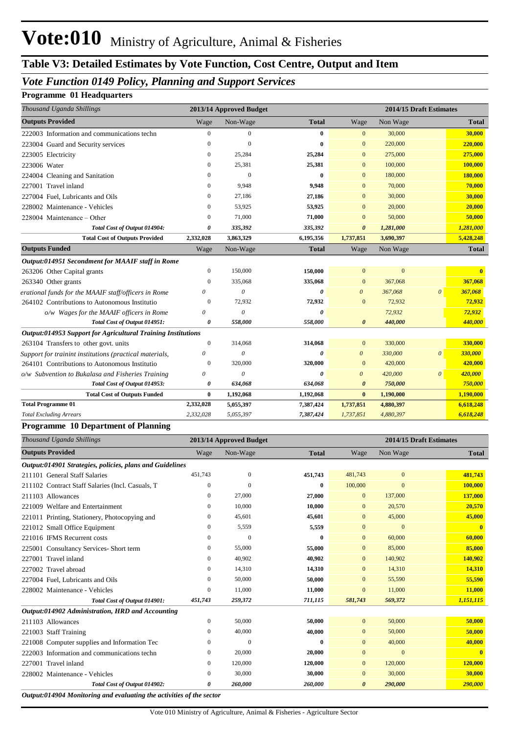# Vote:010 Ministry of Agriculture, Animal & Fisheries

## Table V3: Detailed Estimates by Vote Function, Cost Centre, Output and Item

### *Vote Function 0149 Policy, Planning and Support Services*

**Programme 01 Headquarters**

| *Thousand Uganda Shillings* | 2013/14 Approved Budget | | | 2014/15 Draft Estimates | | | |
|---|---|---|---|---|---|---|---|
| **Outputs Provided** | Wage | Non-Wage | **Total** | Wage | Non Wage | | **Total** |
| 222003 Information and communications techn | 0 | 0 | **0** | 0 | 30,000 | | **30,000** |
| 223004 Guard and Security services | 0 | 0 | **0** | 0 | 220,000 | | **220,000** |
| 223005 Electricity | 0 | 25,284 | **25,284** | 0 | 275,000 | | **275,000** |
| 223006 Water | 0 | 25,381 | **25,381** | 0 | 100,000 | | **100,000** |
| 224004 Cleaning and Sanitation | 0 | 0 | **0** | 0 | 180,000 | | **180,000** |
| 227001 Travel inland | 0 | 9,948 | **9,948** | 0 | 70,000 | | **70,000** |
| 227004 Fuel, Lubricants and Oils | 0 | 27,186 | **27,186** | 0 | 30,000 | | **30,000** |
| 228002 Maintenance - Vehicles | 0 | 53,925 | **53,925** | 0 | 20,000 | | **20,000** |
| 228004 Maintenance – Other | 0 | 71,000 | **71,000** | 0 | 50,000 | | **50,000** |
| ***Total Cost of Output 014904:*** | ***0*** | ***335,392*** | ***335,392*** | ***0*** | ***1,281,000*** | | ***1,281,000*** |
| **Total Cost of Outputs Provided** | **2,332,028** | **3,863,329** | **6,195,356** | **1,737,851** | **3,690,397** | | **5,428,248** |
| **Outputs Funded** | Wage | Non-Wage | **Total** | Wage | Non Wage | | **Total** |
| ***Output:014951 Secondment for MAAIF staff in Rome*** | | | | | | | |
| 263206 Other Capital grants | 0 | 150,000 | **150,000** | 0 | 0 | | **0** |
| 263340 Other grants | 0 | 335,068 | **335,068** | 0 | 367,068 | | **367,068** |
| *erational funds for the MAAIF staff/officers in Rome* | *0* | *0* | ***0*** | *0* | *367,068* | *0* | ***367,068*** |
| 264102 Contributions to Autonomous Institutio | 0 | 72,932 | **72,932** | 0 | 72,932 | | **72,932** |
| *o/w Wages for the MAAIF officers in Rome* | *0* | *0* | ***0*** | | *72,932* | | ***72,932*** |
| ***Total Cost of Output 014951:*** | ***0*** | ***558,000*** | ***558,000*** | ***0*** | ***440,000*** | | ***440,000*** |
| ***Output:014953 Support for Agricultural Training Institutions*** | | | | | | | |
| 263104 Transfers to other govt. units | 0 | 314,068 | **314,068** | 0 | 330,000 | | **330,000** |
| *Support for trainint institutions (practical materials,* | *0* | *0* | ***0*** | *0* | *330,000* | *0* | ***330,000*** |
| 264101 Contributions to Autonomous Institutio | 0 | 320,000 | **320,000** | 0 | 420,000 | | **420,000** |
| *o/w Subvention to Bukalasa and Fisheries Training* | *0* | *0* | ***0*** | *0* | *420,000* | *0* | ***420,000*** |
| ***Total Cost of Output 014953:*** | ***0*** | ***634,068*** | ***634,068*** | ***0*** | ***750,000*** | | ***750,000*** |
| **Total Cost of Outputs Funded** | **0** | **1,192,068** | **1,192,068** | **0** | **1,190,000** | | **1,190,000** |
| **Total Programme 01** | **2,332,028** | **5,055,397** | **7,387,424** | **1,737,851** | **4,880,397** | | **6,618,248** |
| *Total Excluding Arrears* | *2,332,028* | *5,055,397* | *7,387,424* | *1,737,851* | *4,880,397* | | *6,618,248* |

**Programme 10 Department of Planning**

| *Thousand Uganda Shillings* | 2013/14 Approved Budget | | | 2014/15 Draft Estimates | | |
|---|---|---|---|---|---|---|
| **Outputs Provided** | Wage | Non-Wage | **Total** | Wage | Non Wage | **Total** |
| ***Output:014901 Strategies, policies, plans and Guidelines*** | | | | | | |
| 211101 General Staff Salaries | 451,743 | 0 | **451,743** | 481,743 | 0 | **481,743** |
| 211102 Contract Staff Salaries (Incl. Casuals, T | 0 | 0 | **0** | 100,000 | 0 | **100,000** |
| 211103 Allowances | 0 | 27,000 | **27,000** | 0 | 137,000 | **137,000** |
| 221009 Welfare and Entertainment | 0 | 10,000 | **10,000** | 0 | 20,570 | **20,570** |
| 221011 Printing, Stationery, Photocopying and | 0 | 45,601 | **45,601** | 0 | 45,000 | **45,000** |
| 221012 Small Office Equipment | 0 | 5,559 | **5,559** | 0 | 0 | **0** |
| 221016 IFMS Recurrent costs | 0 | 0 | **0** | 0 | 60,000 | **60,000** |
| 225001 Consultancy Services- Short term | 0 | 55,000 | **55,000** | 0 | 85,000 | **85,000** |
| 227001 Travel inland | 0 | 40,902 | **40,902** | 0 | 140,902 | **140,902** |
| 227002 Travel abroad | 0 | 14,310 | **14,310** | 0 | 14,310 | **14,310** |
| 227004 Fuel, Lubricants and Oils | 0 | 50,000 | **50,000** | 0 | 55,590 | **55,590** |
| 228002 Maintenance - Vehicles | 0 | 11,000 | **11,000** | 0 | 11,000 | **11,000** |
| ***Total Cost of Output 014901:*** | ***451,743*** | ***259,372*** | ***711,115*** | ***581,743*** | ***569,372*** | ***1,151,115*** |
| ***Output:014902 Administration, HRD and Accounting*** | | | | | | |
| 211103 Allowances | 0 | 50,000 | **50,000** | 0 | 50,000 | **50,000** |
| 221003 Staff Training | 0 | 40,000 | **40,000** | 0 | 50,000 | **50,000** |
| 221008 Computer supplies and Information Tec | 0 | 0 | **0** | 0 | 40,000 | **40,000** |
| 222003 Information and communications techn | 0 | 20,000 | **20,000** | 0 | 0 | **0** |
| 227001 Travel inland | 0 | 120,000 | **120,000** | 0 | 120,000 | **120,000** |
| 228002 Maintenance - Vehicles | 0 | 30,000 | **30,000** | 0 | 30,000 | **30,000** |
| ***Total Cost of Output 014902:*** | ***0*** | ***260,000*** | ***260,000*** | ***0*** | ***290,000*** | ***290,000*** |
| ***Output:014904 Monitoring and evaluating the activities of the sector*** | | | | | | |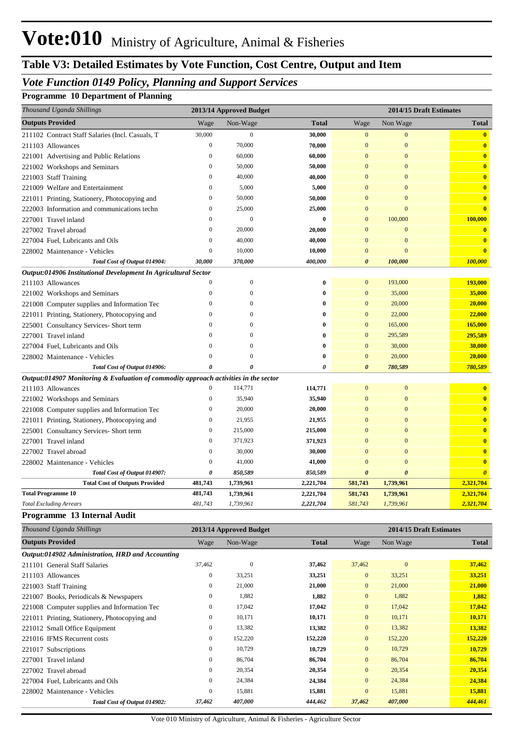# Vote:010 Ministry of Agriculture, Animal & Fisheries

## Table V3: Detailed Estimates by Vote Function, Cost Centre, Output and Item

### *Vote Function 0149 Policy, Planning and Support Services*

**Programme 10 Department of Planning**

| *Thousand Uganda Shillings* | 2013/14 Approved Budget | | | 2014/15 Draft Estimates | | |
|---|---|---|---|---|---|---|
| **Outputs Provided** | Wage | Non-Wage | **Total** | Wage | Non Wage | **Total** |
| 211102 Contract Staff Salaries (Incl. Casuals, T | 30,000 | 0 | **30,000** | 0 | 0 | **0** |
| 211103 Allowances | 0 | 70,000 | **70,000** | 0 | 0 | **0** |
| 221001 Advertising and Public Relations | 0 | 60,000 | **60,000** | 0 | 0 | **0** |
| 221002 Workshops and Seminars | 0 | 50,000 | **50,000** | 0 | 0 | **0** |
| 221003 Staff Training | 0 | 40,000 | **40,000** | 0 | 0 | **0** |
| 221009 Welfare and Entertainment | 0 | 5,000 | **5,000** | 0 | 0 | **0** |
| 221011 Printing, Stationery, Photocopying and | 0 | 50,000 | **50,000** | 0 | 0 | **0** |
| 222003 Information and communications techn | 0 | 25,000 | **25,000** | 0 | 0 | **0** |
| 227001 Travel inland | 0 | 0 | **0** | 0 | 100,000 | **100,000** |
| 227002 Travel abroad | 0 | 20,000 | **20,000** | 0 | 0 | **0** |
| 227004 Fuel, Lubricants and Oils | 0 | 40,000 | **40,000** | 0 | 0 | **0** |
| 228002 Maintenance - Vehicles | 0 | 10,000 | **10,000** | 0 | 0 | **0** |
| ***Total Cost of Output 014904:*** | ***30,000*** | ***370,000*** | ***400,000*** | ***0*** | ***100,000*** | ***100,000*** |
| ***Output:014906 Institutional Development In Agricultural Sector*** | | | | | | |
| 211103 Allowances | 0 | 0 | **0** | 0 | 193,000 | **193,000** |
| 221002 Workshops and Seminars | 0 | 0 | **0** | 0 | 35,000 | **35,000** |
| 221008 Computer supplies and Information Tec | 0 | 0 | **0** | 0 | 20,000 | **20,000** |
| 221011 Printing, Stationery, Photocopying and | 0 | 0 | **0** | 0 | 22,000 | **22,000** |
| 225001 Consultancy Services- Short term | 0 | 0 | **0** | 0 | 165,000 | **165,000** |
| 227001 Travel inland | 0 | 0 | **0** | 0 | 295,589 | **295,589** |
| 227004 Fuel, Lubricants and Oils | 0 | 0 | **0** | 0 | 30,000 | **30,000** |
| 228002 Maintenance - Vehicles | 0 | 0 | **0** | 0 | 20,000 | **20,000** |
| ***Total Cost of Output 014906:*** | ***0*** | ***0*** | ***0*** | ***0*** | ***780,589*** | ***780,589*** |
| ***Output:014907 Monitoring & Evaluation of commodity approach activities in the sector*** | | | | | | |
| 211103 Allowances | 0 | 114,771 | **114,771** | 0 | 0 | **0** |
| 221002 Workshops and Seminars | 0 | 35,940 | **35,940** | 0 | 0 | **0** |
| 221008 Computer supplies and Information Tec | 0 | 20,000 | **20,000** | 0 | 0 | **0** |
| 221011 Printing, Stationery, Photocopying and | 0 | 21,955 | **21,955** | 0 | 0 | **0** |
| 225001 Consultancy Services- Short term | 0 | 215,000 | **215,000** | 0 | 0 | **0** |
| 227001 Travel inland | 0 | 371,923 | **371,923** | 0 | 0 | **0** |
| 227002 Travel abroad | 0 | 30,000 | **30,000** | 0 | 0 | **0** |
| 228002 Maintenance - Vehicles | 0 | 41,000 | **41,000** | 0 | 0 | **0** |
| ***Total Cost of Output 014907:*** | ***0*** | ***850,589*** | ***850,589*** | ***0*** | ***0*** | ***0*** |
| **Total Cost of Outputs Provided** | **481,743** | **1,739,961** | **2,221,704** | **581,743** | **1,739,961** | **2,321,704** |
| **Total Programme 10** | **481,743** | **1,739,961** | **2,221,704** | **581,743** | **1,739,961** | **2,321,704** |
| *Total Excluding Arrears* | *481,743* | *1,739,961* | *2,221,704* | *581,743* | *1,739,961* | *2,321,704* |

**Programme 13 Internal Audit**

| *Thousand Uganda Shillings* | 2013/14 Approved Budget | | | 2014/15 Draft Estimates | | |
|---|---|---|---|---|---|---|
| **Outputs Provided** | Wage | Non-Wage | **Total** | Wage | Non Wage | **Total** |
| ***Output:014902 Administration, HRD and Accounting*** | | | | | | |
| 211101 General Staff Salaries | 37,462 | 0 | **37,462** | 37,462 | 0 | **37,462** |
| 211103 Allowances | 0 | 33,251 | **33,251** | 0 | 33,251 | **33,251** |
| 221003 Staff Training | 0 | 21,000 | **21,000** | 0 | 21,000 | **21,000** |
| 221007 Books, Periodicals & Newspapers | 0 | 1,882 | **1,882** | 0 | 1,882 | **1,882** |
| 221008 Computer supplies and Information Tec | 0 | 17,042 | **17,042** | 0 | 17,042 | **17,042** |
| 221011 Printing, Stationery, Photocopying and | 0 | 10,171 | **10,171** | 0 | 10,171 | **10,171** |
| 221012 Small Office Equipment | 0 | 13,382 | **13,382** | 0 | 13,382 | **13,382** |
| 221016 IFMS Recurrent costs | 0 | 152,220 | **152,220** | 0 | 152,220 | **152,220** |
| 221017 Subscriptions | 0 | 10,729 | **10,729** | 0 | 10,729 | **10,729** |
| 227001 Travel inland | 0 | 86,704 | **86,704** | 0 | 86,704 | **86,704** |
| 227002 Travel abroad | 0 | 20,354 | **20,354** | 0 | 20,354 | **20,354** |
| 227004 Fuel, Lubricants and Oils | 0 | 24,384 | **24,384** | 0 | 24,384 | **24,384** |
| 228002 Maintenance - Vehicles | 0 | 15,881 | **15,881** | 0 | 15,881 | **15,881** |
| ***Total Cost of Output 014902:*** | ***37,462*** | ***407,000*** | ***444,462*** | ***37,462*** | ***407,000*** | ***444,461*** |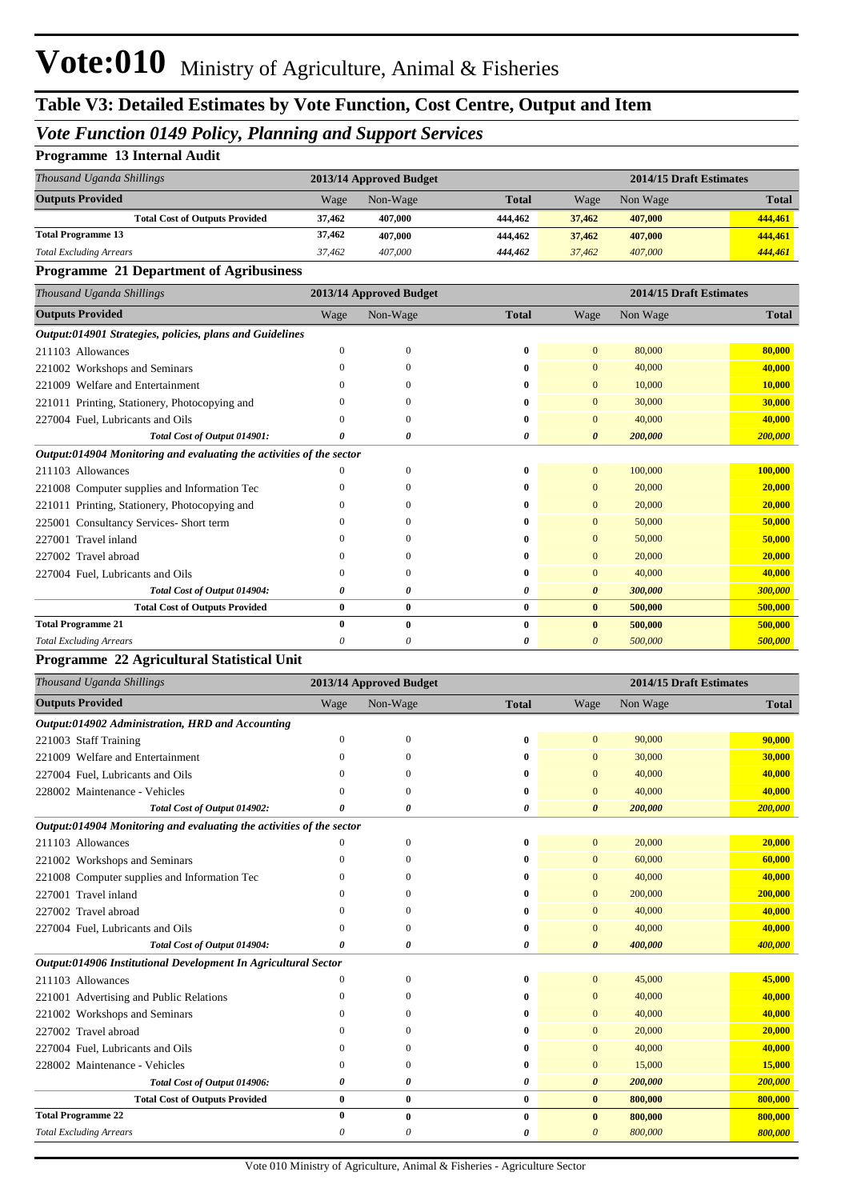# Vote:010 Ministry of Agriculture, Animal & Fisheries

## Table V3: Detailed Estimates by Vote Function, Cost Centre, Output and Item

### *Vote Function 0149 Policy, Planning and Support Services*

**Programme 13 Internal Audit**

| *Thousand Uganda Shillings* | 2013/14 Approved Budget | | | 2014/15 Draft Estimates | | |
|---|---|---|---|---|---|---|
| **Outputs Provided** | Wage | Non-Wage | **Total** | Wage | Non Wage | **Total** |
| **Total Cost of Outputs Provided** | **37,462** | **407,000** | **444,462** | **37,462** | **407,000** | **444,461** |
| **Total Programme 13** | **37,462** | **407,000** | **444,462** | **37,462** | **407,000** | **444,461** |
| *Total Excluding Arrears* | *37,462* | *407,000* | ***444,462*** | *37,462* | *407,000* | ***444,461*** |

**Programme 21 Department of Agribusiness**

| *Thousand Uganda Shillings* | 2013/14 Approved Budget | | | 2014/15 Draft Estimates | | |
|---|---|---|---|---|---|---|
| **Outputs Provided** | Wage | Non-Wage | **Total** | Wage | Non Wage | **Total** |
| ***Output:014901 Strategies, policies, plans and Guidelines*** | | | | | | |
| 211103 Allowances | 0 | 0 | **0** | 0 | 80,000 | **80,000** |
| 221002 Workshops and Seminars | 0 | 0 | **0** | 0 | 40,000 | **40,000** |
| 221009 Welfare and Entertainment | 0 | 0 | **0** | 0 | 10,000 | **10,000** |
| 221011 Printing, Stationery, Photocopying and | 0 | 0 | **0** | 0 | 30,000 | **30,000** |
| 227004 Fuel, Lubricants and Oils | 0 | 0 | **0** | 0 | 40,000 | **40,000** |
| ***Total Cost of Output 014901:*** | ***0*** | ***0*** | ***0*** | ***0*** | ***200,000*** | ***200,000*** |
| ***Output:014904 Monitoring and evaluating the activities of the sector*** | | | | | | |
| 211103 Allowances | 0 | 0 | **0** | 0 | 100,000 | **100,000** |
| 221008 Computer supplies and Information Tec | 0 | 0 | **0** | 0 | 20,000 | **20,000** |
| 221011 Printing, Stationery, Photocopying and | 0 | 0 | **0** | 0 | 20,000 | **20,000** |
| 225001 Consultancy Services- Short term | 0 | 0 | **0** | 0 | 50,000 | **50,000** |
| 227001 Travel inland | 0 | 0 | **0** | 0 | 50,000 | **50,000** |
| 227002 Travel abroad | 0 | 0 | **0** | 0 | 20,000 | **20,000** |
| 227004 Fuel, Lubricants and Oils | 0 | 0 | **0** | 0 | 40,000 | **40,000** |
| ***Total Cost of Output 014904:*** | ***0*** | ***0*** | ***0*** | ***0*** | ***300,000*** | ***300,000*** |
| **Total Cost of Outputs Provided** | **0** | **0** | **0** | **0** | **500,000** | **500,000** |
| **Total Programme 21** | **0** | **0** | **0** | **0** | **500,000** | **500,000** |
| *Total Excluding Arrears* | *0* | *0* | ***0*** | *0* | *500,000* | ***500,000*** |

**Programme 22 Agricultural Statistical Unit**

| *Thousand Uganda Shillings* | 2013/14 Approved Budget | | | 2014/15 Draft Estimates | | |
|---|---|---|---|---|---|---|
| **Outputs Provided** | Wage | Non-Wage | **Total** | Wage | Non Wage | **Total** |
| ***Output:014902 Administration, HRD and Accounting*** | | | | | | |
| 221003 Staff Training | 0 | 0 | **0** | 0 | 90,000 | **90,000** |
| 221009 Welfare and Entertainment | 0 | 0 | **0** | 0 | 30,000 | **30,000** |
| 227004 Fuel, Lubricants and Oils | 0 | 0 | **0** | 0 | 40,000 | **40,000** |
| 228002 Maintenance - Vehicles | 0 | 0 | **0** | 0 | 40,000 | **40,000** |
| ***Total Cost of Output 014902:*** | ***0*** | ***0*** | ***0*** | ***0*** | ***200,000*** | ***200,000*** |
| ***Output:014904 Monitoring and evaluating the activities of the sector*** | | | | | | |
| 211103 Allowances | 0 | 0 | **0** | 0 | 20,000 | **20,000** |
| 221002 Workshops and Seminars | 0 | 0 | **0** | 0 | 60,000 | **60,000** |
| 221008 Computer supplies and Information Tec | 0 | 0 | **0** | 0 | 40,000 | **40,000** |
| 227001 Travel inland | 0 | 0 | **0** | 0 | 200,000 | **200,000** |
| 227002 Travel abroad | 0 | 0 | **0** | 0 | 40,000 | **40,000** |
| 227004 Fuel, Lubricants and Oils | 0 | 0 | **0** | 0 | 40,000 | **40,000** |
| ***Total Cost of Output 014904:*** | ***0*** | ***0*** | ***0*** | ***0*** | ***400,000*** | ***400,000*** |
| ***Output:014906 Institutional Development In Agricultural Sector*** | | | | | | |
| 211103 Allowances | 0 | 0 | **0** | 0 | 45,000 | **45,000** |
| 221001 Advertising and Public Relations | 0 | 0 | **0** | 0 | 40,000 | **40,000** |
| 221002 Workshops and Seminars | 0 | 0 | **0** | 0 | 40,000 | **40,000** |
| 227002 Travel abroad | 0 | 0 | **0** | 0 | 20,000 | **20,000** |
| 227004 Fuel, Lubricants and Oils | 0 | 0 | **0** | 0 | 40,000 | **40,000** |
| 228002 Maintenance - Vehicles | 0 | 0 | **0** | 0 | 15,000 | **15,000** |
| ***Total Cost of Output 014906:*** | ***0*** | ***0*** | ***0*** | ***0*** | ***200,000*** | ***200,000*** |
| **Total Cost of Outputs Provided** | **0** | **0** | **0** | **0** | **800,000** | **800,000** |
| **Total Programme 22** | **0** | **0** | **0** | **0** | **800,000** | **800,000** |
| *Total Excluding Arrears* | *0* | *0* | ***0*** | *0* | *800,000* | ***800,000*** |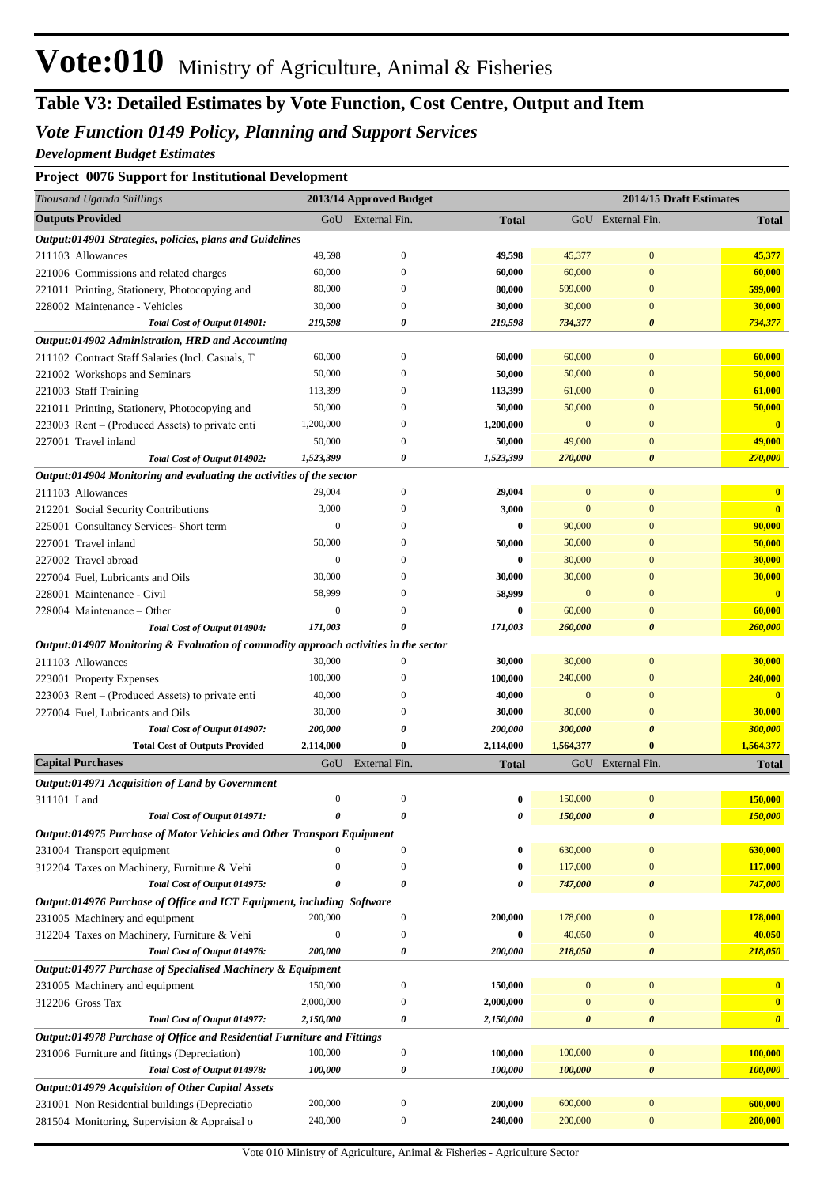# Vote:010 Ministry of Agriculture, Animal & Fisheries

## Table V3: Detailed Estimates by Vote Function, Cost Centre, Output and Item

### *Vote Function 0149 Policy, Planning and Support Services*

*Development Budget Estimates*

**Project 0076 Support for Institutional Development**

| *Thousand Uganda Shillings* | 2013/14 Approved Budget | | | 2014/15 Draft Estimates | | |
|---|---|---|---|---|---|---|
| **Outputs Provided** | GoU | External Fin. | **Total** | GoU | External Fin. | **Total** |
| ***Output:014901 Strategies, policies, plans and Guidelines*** | | | | | | |
| 211103 Allowances | 49,598 | 0 | **49,598** | 45,377 | 0 | **45,377** |
| 221006 Commissions and related charges | 60,000 | 0 | **60,000** | 60,000 | 0 | **60,000** |
| 221011 Printing, Stationery, Photocopying and | 80,000 | 0 | **80,000** | 599,000 | 0 | **599,000** |
| 228002 Maintenance - Vehicles | 30,000 | 0 | **30,000** | 30,000 | 0 | **30,000** |
| ***Total Cost of Output 014901:*** | ***219,598*** | ***0*** | ***219,598*** | ***734,377*** | ***0*** | ***734,377*** |
| ***Output:014902 Administration, HRD and Accounting*** | | | | | | |
| 211102 Contract Staff Salaries (Incl. Casuals, T | 60,000 | 0 | **60,000** | 60,000 | 0 | **60,000** |
| 221002 Workshops and Seminars | 50,000 | 0 | **50,000** | 50,000 | 0 | **50,000** |
| 221003 Staff Training | 113,399 | 0 | **113,399** | 61,000 | 0 | **61,000** |
| 221011 Printing, Stationery, Photocopying and | 50,000 | 0 | **50,000** | 50,000 | 0 | **50,000** |
| 223003 Rent – (Produced Assets) to private enti | 1,200,000 | 0 | **1,200,000** | 0 | 0 | **0** |
| 227001 Travel inland | 50,000 | 0 | **50,000** | 49,000 | 0 | **49,000** |
| ***Total Cost of Output 014902:*** | ***1,523,399*** | ***0*** | ***1,523,399*** | ***270,000*** | ***0*** | ***270,000*** |
| ***Output:014904 Monitoring and evaluating the activities of the sector*** | | | | | | |
| 211103 Allowances | 29,004 | 0 | **29,004** | 0 | 0 | **0** |
| 212201 Social Security Contributions | 3,000 | 0 | **3,000** | 0 | 0 | **0** |
| 225001 Consultancy Services- Short term | 0 | 0 | **0** | 90,000 | 0 | **90,000** |
| 227001 Travel inland | 50,000 | 0 | **50,000** | 50,000 | 0 | **50,000** |
| 227002 Travel abroad | 0 | 0 | **0** | 30,000 | 0 | **30,000** |
| 227004 Fuel, Lubricants and Oils | 30,000 | 0 | **30,000** | 30,000 | 0 | **30,000** |
| 228001 Maintenance - Civil | 58,999 | 0 | **58,999** | 0 | 0 | **0** |
| 228004 Maintenance – Other | 0 | 0 | **0** | 60,000 | 0 | **60,000** |
| ***Total Cost of Output 014904:*** | ***171,003*** | ***0*** | ***171,003*** | ***260,000*** | ***0*** | ***260,000*** |
| ***Output:014907 Monitoring & Evaluation of commodity approach activities in the sector*** | | | | | | |
| 211103 Allowances | 30,000 | 0 | **30,000** | 30,000 | 0 | **30,000** |
| 223001 Property Expenses | 100,000 | 0 | **100,000** | 240,000 | 0 | **240,000** |
| 223003 Rent – (Produced Assets) to private enti | 40,000 | 0 | **40,000** | 0 | 0 | **0** |
| 227004 Fuel, Lubricants and Oils | 30,000 | 0 | **30,000** | 30,000 | 0 | **30,000** |
| ***Total Cost of Output 014907:*** | ***200,000*** | ***0*** | ***200,000*** | ***300,000*** | ***0*** | ***300,000*** |
| **Total Cost of Outputs Provided** | **2,114,000** | **0** | **2,114,000** | **1,564,377** | **0** | **1,564,377** |
| **Capital Purchases** | GoU | External Fin. | **Total** | GoU | External Fin. | **Total** |
| ***Output:014971 Acquisition of Land by Government*** | | | | | | |
| 311101 Land | 0 | 0 | **0** | 150,000 | 0 | **150,000** |
| ***Total Cost of Output 014971:*** | ***0*** | ***0*** | ***0*** | ***150,000*** | ***0*** | ***150,000*** |
| ***Output:014975 Purchase of Motor Vehicles and Other Transport Equipment*** | | | | | | |
| 231004 Transport equipment | 0 | 0 | **0** | 630,000 | 0 | **630,000** |
| 312204 Taxes on Machinery, Furniture & Vehi | 0 | 0 | **0** | 117,000 | 0 | **117,000** |
| ***Total Cost of Output 014975:*** | ***0*** | ***0*** | ***0*** | ***747,000*** | ***0*** | ***747,000*** |
| ***Output:014976 Purchase of Office and ICT Equipment, including Software*** | | | | | | |
| 231005 Machinery and equipment | 200,000 | 0 | **200,000** | 178,000 | 0 | **178,000** |
| 312204 Taxes on Machinery, Furniture & Vehi | 0 | 0 | **0** | 40,050 | 0 | **40,050** |
| ***Total Cost of Output 014976:*** | ***200,000*** | ***0*** | ***200,000*** | ***218,050*** | ***0*** | ***218,050*** |
| ***Output:014977 Purchase of Specialised Machinery & Equipment*** | | | | | | |
| 231005 Machinery and equipment | 150,000 | 0 | **150,000** | 0 | 0 | **0** |
| 312206 Gross Tax | 2,000,000 | 0 | **2,000,000** | 0 | 0 | **0** |
| ***Total Cost of Output 014977:*** | ***2,150,000*** | ***0*** | ***2,150,000*** | ***0*** | ***0*** | ***0*** |
| ***Output:014978 Purchase of Office and Residential Furniture and Fittings*** | | | | | | |
| 231006 Furniture and fittings (Depreciation) | 100,000 | 0 | **100,000** | 100,000 | 0 | **100,000** |
| ***Total Cost of Output 014978:*** | ***100,000*** | ***0*** | ***100,000*** | ***100,000*** | ***0*** | ***100,000*** |
| ***Output:014979 Acquisition of Other Capital Assets*** | | | | | | |
| 231001 Non Residential buildings (Depreciatio | 200,000 | 0 | **200,000** | 600,000 | 0 | **600,000** |
| 281504 Monitoring, Supervision & Appraisal o | 240,000 | 0 | **240,000** | 200,000 | 0 | **200,000** |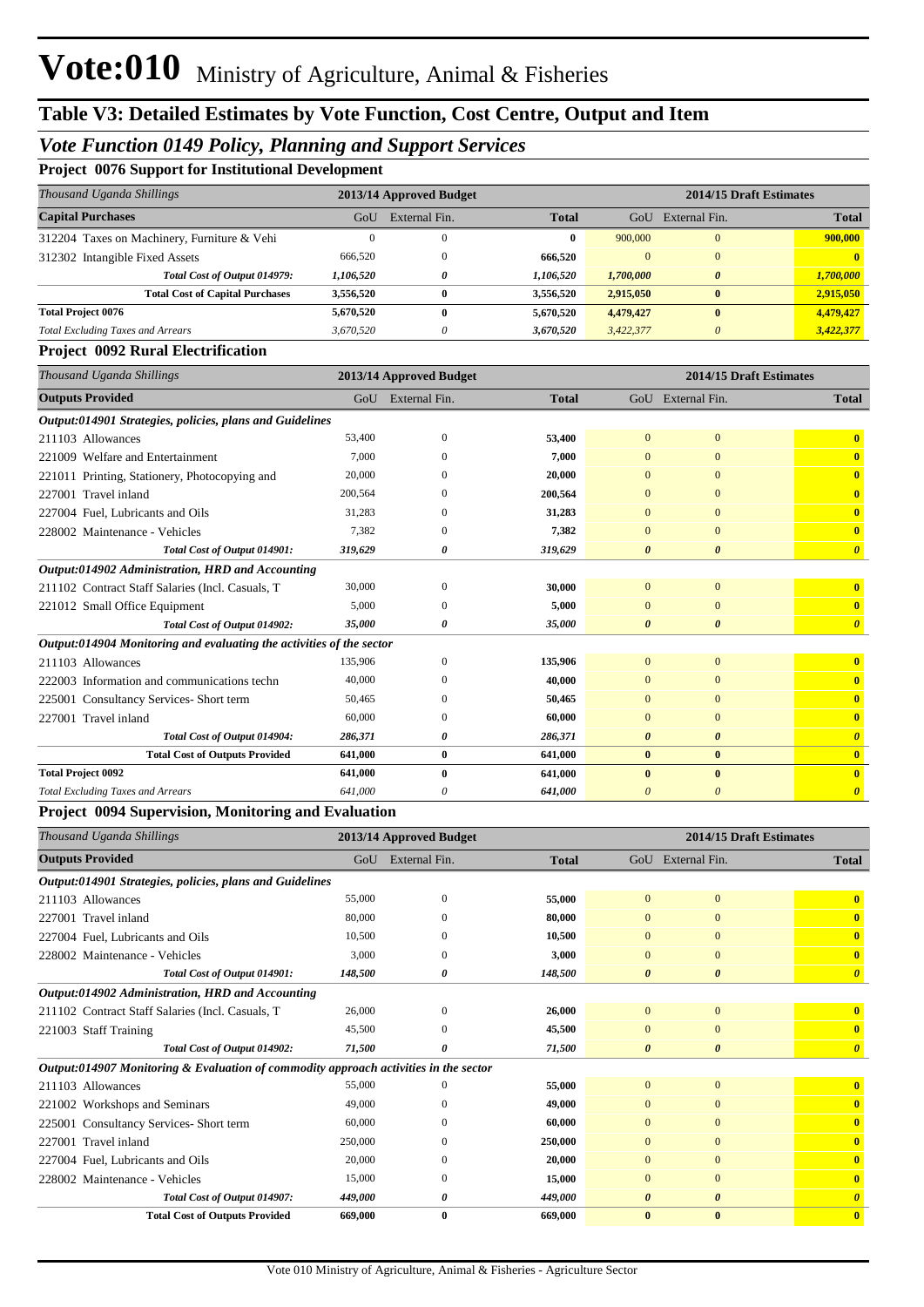# Vote:010 Ministry of Agriculture, Animal & Fisheries

## Table V3: Detailed Estimates by Vote Function, Cost Centre, Output and Item

### *Vote Function 0149 Policy, Planning and Support Services*

**Project 0076 Support for Institutional Development**

| *Thousand Uganda Shillings* | 2013/14 Approved Budget | | | 2014/15 Draft Estimates | | |
|---|---|---|---|---|---|---|
| **Capital Purchases** | GoU | External Fin. | **Total** | GoU | External Fin. | **Total** |
| 312204 Taxes on Machinery, Furniture & Vehi | 0 | 0 | **0** | 900,000 | 0 | **900,000** |
| 312302 Intangible Fixed Assets | 666,520 | 0 | **666,520** | 0 | 0 | **0** |
| *Total Cost of Output 014979:* | *1,106,520* | *0* | *1,106,520* | *1,700,000* | *0* | *1,700,000* |
| **Total Cost of Capital Purchases** | **3,556,520** | **0** | **3,556,520** | **2,915,050** | **0** | **2,915,050** |
| **Total Project 0076** | **5,670,520** | **0** | **5,670,520** | **4,479,427** | **0** | **4,479,427** |
| *Total Excluding Taxes and Arrears* | *3,670,520* | *0* | *3,670,520* | *3,422,377* | *0* | *3,422,377* |

**Project 0092 Rural Electrification**

| *Thousand Uganda Shillings* | 2013/14 Approved Budget | | | 2014/15 Draft Estimates | | |
|---|---|---|---|---|---|---|
| **Outputs Provided** | GoU | External Fin. | **Total** | GoU | External Fin. | **Total** |
| ***Output:014901 Strategies, policies, plans and Guidelines*** | | | | | | |
| 211103 Allowances | 53,400 | 0 | **53,400** | 0 | 0 | **0** |
| 221009 Welfare and Entertainment | 7,000 | 0 | **7,000** | 0 | 0 | **0** |
| 221011 Printing, Stationery, Photocopying and | 20,000 | 0 | **20,000** | 0 | 0 | **0** |
| 227001 Travel inland | 200,564 | 0 | **200,564** | 0 | 0 | **0** |
| 227004 Fuel, Lubricants and Oils | 31,283 | 0 | **31,283** | 0 | 0 | **0** |
| 228002 Maintenance - Vehicles | 7,382 | 0 | **7,382** | 0 | 0 | **0** |
| *Total Cost of Output 014901:* | *319,629* | *0* | *319,629* | *0* | *0* | *0* |
| ***Output:014902 Administration, HRD and Accounting*** | | | | | | |
| 211102 Contract Staff Salaries (Incl. Casuals, T | 30,000 | 0 | **30,000** | 0 | 0 | **0** |
| 221012 Small Office Equipment | 5,000 | 0 | **5,000** | 0 | 0 | **0** |
| *Total Cost of Output 014902:* | *35,000* | *0* | *35,000* | *0* | *0* | *0* |
| ***Output:014904 Monitoring and evaluating the activities of the sector*** | | | | | | |
| 211103 Allowances | 135,906 | 0 | **135,906** | 0 | 0 | **0** |
| 222003 Information and communications techn | 40,000 | 0 | **40,000** | 0 | 0 | **0** |
| 225001 Consultancy Services- Short term | 50,465 | 0 | **50,465** | 0 | 0 | **0** |
| 227001 Travel inland | 60,000 | 0 | **60,000** | 0 | 0 | **0** |
| *Total Cost of Output 014904:* | *286,371* | *0* | *286,371* | *0* | *0* | *0* |
| **Total Cost of Outputs Provided** | **641,000** | **0** | **641,000** | **0** | **0** | **0** |
| **Total Project 0092** | **641,000** | **0** | **641,000** | **0** | **0** | **0** |
| *Total Excluding Taxes and Arrears* | *641,000* | *0* | *641,000* | *0* | *0* | *0* |

**Project 0094 Supervision, Monitoring and Evaluation**

| *Thousand Uganda Shillings* | 2013/14 Approved Budget | | | 2014/15 Draft Estimates | | |
|---|---|---|---|---|---|---|
| **Outputs Provided** | GoU | External Fin. | **Total** | GoU | External Fin. | **Total** |
| ***Output:014901 Strategies, policies, plans and Guidelines*** | | | | | | |
| 211103 Allowances | 55,000 | 0 | **55,000** | 0 | 0 | **0** |
| 227001 Travel inland | 80,000 | 0 | **80,000** | 0 | 0 | **0** |
| 227004 Fuel, Lubricants and Oils | 10,500 | 0 | **10,500** | 0 | 0 | **0** |
| 228002 Maintenance - Vehicles | 3,000 | 0 | **3,000** | 0 | 0 | **0** |
| *Total Cost of Output 014901:* | *148,500* | *0* | *148,500* | *0* | *0* | *0* |
| ***Output:014902 Administration, HRD and Accounting*** | | | | | | |
| 211102 Contract Staff Salaries (Incl. Casuals, T | 26,000 | 0 | **26,000** | 0 | 0 | **0** |
| 221003 Staff Training | 45,500 | 0 | **45,500** | 0 | 0 | **0** |
| *Total Cost of Output 014902:* | *71,500* | *0* | *71,500* | *0* | *0* | *0* |
| ***Output:014907 Monitoring & Evaluation of commodity approach activities in the sector*** | | | | | | |
| 211103 Allowances | 55,000 | 0 | **55,000** | 0 | 0 | **0** |
| 221002 Workshops and Seminars | 49,000 | 0 | **49,000** | 0 | 0 | **0** |
| 225001 Consultancy Services- Short term | 60,000 | 0 | **60,000** | 0 | 0 | **0** |
| 227001 Travel inland | 250,000 | 0 | **250,000** | 0 | 0 | **0** |
| 227004 Fuel, Lubricants and Oils | 20,000 | 0 | **20,000** | 0 | 0 | **0** |
| 228002 Maintenance - Vehicles | 15,000 | 0 | **15,000** | 0 | 0 | **0** |
| *Total Cost of Output 014907:* | *449,000* | *0* | *449,000* | *0* | *0* | *0* |
| **Total Cost of Outputs Provided** | **669,000** | **0** | **669,000** | **0** | **0** | **0** |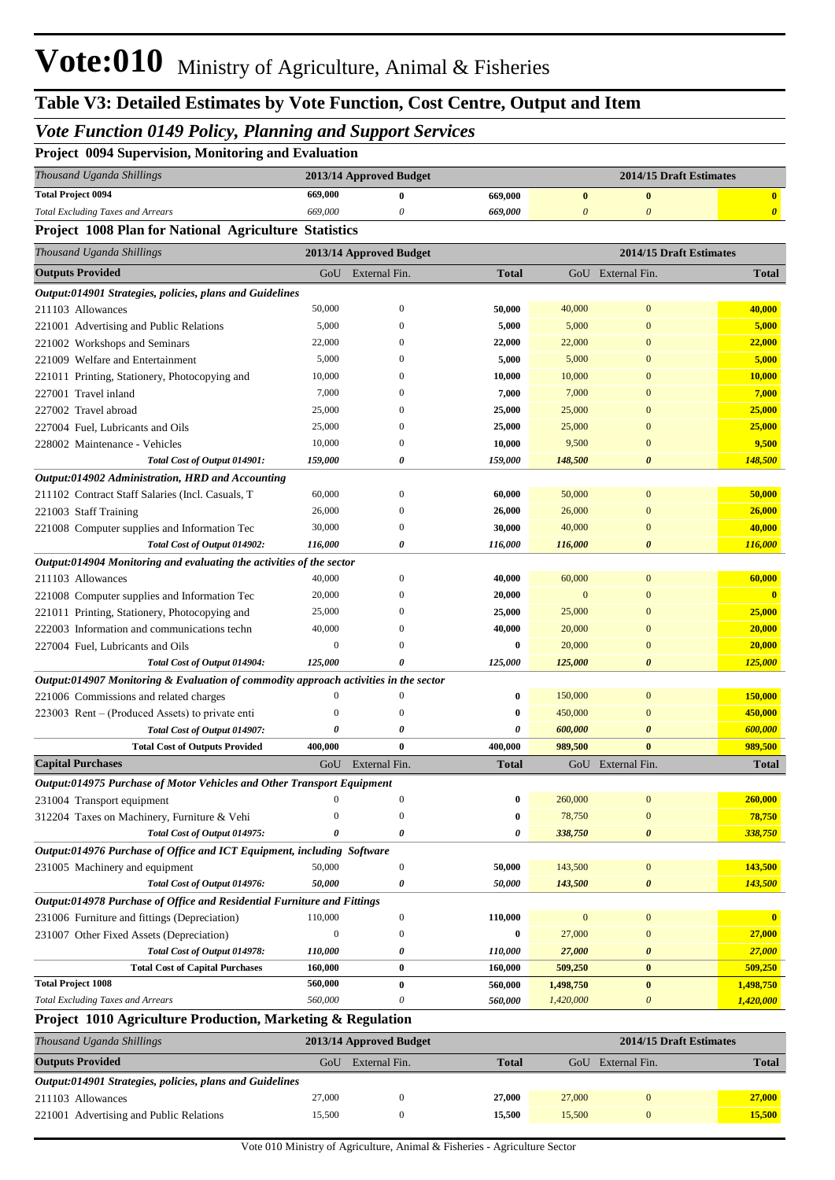# Vote:010 Ministry of Agriculture, Animal & Fisheries

## Table V3: Detailed Estimates by Vote Function, Cost Centre, Output and Item

### *Vote Function 0149 Policy, Planning and Support Services*

**Project 0094 Supervision, Monitoring and Evaluation**

| *Thousand Uganda Shillings* | 2013/14 Approved Budget | | | 2014/15 Draft Estimates | | |
|---|---|---|---|---|---|---|
| **Total Project 0094** | **669,000** | **0** | **669,000** | **0** | **0** | **0** |
| *Total Excluding Taxes and Arrears* | *669,000* | *0* | *669,000* | *0* | *0* | *0* |

**Project 1008 Plan for National Agriculture Statistics**

| *Thousand Uganda Shillings* | 2013/14 Approved Budget | | | 2014/15 Draft Estimates | | |
|---|---|---|---|---|---|---|
| **Outputs Provided** | GoU | External Fin. | **Total** | GoU | External Fin. | **Total** |
| ***Output:014901 Strategies, policies, plans and Guidelines*** | | | | | | |
| 211103 Allowances | 50,000 | 0 | **50,000** | 40,000 | 0 | **40,000** |
| 221001 Advertising and Public Relations | 5,000 | 0 | **5,000** | 5,000 | 0 | **5,000** |
| 221002 Workshops and Seminars | 22,000 | 0 | **22,000** | 22,000 | 0 | **22,000** |
| 221009 Welfare and Entertainment | 5,000 | 0 | **5,000** | 5,000 | 0 | **5,000** |
| 221011 Printing, Stationery, Photocopying and | 10,000 | 0 | **10,000** | 10,000 | 0 | **10,000** |
| 227001 Travel inland | 7,000 | 0 | **7,000** | 7,000 | 0 | **7,000** |
| 227002 Travel abroad | 25,000 | 0 | **25,000** | 25,000 | 0 | **25,000** |
| 227004 Fuel, Lubricants and Oils | 25,000 | 0 | **25,000** | 25,000 | 0 | **25,000** |
| 228002 Maintenance - Vehicles | 10,000 | 0 | **10,000** | 9,500 | 0 | **9,500** |
| ***Total Cost of Output 014901:*** | ***159,000*** | ***0*** | ***159,000*** | ***148,500*** | ***0*** | ***148,500*** |
| ***Output:014902 Administration, HRD and Accounting*** | | | | | | |
| 211102 Contract Staff Salaries (Incl. Casuals, T | 60,000 | 0 | **60,000** | 50,000 | 0 | **50,000** |
| 221003 Staff Training | 26,000 | 0 | **26,000** | 26,000 | 0 | **26,000** |
| 221008 Computer supplies and Information Tec | 30,000 | 0 | **30,000** | 40,000 | 0 | **40,000** |
| ***Total Cost of Output 014902:*** | ***116,000*** | ***0*** | ***116,000*** | ***116,000*** | ***0*** | ***116,000*** |
| ***Output:014904 Monitoring and evaluating the activities of the sector*** | | | | | | |
| 211103 Allowances | 40,000 | 0 | **40,000** | 60,000 | 0 | **60,000** |
| 221008 Computer supplies and Information Tec | 20,000 | 0 | **20,000** | 0 | 0 | **0** |
| 221011 Printing, Stationery, Photocopying and | 25,000 | 0 | **25,000** | 25,000 | 0 | **25,000** |
| 222003 Information and communications techn | 40,000 | 0 | **40,000** | 20,000 | 0 | **20,000** |
| 227004 Fuel, Lubricants and Oils | 0 | 0 | **0** | 20,000 | 0 | **20,000** |
| ***Total Cost of Output 014904:*** | ***125,000*** | ***0*** | ***125,000*** | ***125,000*** | ***0*** | ***125,000*** |
| ***Output:014907 Monitoring & Evaluation of commodity approach activities in the sector*** | | | | | | |
| 221006 Commissions and related charges | 0 | 0 | **0** | 150,000 | 0 | **150,000** |
| 223003 Rent – (Produced Assets) to private enti | 0 | 0 | **0** | 450,000 | 0 | **450,000** |
| ***Total Cost of Output 014907:*** | ***0*** | ***0*** | ***0*** | ***600,000*** | ***0*** | ***600,000*** |
| **Total Cost of Outputs Provided** | **400,000** | **0** | **400,000** | **989,500** | **0** | **989,500** |
| **Capital Purchases** | GoU | External Fin. | **Total** | GoU | External Fin. | **Total** |
| ***Output:014975 Purchase of Motor Vehicles and Other Transport Equipment*** | | | | | | |
| 231004 Transport equipment | 0 | 0 | **0** | 260,000 | 0 | **260,000** |
| 312204 Taxes on Machinery, Furniture & Vehi | 0 | 0 | **0** | 78,750 | 0 | **78,750** |
| ***Total Cost of Output 014975:*** | ***0*** | ***0*** | ***0*** | ***338,750*** | ***0*** | ***338,750*** |
| ***Output:014976 Purchase of Office and ICT Equipment, including Software*** | | | | | | |
| 231005 Machinery and equipment | 50,000 | 0 | **50,000** | 143,500 | 0 | **143,500** |
| ***Total Cost of Output 014976:*** | ***50,000*** | ***0*** | ***50,000*** | ***143,500*** | ***0*** | ***143,500*** |
| ***Output:014978 Purchase of Office and Residential Furniture and Fittings*** | | | | | | |
| 231006 Furniture and fittings (Depreciation) | 110,000 | 0 | **110,000** | 0 | 0 | **0** |
| 231007 Other Fixed Assets (Depreciation) | 0 | 0 | **0** | 27,000 | 0 | **27,000** |
| ***Total Cost of Output 014978:*** | ***110,000*** | ***0*** | ***110,000*** | ***27,000*** | ***0*** | ***27,000*** |
| **Total Cost of Capital Purchases** | **160,000** | **0** | **160,000** | **509,250** | **0** | **509,250** |
| **Total Project 1008** | **560,000** | **0** | **560,000** | **1,498,750** | **0** | **1,498,750** |
| *Total Excluding Taxes and Arrears* | *560,000* | *0* | *560,000* | *1,420,000* | *0* | *1,420,000* |

**Project 1010 Agriculture Production, Marketing & Regulation**

| *Thousand Uganda Shillings* | 2013/14 Approved Budget | | | 2014/15 Draft Estimates | | |
|---|---|---|---|---|---|---|
| **Outputs Provided** | GoU | External Fin. | **Total** | GoU | External Fin. | **Total** |
| ***Output:014901 Strategies, policies, plans and Guidelines*** | | | | | | |
| 211103 Allowances | 27,000 | 0 | **27,000** | 27,000 | 0 | **27,000** |
| 221001 Advertising and Public Relations | 15,500 | 0 | **15,500** | 15,500 | 0 | **15,500** |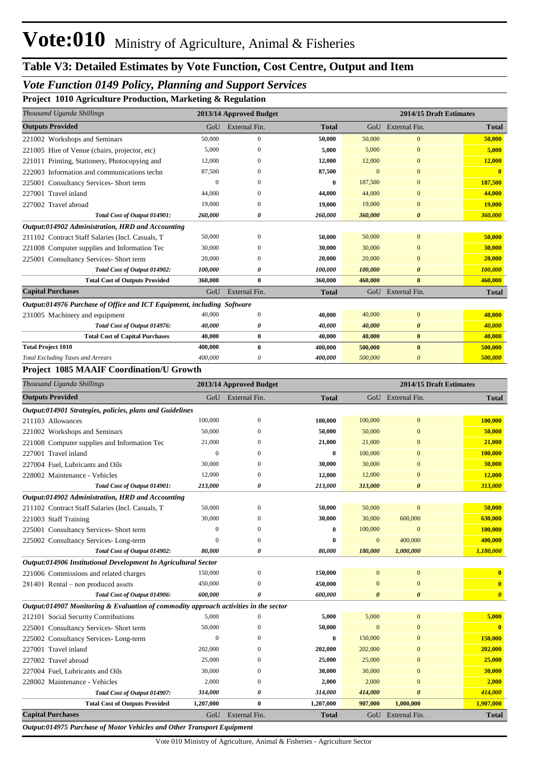# Vote:010 Ministry of Agriculture, Animal & Fisheries

## Table V3: Detailed Estimates by Vote Function, Cost Centre, Output and Item

### *Vote Function 0149 Policy, Planning and Support Services*

#### Project 1010 Agriculture Production, Marketing & Regulation

| *Thousand Uganda Shillings* | 2013/14 Approved Budget | | | 2014/15 Draft Estimates | | |
|---|---|---|---|---|---|---|
| **Outputs Provided** | GoU | External Fin. | **Total** | GoU | External Fin. | **Total** |
| 221002 Workshops and Seminars | 50,000 | 0 | **50,000** | 50,000 | 0 | **50,000** |
| 221005 Hire of Venue (chairs, projector, etc) | 5,000 | 0 | **5,000** | 5,000 | 0 | **5,000** |
| 221011 Printing, Stationery, Photocopying and | 12,000 | 0 | **12,000** | 12,000 | 0 | **12,000** |
| 222003 Information and communications techn | 87,500 | 0 | **87,500** | 0 | 0 | **0** |
| 225001 Consultancy Services- Short term | 0 | 0 | **0** | 187,500 | 0 | **187,500** |
| 227001 Travel inland | 44,000 | 0 | **44,000** | 44,000 | 0 | **44,000** |
| 227002 Travel abroad | 19,000 | 0 | **19,000** | 19,000 | 0 | **19,000** |
| ***Total Cost of Output 014901:*** | ***260,000*** | ***0*** | ***260,000*** | ***360,000*** | ***0*** | ***360,000*** |
| ***Output:014902 Administration, HRD and Accounting*** | | | | | | |
| 211102 Contract Staff Salaries (Incl. Casuals, T | 50,000 | 0 | **50,000** | 50,000 | 0 | **50,000** |
| 221008 Computer supplies and Information Tec | 30,000 | 0 | **30,000** | 30,000 | 0 | **30,000** |
| 225001 Consultancy Services- Short term | 20,000 | 0 | **20,000** | 20,000 | 0 | **20,000** |
| ***Total Cost of Output 014902:*** | ***100,000*** | ***0*** | ***100,000*** | ***100,000*** | ***0*** | ***100,000*** |
| **Total Cost of Outputs Provided** | **360,000** | **0** | **360,000** | **460,000** | **0** | **460,000** |
| **Capital Purchases** | GoU | External Fin. | **Total** | GoU | External Fin. | **Total** |
| ***Output:014976 Purchase of Office and ICT Equipment, including Software*** | | | | | | |
| 231005 Machinery and equipment | 40,000 | 0 | **40,000** | 40,000 | 0 | **40,000** |
| ***Total Cost of Output 014976:*** | ***40,000*** | ***0*** | ***40,000*** | ***40,000*** | ***0*** | ***40,000*** |
| **Total Cost of Capital Purchases** | **40,000** | **0** | **40,000** | **40,000** | **0** | **40,000** |
| **Total Project 1010** | **400,000** | **0** | **400,000** | **500,000** | **0** | **500,000** |
| *Total Excluding Taxes and Arrears* | *400,000* | *0* | *400,000* | *500,000* | *0* | *500,000* |

#### Project 1085 MAAIF Coordination/U Growth

| *Thousand Uganda Shillings* | 2013/14 Approved Budget | | | 2014/15 Draft Estimates | | |
|---|---|---|---|---|---|---|
| **Outputs Provided** | GoU | External Fin. | **Total** | GoU | External Fin. | **Total** |
| ***Output:014901 Strategies, policies, plans and Guidelines*** | | | | | | |
| 211103 Allowances | 100,000 | 0 | **100,000** | 100,000 | 0 | **100,000** |
| 221002 Workshops and Seminars | 50,000 | 0 | **50,000** | 50,000 | 0 | **50,000** |
| 221008 Computer supplies and Information Tec | 21,000 | 0 | **21,000** | 21,000 | 0 | **21,000** |
| 227001 Travel inland | 0 | 0 | **0** | 100,000 | 0 | **100,000** |
| 227004 Fuel, Lubricants and Oils | 30,000 | 0 | **30,000** | 30,000 | 0 | **30,000** |
| 228002 Maintenance - Vehicles | 12,000 | 0 | **12,000** | 12,000 | 0 | **12,000** |
| ***Total Cost of Output 014901:*** | ***213,000*** | ***0*** | ***213,000*** | ***313,000*** | ***0*** | ***313,000*** |
| ***Output:014902 Administration, HRD and Accounting*** | | | | | | |
| 211102 Contract Staff Salaries (Incl. Casuals, T | 50,000 | 0 | **50,000** | 50,000 | 0 | **50,000** |
| 221003 Staff Training | 30,000 | 0 | **30,000** | 30,000 | 600,000 | **630,000** |
| 225001 Consultancy Services- Short term | 0 | 0 | **0** | 100,000 | 0 | **100,000** |
| 225002 Consultancy Services- Long-term | 0 | 0 | **0** | 0 | 400,000 | **400,000** |
| ***Total Cost of Output 014902:*** | ***80,000*** | ***0*** | ***80,000*** | ***180,000*** | ***1,000,000*** | ***1,180,000*** |
| ***Output:014906 Institutional Development In Agricultural Sector*** | | | | | | |
| 221006 Commissions and related charges | 150,000 | 0 | **150,000** | 0 | 0 | **0** |
| 281401 Rental – non produced assets | 450,000 | 0 | **450,000** | 0 | 0 | **0** |
| ***Total Cost of Output 014906:*** | ***600,000*** | ***0*** | ***600,000*** | ***0*** | ***0*** | ***0*** |
| ***Output:014907 Monitoring & Evaluation of commodity approach activities in the sector*** | | | | | | |
| 212101 Social Security Contributions | 5,000 | 0 | **5,000** | 5,000 | 0 | **5,000** |
| 225001 Consultancy Services- Short term | 50,000 | 0 | **50,000** | 0 | 0 | **0** |
| 225002 Consultancy Services- Long-term | 0 | 0 | **0** | 150,000 | 0 | **150,000** |
| 227001 Travel inland | 202,000 | 0 | **202,000** | 202,000 | 0 | **202,000** |
| 227002 Travel abroad | 25,000 | 0 | **25,000** | 25,000 | 0 | **25,000** |
| 227004 Fuel, Lubricants and Oils | 30,000 | 0 | **30,000** | 30,000 | 0 | **30,000** |
| 228002 Maintenance - Vehicles | 2,000 | 0 | **2,000** | 2,000 | 0 | **2,000** |
| ***Total Cost of Output 014907:*** | ***314,000*** | ***0*** | ***314,000*** | ***414,000*** | ***0*** | ***414,000*** |
| **Total Cost of Outputs Provided** | **1,207,000** | **0** | **1,207,000** | **907,000** | **1,000,000** | **1,907,000** |
| **Capital Purchases** | GoU | External Fin. | **Total** | GoU | External Fin. | **Total** |
| ***Output:014975 Purchase of Motor Vehicles and Other Transport Equipment*** | | | | | | |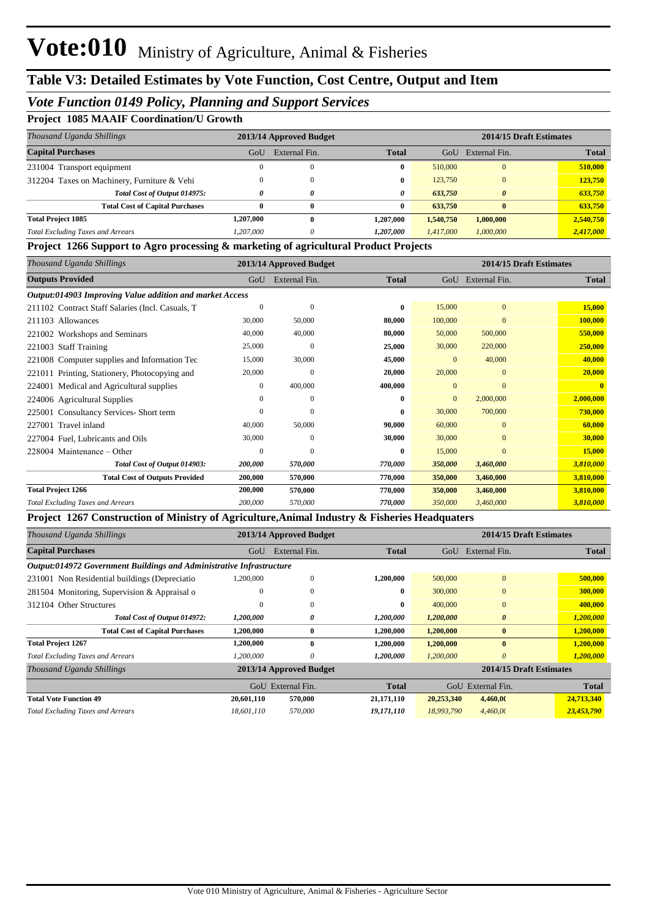# Vote:010 Ministry of Agriculture, Animal & Fisheries

## Table V3: Detailed Estimates by Vote Function, Cost Centre, Output and Item

### *Vote Function 0149 Policy, Planning and Support Services*

**Project 1085 MAAIF Coordination/U Growth**

| *Thousand Uganda Shillings* | 2013/14 Approved Budget | | | 2014/15 Draft Estimates | | |
|---|---|---|---|---|---|---|
| **Capital Purchases** | GoU | External Fin. | **Total** | GoU | External Fin. | **Total** |
| 231004 Transport equipment | 0 | 0 | **0** | 510,000 | 0 | **510,000** |
| 312204 Taxes on Machinery, Furniture & Vehi | 0 | 0 | **0** | 123,750 | 0 | **123,750** |
| ***Total Cost of Output 014975:*** | ***0*** | ***0*** | ***0*** | ***633,750*** | ***0*** | ***633,750*** |
| **Total Cost of Capital Purchases** | **0** | **0** | **0** | **633,750** | **0** | **633,750** |
| **Total Project 1085** | **1,207,000** | **0** | **1,207,000** | **1,540,750** | **1,000,000** | **2,540,750** |
| *Total Excluding Taxes and Arrears* | *1,207,000* | *0* | ***1,207,000*** | *1,417,000* | *1,000,000* | ***2,417,000*** |

**Project 1266 Support to Agro processing & marketing of agricultural Product Projects**

| *Thousand Uganda Shillings* | 2013/14 Approved Budget | | | 2014/15 Draft Estimates | | |
|---|---|---|---|---|---|---|
| **Outputs Provided** | GoU | External Fin. | **Total** | GoU | External Fin. | **Total** |
| ***Output:014903 Improving Value addition and market Access*** | | | | | | |
| 211102 Contract Staff Salaries (Incl. Casuals, T | 0 | 0 | **0** | 15,000 | 0 | **15,000** |
| 211103 Allowances | 30,000 | 50,000 | **80,000** | 100,000 | 0 | **100,000** |
| 221002 Workshops and Seminars | 40,000 | 40,000 | **80,000** | 50,000 | 500,000 | **550,000** |
| 221003 Staff Training | 25,000 | 0 | **25,000** | 30,000 | 220,000 | **250,000** |
| 221008 Computer supplies and Information Tec | 15,000 | 30,000 | **45,000** | 0 | 40,000 | **40,000** |
| 221011 Printing, Stationery, Photocopying and | 20,000 | 0 | **20,000** | 20,000 | 0 | **20,000** |
| 224001 Medical and Agricultural supplies | 0 | 400,000 | **400,000** | 0 | 0 | **0** |
| 224006 Agricultural Supplies | 0 | 0 | **0** | 0 | 2,000,000 | **2,000,000** |
| 225001 Consultancy Services- Short term | 0 | 0 | **0** | 30,000 | 700,000 | **730,000** |
| 227001 Travel inland | 40,000 | 50,000 | **90,000** | 60,000 | 0 | **60,000** |
| 227004 Fuel, Lubricants and Oils | 30,000 | 0 | **30,000** | 30,000 | 0 | **30,000** |
| 228004 Maintenance – Other | 0 | 0 | **0** | 15,000 | 0 | **15,000** |
| ***Total Cost of Output 014903:*** | ***200,000*** | ***570,000*** | ***770,000*** | ***350,000*** | ***3,460,000*** | ***3,810,000*** |
| **Total Cost of Outputs Provided** | **200,000** | **570,000** | **770,000** | **350,000** | **3,460,000** | **3,810,000** |
| **Total Project 1266** | **200,000** | **570,000** | **770,000** | **350,000** | **3,460,000** | **3,810,000** |
| *Total Excluding Taxes and Arrears* | *200,000* | *570,000* | ***770,000*** | *350,000* | *3,460,000* | ***3,810,000*** |

**Project 1267 Construction of Ministry of Agriculture,Animal Industry & Fisheries Headquaters**

| *Thousand Uganda Shillings* | 2013/14 Approved Budget | | | 2014/15 Draft Estimates | | |
|---|---|---|---|---|---|---|
| **Capital Purchases** | GoU | External Fin. | **Total** | GoU | External Fin. | **Total** |
| ***Output:014972 Government Buildings and Administrative Infrastructure*** | | | | | | |
| 231001 Non Residential buildings (Depreciatio | 1,200,000 | 0 | **1,200,000** | 500,000 | 0 | **500,000** |
| 281504 Monitoring, Supervision & Appraisal o | 0 | 0 | **0** | 300,000 | 0 | **300,000** |
| 312104 Other Structures | 0 | 0 | **0** | 400,000 | 0 | **400,000** |
| ***Total Cost of Output 014972:*** | ***1,200,000*** | ***0*** | ***1,200,000*** | ***1,200,000*** | ***0*** | ***1,200,000*** |
| **Total Cost of Capital Purchases** | **1,200,000** | **0** | **1,200,000** | **1,200,000** | **0** | **1,200,000** |
| **Total Project 1267** | **1,200,000** | **0** | **1,200,000** | **1,200,000** | **0** | **1,200,000** |
| *Total Excluding Taxes and Arrears* | *1,200,000* | *0* | ***1,200,000*** | *1,200,000* | *0* | ***1,200,000*** |

| *Thousand Uganda Shillings* | 2013/14 Approved Budget | | | 2014/15 Draft Estimates | | |
|---|---|---|---|---|---|---|
| | GoU | External Fin. | **Total** | GoU | External Fin. | **Total** |
| **Total Vote Function 49** | **20,601,110** | **570,000** | **21,171,110** | **20,253,340** | **4,460,0(** | **24,713,340** |
| *Total Excluding Taxes and Arrears* | *18,601,110* | *570,000* | ***19,171,110*** | *18,993,790* | *4,460,0(* | ***23,453,790*** |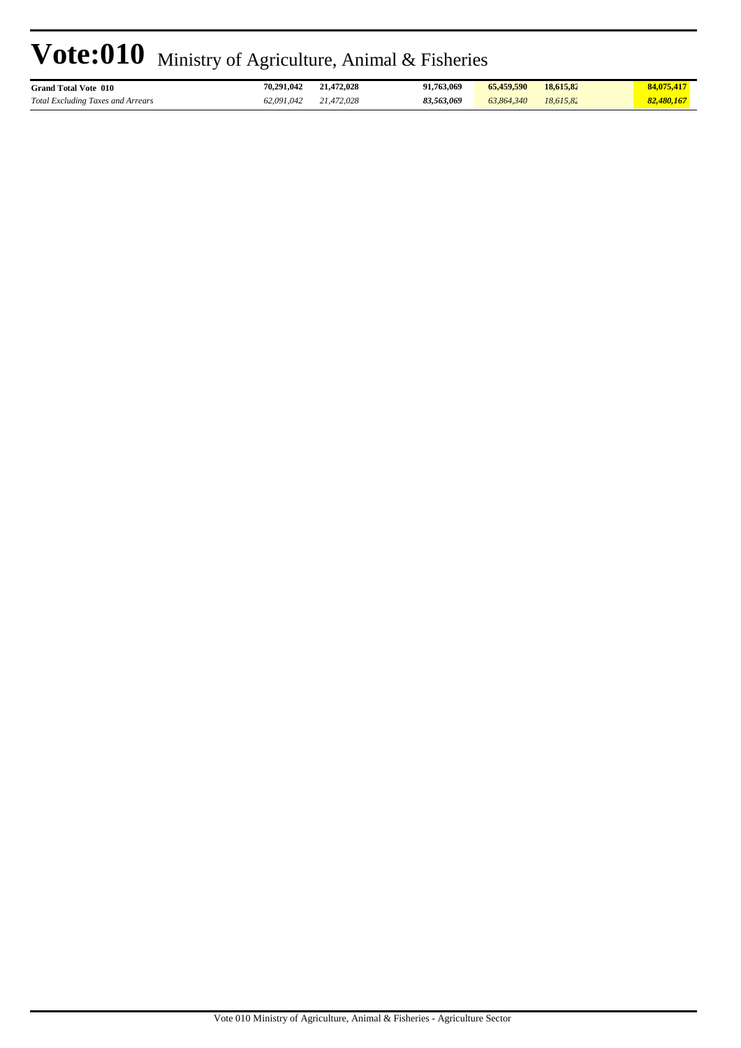| | | | | | | |
|---|---|---|---|---|---|---|
| **Grand Total Vote 010** | **70,291,042** | **21,472,028** | **91,763,069** | **65,459,590** | **18,615,82** | **84,075,417** |
| *Total Excluding Taxes and Arrears* | *62,091,042* | *21,472,028* | ***83,563,069*** | *63,864,340* | *18,615,82* | ***82,480,167*** |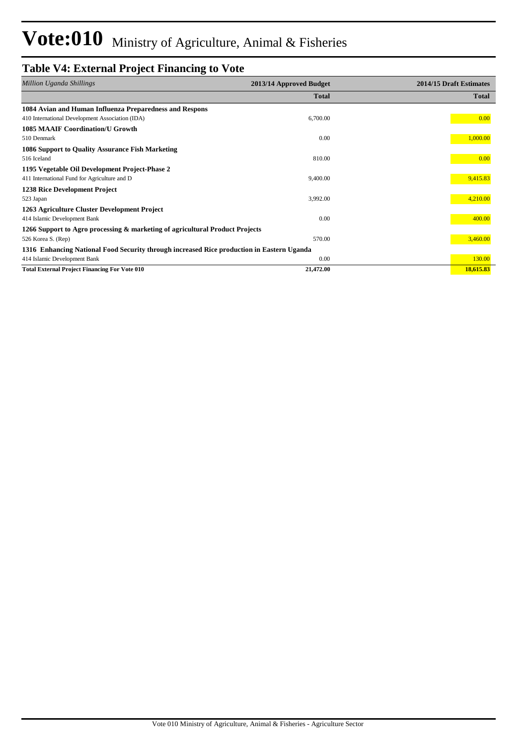# Vote:010 Ministry of Agriculture, Animal & Fisheries

## Table V4: External Project Financing to Vote

| *Million Uganda Shillings* | 2013/14 Approved Budget | 2014/15 Draft Estimates |
|---|---|---|
| | **Total** | **Total** |
| **1084 Avian and Human Influenza Preparedness and Respons** | | |
| 410 International Development Association (IDA) | 6,700.00 | 0.00 |
| **1085 MAAIF Coordination/U Growth** | | |
| 510 Denmark | 0.00 | 1,000.00 |
| **1086 Support to Quality Assurance Fish Marketing** | | |
| 516 Iceland | 810.00 | 0.00 |
| **1195 Vegetable Oil Development Project-Phase 2** | | |
| 411 International Fund for Agriculture and D | 9,400.00 | 9,415.83 |
| **1238 Rice Development Project** | | |
| 523 Japan | 3,992.00 | 4,210.00 |
| **1263 Agriculture Cluster Development Project** | | |
| 414 Islamic Development Bank | 0.00 | 400.00 |
| **1266 Support to Agro processing & marketing of agricultural Product Projects** | | |
| 526 Korea S. (Rep) | 570.00 | 3,460.00 |
| **1316 Enhancing National Food Security through increased Rice production in Eastern Uganda** | | |
| 414 Islamic Development Bank | 0.00 | 130.00 |
| **Total External Project Financing For Vote 010** | **21,472.00** | **18,615.83** |